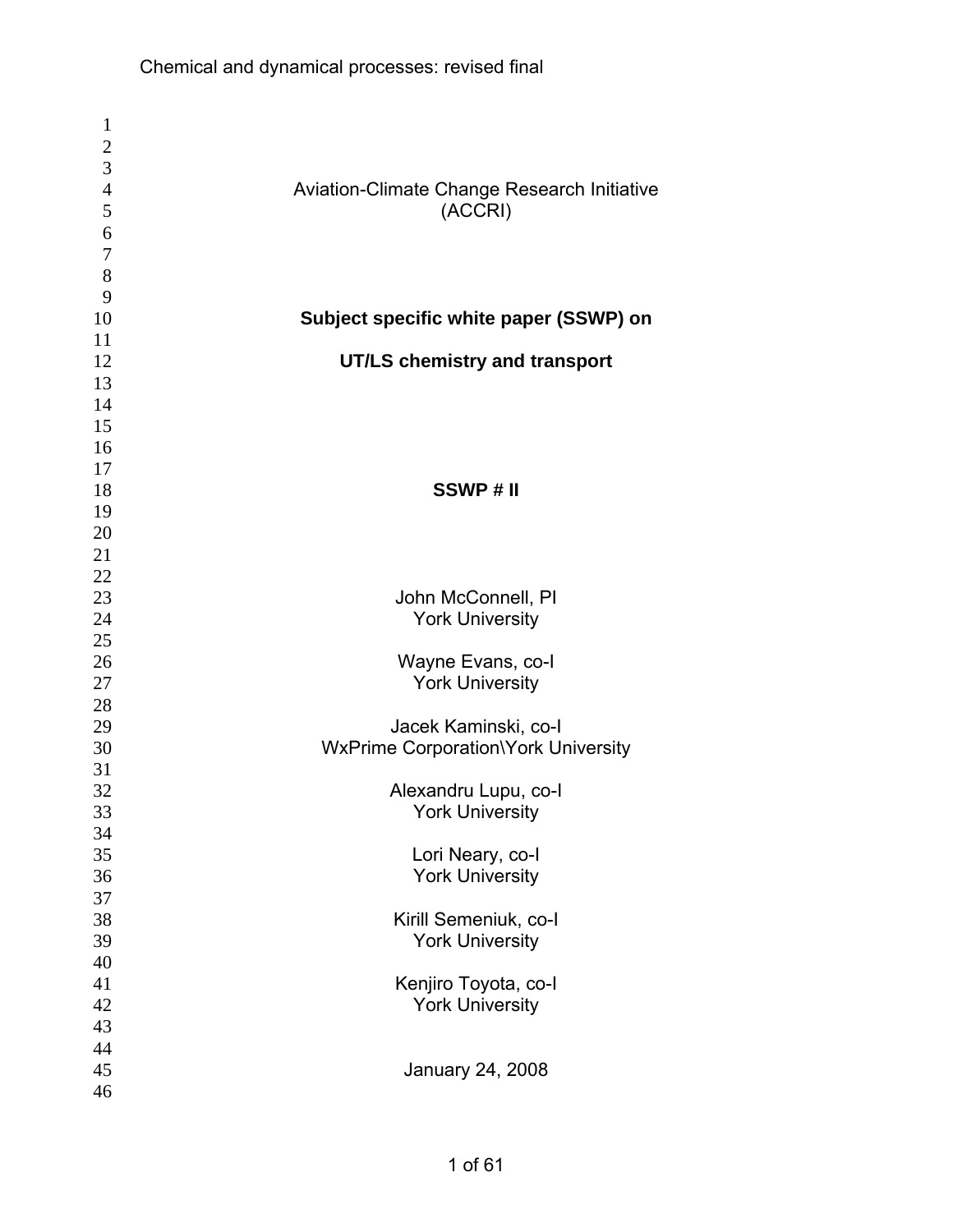Aviation-Climate Change Research Initiative
(ACCRI)

# Subject specific white paper (SSWP) on

# UT/LS chemistry and transport

**SSWP # II**

John McConnell, PI
York University

Wayne Evans, co-I
York University

Jacek Kaminski, co-I
WxPrime Corporation\York University

Alexandru Lupu, co-I
York University

Lori Neary, co-I
York University

Kirill Semeniuk, co-I
York University

Kenjiro Toyota, co-I
York University

January 24, 2008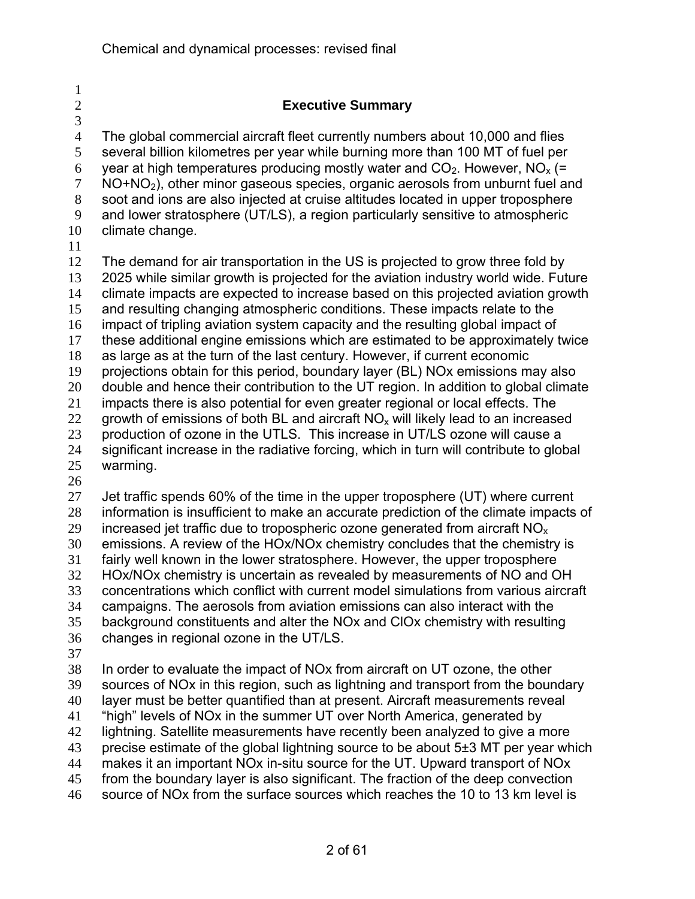## Executive Summary

The global commercial aircraft fleet currently numbers about 10,000 and flies several billion kilometres per year while burning more than 100 MT of fuel per year at high temperatures producing mostly water and $CO_2$. However, $NO_x$ (= $NO+NO_2$), other minor gaseous species, organic aerosols from unburnt fuel and soot and ions are also injected at cruise altitudes located in upper troposphere and lower stratosphere (UT/LS), a region particularly sensitive to atmospheric climate change.

The demand for air transportation in the US is projected to grow three fold by 2025 while similar growth is projected for the aviation industry world wide. Future climate impacts are expected to increase based on this projected aviation growth and resulting changing atmospheric conditions. These impacts relate to the impact of tripling aviation system capacity and the resulting global impact of these additional engine emissions which are estimated to be approximately twice as large as at the turn of the last century. However, if current economic projections obtain for this period, boundary layer (BL) NOx emissions may also double and hence their contribution to the UT region. In addition to global climate impacts there is also potential for even greater regional or local effects. The growth of emissions of both BL and aircraft $NO_x$ will likely lead to an increased production of ozone in the UTLS. This increase in UT/LS ozone will cause a significant increase in the radiative forcing, which in turn will contribute to global warming.

Jet traffic spends 60% of the time in the upper troposphere (UT) where current information is insufficient to make an accurate prediction of the climate impacts of increased jet traffic due to tropospheric ozone generated from aircraft $NO_x$ emissions. A review of the HOx/NOx chemistry concludes that the chemistry is fairly well known in the lower stratosphere. However, the upper troposphere HOx/NOx chemistry is uncertain as revealed by measurements of NO and OH concentrations which conflict with current model simulations from various aircraft campaigns. The aerosols from aviation emissions can also interact with the background constituents and alter the NOx and ClOx chemistry with resulting changes in regional ozone in the UT/LS.

In order to evaluate the impact of NOx from aircraft on UT ozone, the other sources of NOx in this region, such as lightning and transport from the boundary layer must be better quantified than at present. Aircraft measurements reveal "high" levels of NOx in the summer UT over North America, generated by lightning. Satellite measurements have recently been analyzed to give a more precise estimate of the global lightning source to be about 5±3 MT per year which makes it an important NOx in-situ source for the UT. Upward transport of NOx from the boundary layer is also significant. The fraction of the deep convection source of NOx from the surface sources which reaches the 10 to 13 km level is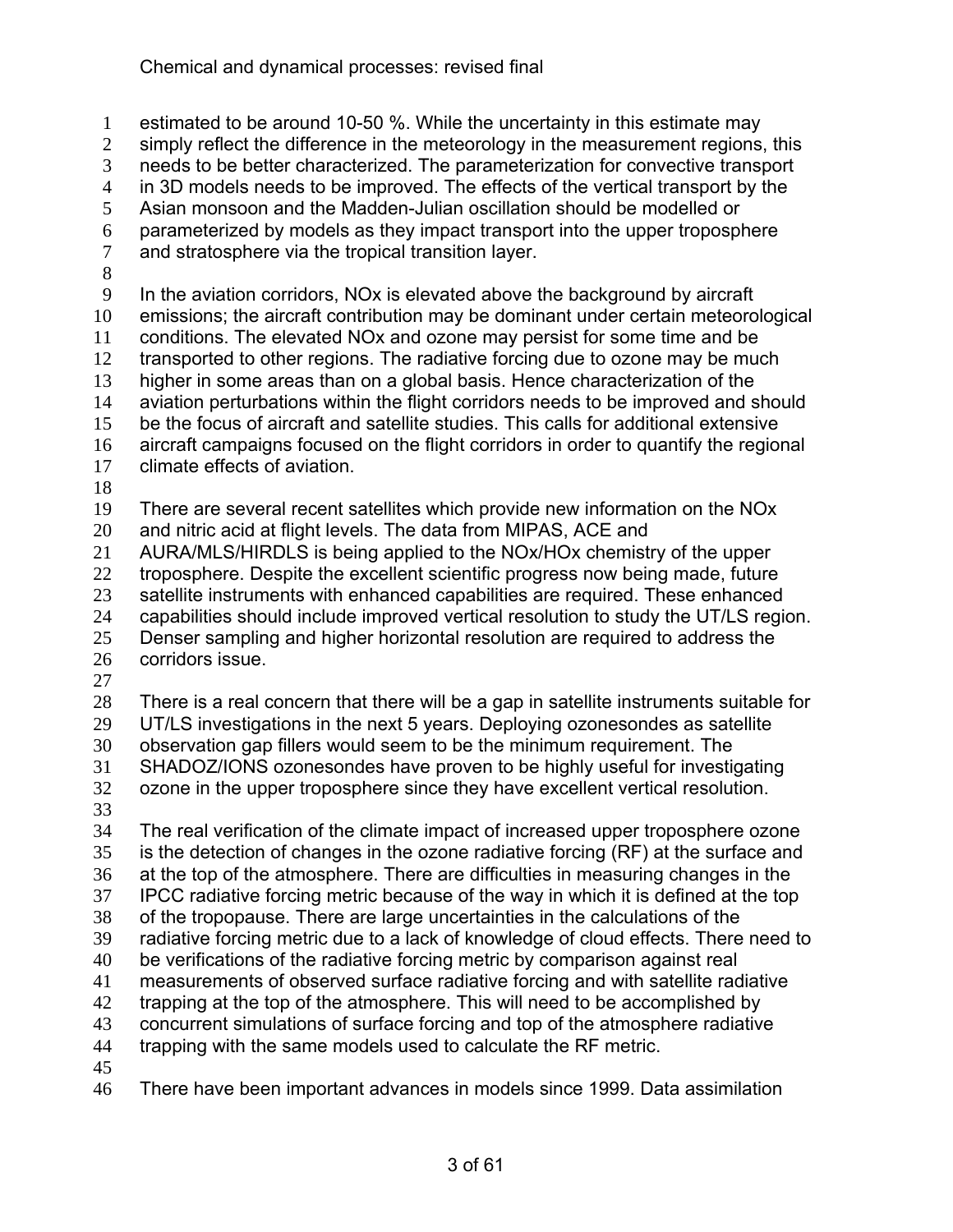estimated to be around 10-50 %. While the uncertainty in this estimate may simply reflect the difference in the meteorology in the measurement regions, this needs to be better characterized. The parameterization for convective transport in 3D models needs to be improved. The effects of the vertical transport by the Asian monsoon and the Madden-Julian oscillation should be modelled or parameterized by models as they impact transport into the upper troposphere and stratosphere via the tropical transition layer.

In the aviation corridors, NOx is elevated above the background by aircraft emissions; the aircraft contribution may be dominant under certain meteorological conditions. The elevated NOx and ozone may persist for some time and be transported to other regions. The radiative forcing due to ozone may be much higher in some areas than on a global basis. Hence characterization of the aviation perturbations within the flight corridors needs to be improved and should be the focus of aircraft and satellite studies. This calls for additional extensive aircraft campaigns focused on the flight corridors in order to quantify the regional climate effects of aviation.

There are several recent satellites which provide new information on the NOx and nitric acid at flight levels. The data from MIPAS, ACE and AURA/MLS/HIRDLS is being applied to the NOx/HOx chemistry of the upper troposphere. Despite the excellent scientific progress now being made, future satellite instruments with enhanced capabilities are required. These enhanced capabilities should include improved vertical resolution to study the UT/LS region. Denser sampling and higher horizontal resolution are required to address the corridors issue.

There is a real concern that there will be a gap in satellite instruments suitable for UT/LS investigations in the next 5 years. Deploying ozonesondes as satellite observation gap fillers would seem to be the minimum requirement. The SHADOZ/IONS ozonesondes have proven to be highly useful for investigating ozone in the upper troposphere since they have excellent vertical resolution.

The real verification of the climate impact of increased upper troposphere ozone is the detection of changes in the ozone radiative forcing (RF) at the surface and at the top of the atmosphere. There are difficulties in measuring changes in the IPCC radiative forcing metric because of the way in which it is defined at the top of the tropopause. There are large uncertainties in the calculations of the radiative forcing metric due to a lack of knowledge of cloud effects. There need to be verifications of the radiative forcing metric by comparison against real measurements of observed surface radiative forcing and with satellite radiative trapping at the top of the atmosphere. This will need to be accomplished by concurrent simulations of surface forcing and top of the atmosphere radiative trapping with the same models used to calculate the RF metric.

There have been important advances in models since 1999. Data assimilation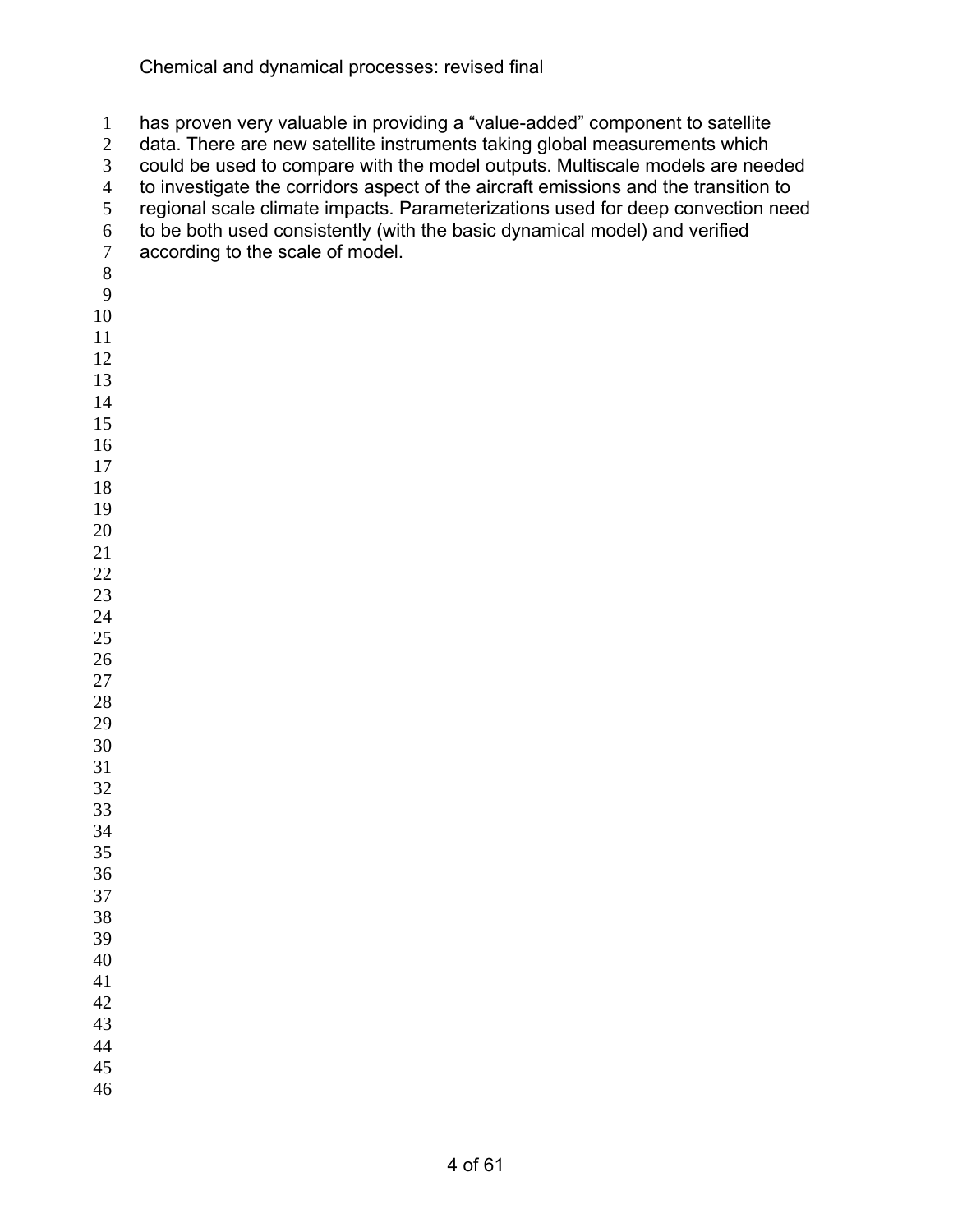has proven very valuable in providing a “value-added” component to satellite data. There are new satellite instruments taking global measurements which could be used to compare with the model outputs. Multiscale models are needed to investigate the corridors aspect of the aircraft emissions and the transition to regional scale climate impacts. Parameterizations used for deep convection need to be both used consistently (with the basic dynamical model) and verified according to the scale of model.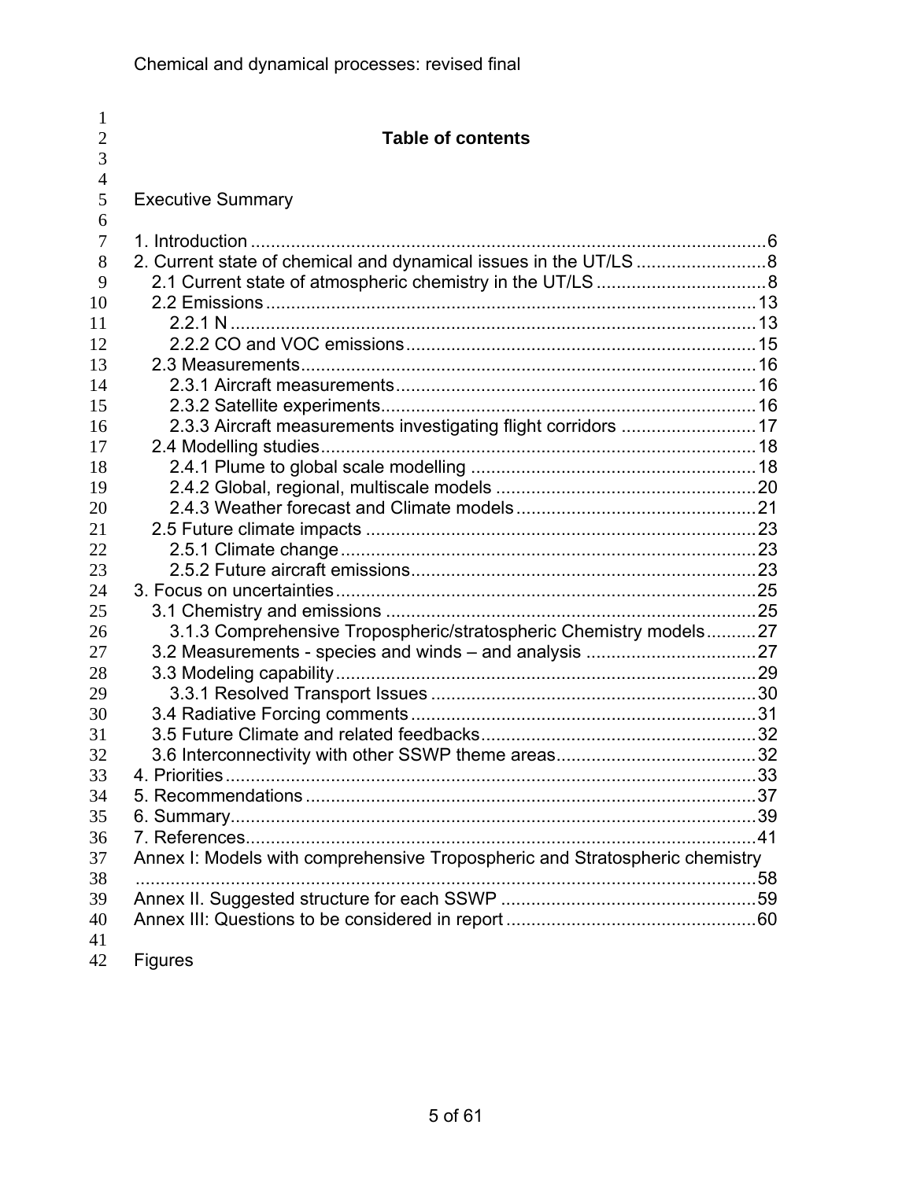## Table of contents

Executive Summary

1. Introduction .......................................................................................................6
2. Current state of chemical and dynamical issues in the UT/LS ..........................8
   - 2.1 Current state of atmospheric chemistry in the UT/LS ..................................8
   - 2.2 Emissions ..................................................................................................13
     - 2.2.1 N ........................................................................................................13
     - 2.2.2 CO and VOC emissions ......................................................................15
   - 2.3 Measurements ...........................................................................................16
     - 2.3.1 Aircraft measurements ........................................................................16
     - 2.3.2 Satellite experiments ...........................................................................16
     - 2.3.3 Aircraft measurements investigating flight corridors ...........................17
   - 2.4 Modelling studies .......................................................................................18
     - 2.4.1 Plume to global scale modelling .........................................................18
     - 2.4.2 Global, regional, multiscale models ....................................................20
     - 2.4.3 Weather forecast and Climate models ................................................21
   - 2.5 Future climate impacts ..............................................................................23
     - 2.5.1 Climate change ...................................................................................23
     - 2.5.2 Future aircraft emissions .....................................................................23
3. Focus on uncertainties ....................................................................................25
   - 3.1 Chemistry and emissions ..........................................................................25
     - 3.1.3 Comprehensive Tropospheric/stratospheric Chemistry models ..........27
   - 3.2 Measurements - species and winds – and analysis ..................................27
   - 3.3 Modeling capability ....................................................................................29
     - 3.3.1 Resolved Transport Issues .................................................................30
   - 3.4 Radiative Forcing comments .....................................................................31
   - 3.5 Future Climate and related feedbacks .......................................................32
   - 3.6 Interconnectivity with other SSWP theme areas ........................................32
4. Priorities ..........................................................................................................33
5. Recommendations ..........................................................................................37
6. Summary .........................................................................................................39
7. References ......................................................................................................41

Annex I: Models with comprehensive Tropospheric and Stratospheric chemistry ..............................................................................................................................58

Annex II. Suggested structure for each SSWP ....................................................59

Annex III: Questions to be considered in report ...................................................60

Figures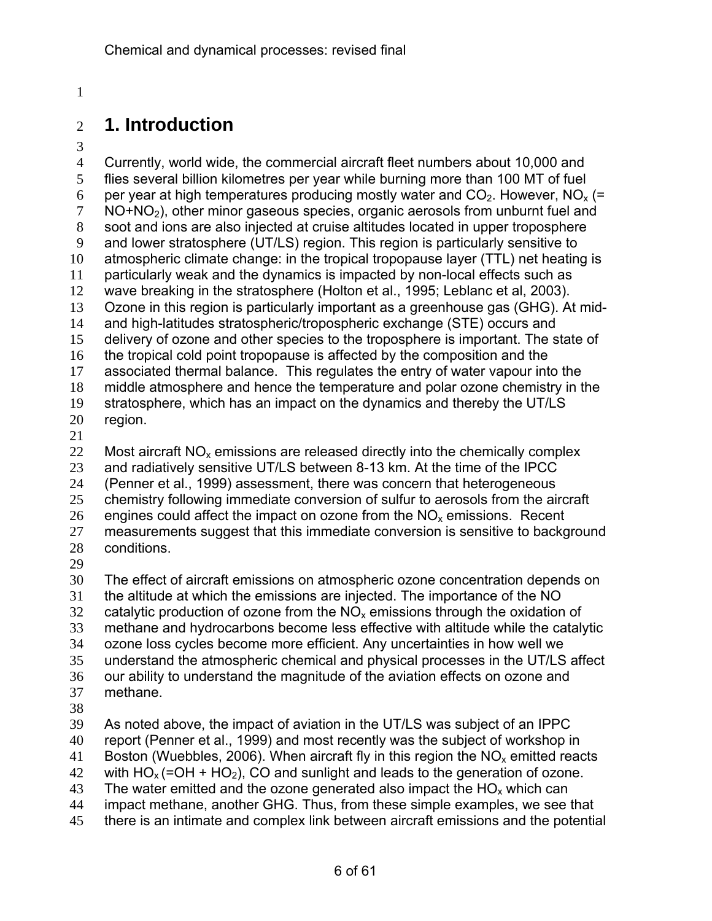## 1. Introduction

Currently, world wide, the commercial aircraft fleet numbers about 10,000 and flies several billion kilometres per year while burning more than 100 MT of fuel per year at high temperatures producing mostly water and $CO_2$. However, $NO_x$ (= $NO+NO_2$), other minor gaseous species, organic aerosols from unburnt fuel and soot and ions are also injected at cruise altitudes located in upper troposphere and lower stratosphere (UT/LS) region. This region is particularly sensitive to atmospheric climate change: in the tropical tropopause layer (TTL) net heating is particularly weak and the dynamics is impacted by non-local effects such as wave breaking in the stratosphere (Holton et al., 1995; Leblanc et al, 2003). Ozone in this region is particularly important as a greenhouse gas (GHG). At mid- and high-latitudes stratospheric/tropospheric exchange (STE) occurs and delivery of ozone and other species to the troposphere is important. The state of the tropical cold point tropopause is affected by the composition and the associated thermal balance. This regulates the entry of water vapour into the middle atmosphere and hence the temperature and polar ozone chemistry in the stratosphere, which has an impact on the dynamics and thereby the UT/LS region.

Most aircraft $NO_x$ emissions are released directly into the chemically complex and radiatively sensitive UT/LS between 8-13 km. At the time of the IPCC (Penner et al., 1999) assessment, there was concern that heterogeneous chemistry following immediate conversion of sulfur to aerosols from the aircraft engines could affect the impact on ozone from the $NO_x$ emissions. Recent measurements suggest that this immediate conversion is sensitive to background conditions.

The effect of aircraft emissions on atmospheric ozone concentration depends on the altitude at which the emissions are injected. The importance of the NO catalytic production of ozone from the $NO_x$ emissions through the oxidation of methane and hydrocarbons become less effective with altitude while the catalytic ozone loss cycles become more efficient. Any uncertainties in how well we understand the atmospheric chemical and physical processes in the UT/LS affect our ability to understand the magnitude of the aviation effects on ozone and methane.

As noted above, the impact of aviation in the UT/LS was subject of an IPPC report (Penner et al., 1999) and most recently was the subject of workshop in Boston (Wuebbles, 2006). When aircraft fly in this region the $NO_x$ emitted reacts with $HO_x$ (=$OH + HO_2$), CO and sunlight and leads to the generation of ozone. The water emitted and the ozone generated also impact the $HO_x$ which can impact methane, another GHG. Thus, from these simple examples, we see that there is an intimate and complex link between aircraft emissions and the potential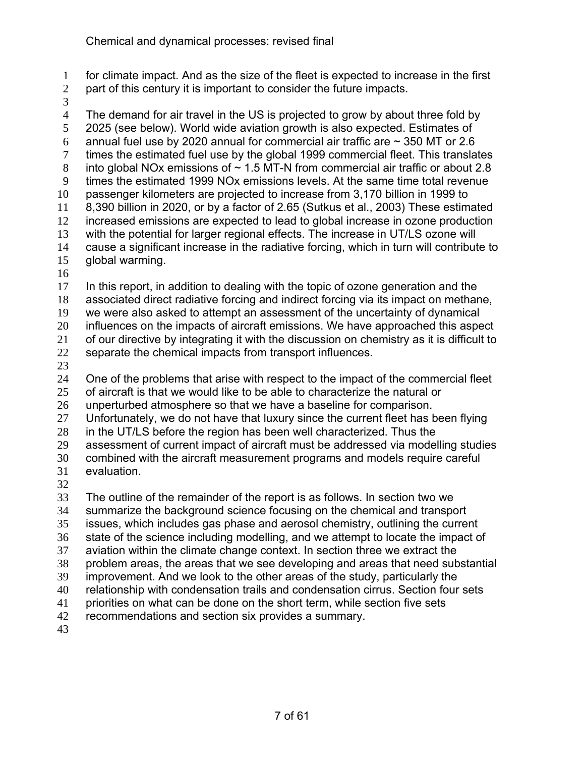for climate impact. And as the size of the fleet is expected to increase in the first part of this century it is important to consider the future impacts.

The demand for air travel in the US is projected to grow by about three fold by 2025 (see below). World wide aviation growth is also expected. Estimates of annual fuel use by 2020 annual for commercial air traffic are ~ 350 MT or 2.6 times the estimated fuel use by the global 1999 commercial fleet. This translates into global NOx emissions of ~ 1.5 MT-N from commercial air traffic or about 2.8 times the estimated 1999 NOx emissions levels. At the same time total revenue passenger kilometers are projected to increase from 3,170 billion in 1999 to 8,390 billion in 2020, or by a factor of 2.65 (Sutkus et al., 2003) These estimated increased emissions are expected to lead to global increase in ozone production with the potential for larger regional effects. The increase in UT/LS ozone will cause a significant increase in the radiative forcing, which in turn will contribute to global warming.

In this report, in addition to dealing with the topic of ozone generation and the associated direct radiative forcing and indirect forcing via its impact on methane, we were also asked to attempt an assessment of the uncertainty of dynamical influences on the impacts of aircraft emissions. We have approached this aspect of our directive by integrating it with the discussion on chemistry as it is difficult to separate the chemical impacts from transport influences.

One of the problems that arise with respect to the impact of the commercial fleet of aircraft is that we would like to be able to characterize the natural or unperturbed atmosphere so that we have a baseline for comparison. Unfortunately, we do not have that luxury since the current fleet has been flying in the UT/LS before the region has been well characterized. Thus the assessment of current impact of aircraft must be addressed via modelling studies combined with the aircraft measurement programs and models require careful evaluation.

The outline of the remainder of the report is as follows. In section two we summarize the background science focusing on the chemical and transport issues, which includes gas phase and aerosol chemistry, outlining the current state of the science including modelling, and we attempt to locate the impact of aviation within the climate change context. In section three we extract the problem areas, the areas that we see developing and areas that need substantial improvement. And we look to the other areas of the study, particularly the relationship with condensation trails and condensation cirrus. Section four sets priorities on what can be done on the short term, while section five sets recommendations and section six provides a summary.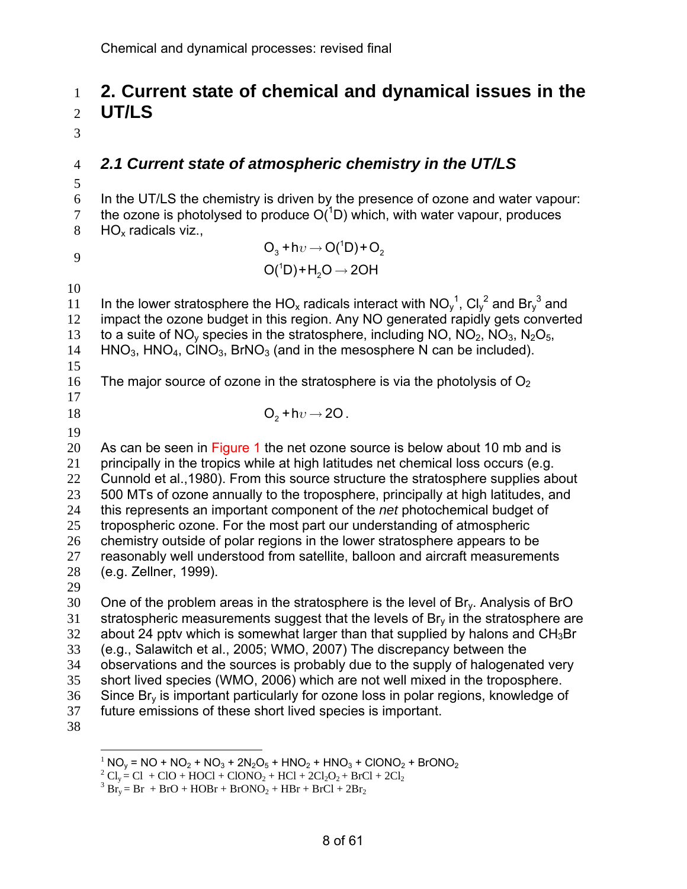# 2. Current state of chemical and dynamical issues in the UT/LS

## *2.1 Current state of atmospheric chemistry in the UT/LS*

In the UT/LS the chemistry is driven by the presence of ozone and water vapour: the ozone is photolysed to produce $O(^1D)$ which, with water vapour, produces $HO_x$ radicals viz.,

$$O_3 + h\upsilon \rightarrow O(^1D) + O_2$$
$$O(^1D) + H_2O \rightarrow 2OH$$

In the lower stratosphere the $HO_x$ radicals interact with $NO_y$[1], $Cl_y$[2] and $Br_y$[3] and impact the ozone budget in this region. Any NO generated rapidly gets converted to a suite of $NO_y$ species in the stratosphere, including NO, $NO_2$, $NO_3$, $N_2O_5$, $HNO_3$, $HNO_4$, $ClNO_3$, $BrNO_3$ (and in the mesosphere N can be included).

The major source of ozone in the stratosphere is via the photolysis of $O_2$

$$O_2 + h\upsilon \rightarrow 2O\,.$$

As can be seen in Figure 1 the net ozone source is below about 10 mb and is principally in the tropics while at high latitudes net chemical loss occurs (e.g. Cunnold et al.,1980). From this source structure the stratosphere supplies about 500 MTs of ozone annually to the troposphere, principally at high latitudes, and this represents an important component of the *net* photochemical budget of tropospheric ozone. For the most part our understanding of atmospheric chemistry outside of polar regions in the lower stratosphere appears to be reasonably well understood from satellite, balloon and aircraft measurements (e.g. Zellner, 1999).

One of the problem areas in the stratosphere is the level of $Br_y$. Analysis of BrO stratospheric measurements suggest that the levels of $Br_y$ in the stratosphere are about 24 pptv which is somewhat larger than that supplied by halons and $CH_3Br$ (e.g., Salawitch et al., 2005; WMO, 2007) The discrepancy between the observations and the sources is probably due to the supply of halogenated very short lived species (WMO, 2006) which are not well mixed in the troposphere. Since $Br_y$ is important particularly for ozone loss in polar regions, knowledge of future emissions of these short lived species is important.

---

[1] $NO_y = NO + NO_2 + NO_3 + 2N_2O_5 + HNO_2 + HNO_3 + ClONO_2 + BrONO_2$

[2] $Cl_y = Cl + ClO + HOCl + ClONO_2 + HCl + 2Cl_2O_2 + BrCl + 2Cl_2$

[3] $Br_y = Br + BrO + HOBr + BrONO_2 + HBr + BrCl + 2Br_2$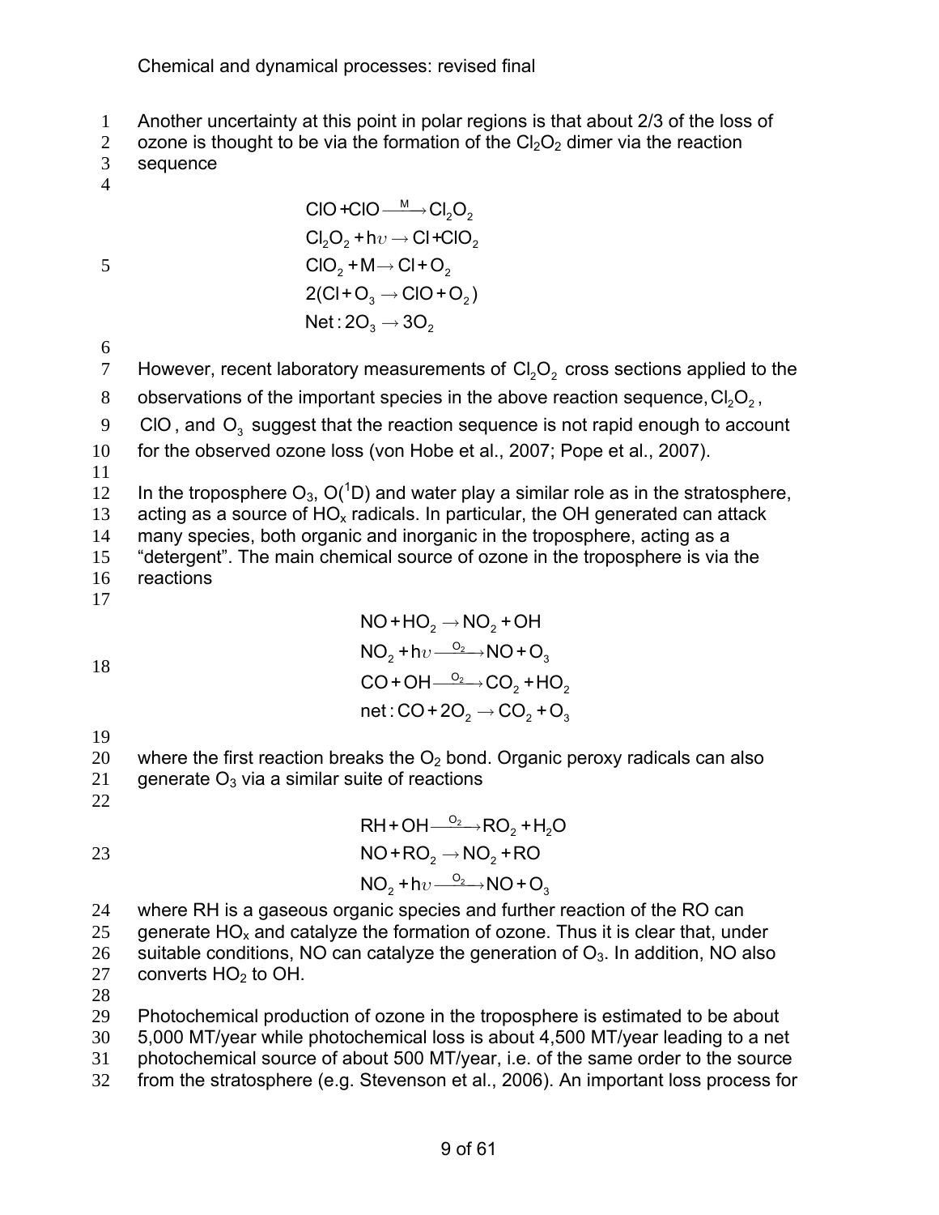Another uncertainty at this point in polar regions is that about 2/3 of the loss of ozone is thought to be via the formation of the $Cl_2O_2$ dimer via the reaction sequence

$$
\begin{aligned}
&ClO + ClO \xrightarrow{M} Cl_2O_2 \\
&Cl_2O_2 + h\upsilon \rightarrow Cl + ClO_2 \\
&ClO_2 + M \rightarrow Cl + O_2 \\
&2(Cl + O_3 \rightarrow ClO + O_2) \\
&\text{Net}: 2O_3 \rightarrow 3O_2
\end{aligned}
$$

However, recent laboratory measurements of $Cl_2O_2$ cross sections applied to the observations of the important species in the above reaction sequence, $Cl_2O_2$, $ClO$, and $O_3$ suggest that the reaction sequence is not rapid enough to account for the observed ozone loss (von Hobe et al., 2007; Pope et al., 2007).

In the troposphere $O_3$, $O(^1D)$ and water play a similar role as in the stratosphere, acting as a source of $HO_x$ radicals. In particular, the OH generated can attack many species, both organic and inorganic in the troposphere, acting as a "detergent". The main chemical source of ozone in the troposphere is via the reactions

$$
\begin{aligned}
&NO + HO_2 \rightarrow NO_2 + OH \\
&NO_2 + h\upsilon \xrightarrow{O_2} NO + O_3 \\
&CO + OH \xrightarrow{O_2} CO_2 + HO_2 \\
&\text{net}: CO + 2O_2 \rightarrow CO_2 + O_3
\end{aligned}
$$

where the first reaction breaks the $O_2$ bond. Organic peroxy radicals can also generate $O_3$ via a similar suite of reactions

$$
\begin{aligned}
&RH + OH \xrightarrow{O_2} RO_2 + H_2O \\
&NO + RO_2 \rightarrow NO_2 + RO \\
&NO_2 + h\upsilon \xrightarrow{O_2} NO + O_3
\end{aligned}
$$

where RH is a gaseous organic species and further reaction of the RO can generate $HO_x$ and catalyze the formation of ozone. Thus it is clear that, under suitable conditions, NO can catalyze the generation of $O_3$. In addition, NO also converts $HO_2$ to OH.

Photochemical production of ozone in the troposphere is estimated to be about 5,000 MT/year while photochemical loss is about 4,500 MT/year leading to a net photochemical source of about 500 MT/year, i.e. of the same order to the source from the stratosphere (e.g. Stevenson et al., 2006). An important loss process for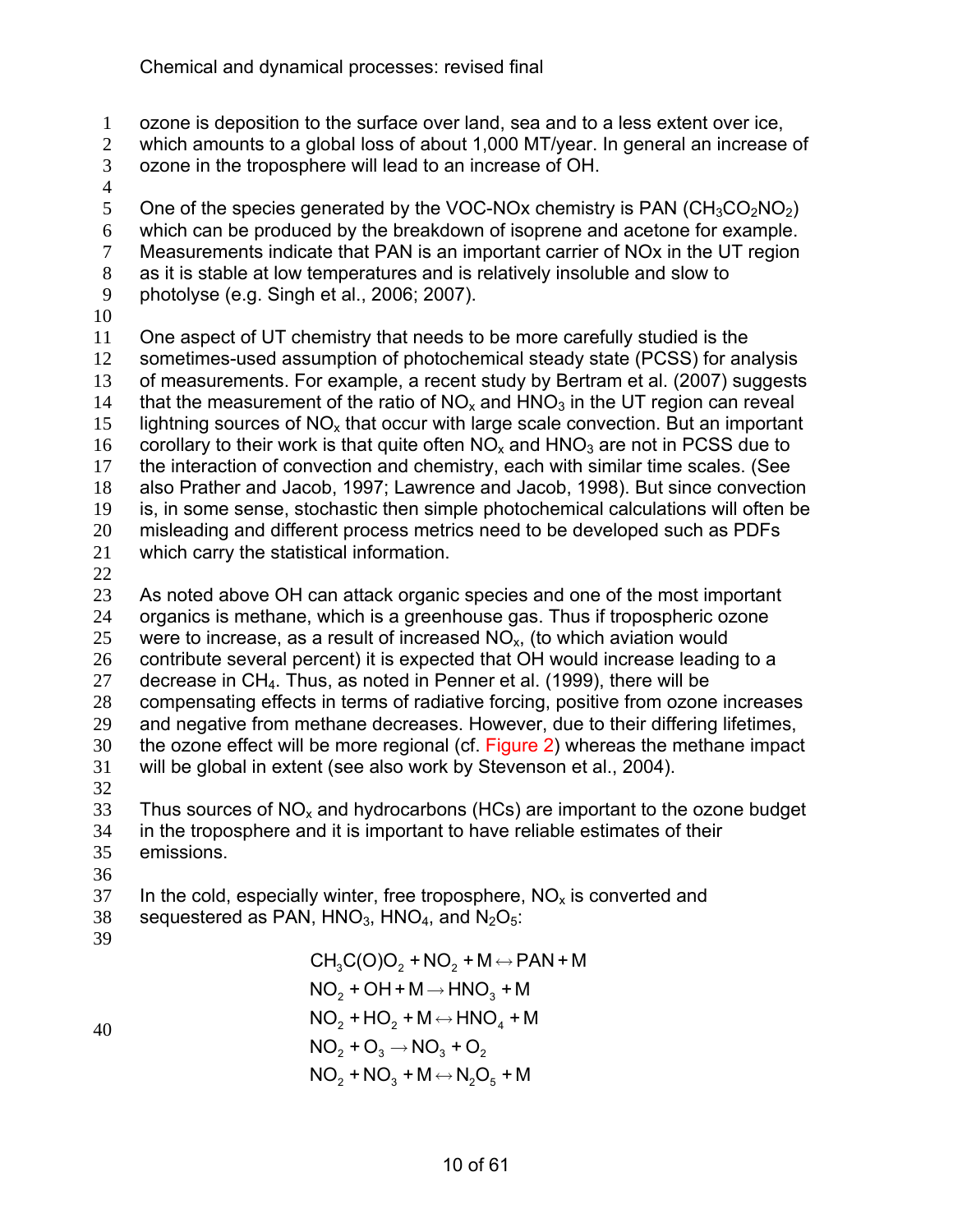ozone is deposition to the surface over land, sea and to a less extent over ice, which amounts to a global loss of about 1,000 MT/year. In general an increase of ozone in the troposphere will lead to an increase of OH.

One of the species generated by the VOC-NOx chemistry is PAN ($CH_3CO_2NO_2$) which can be produced by the breakdown of isoprene and acetone for example. Measurements indicate that PAN is an important carrier of NOx in the UT region as it is stable at low temperatures and is relatively insoluble and slow to photolyse (e.g. Singh et al., 2006; 2007).

One aspect of UT chemistry that needs to be more carefully studied is the sometimes-used assumption of photochemical steady state (PCSS) for analysis of measurements. For example, a recent study by Bertram et al. (2007) suggests that the measurement of the ratio of $NO_x$ and $HNO_3$ in the UT region can reveal lightning sources of $NO_x$ that occur with large scale convection. But an important corollary to their work is that quite often $NO_x$ and $HNO_3$ are not in PCSS due to the interaction of convection and chemistry, each with similar time scales. (See also Prather and Jacob, 1997; Lawrence and Jacob, 1998). But since convection is, in some sense, stochastic then simple photochemical calculations will often be misleading and different process metrics need to be developed such as PDFs which carry the statistical information.

As noted above OH can attack organic species and one of the most important organics is methane, which is a greenhouse gas. Thus if tropospheric ozone were to increase, as a result of increased $NO_x$, (to which aviation would contribute several percent) it is expected that OH would increase leading to a decrease in $CH_4$. Thus, as noted in Penner et al. (1999), there will be compensating effects in terms of radiative forcing, positive from ozone increases and negative from methane decreases. However, due to their differing lifetimes, the ozone effect will be more regional (cf. Figure 2) whereas the methane impact will be global in extent (see also work by Stevenson et al., 2004).

Thus sources of $NO_x$ and hydrocarbons (HCs) are important to the ozone budget in the troposphere and it is important to have reliable estimates of their emissions.

In the cold, especially winter, free troposphere, $NO_x$ is converted and sequestered as PAN, $HNO_3$, $HNO_4$, and $N_2O_5$:

$$
\begin{aligned}
&CH_3C(O)O_2 + NO_2 + M \leftrightarrow PAN + M \\
&NO_2 + OH + M \rightarrow HNO_3 + M \\
&NO_2 + HO_2 + M \leftrightarrow HNO_4 + M \\
&NO_2 + O_3 \rightarrow NO_3 + O_2 \\
&NO_2 + NO_3 + M \leftrightarrow N_2O_5 + M
\end{aligned}
$$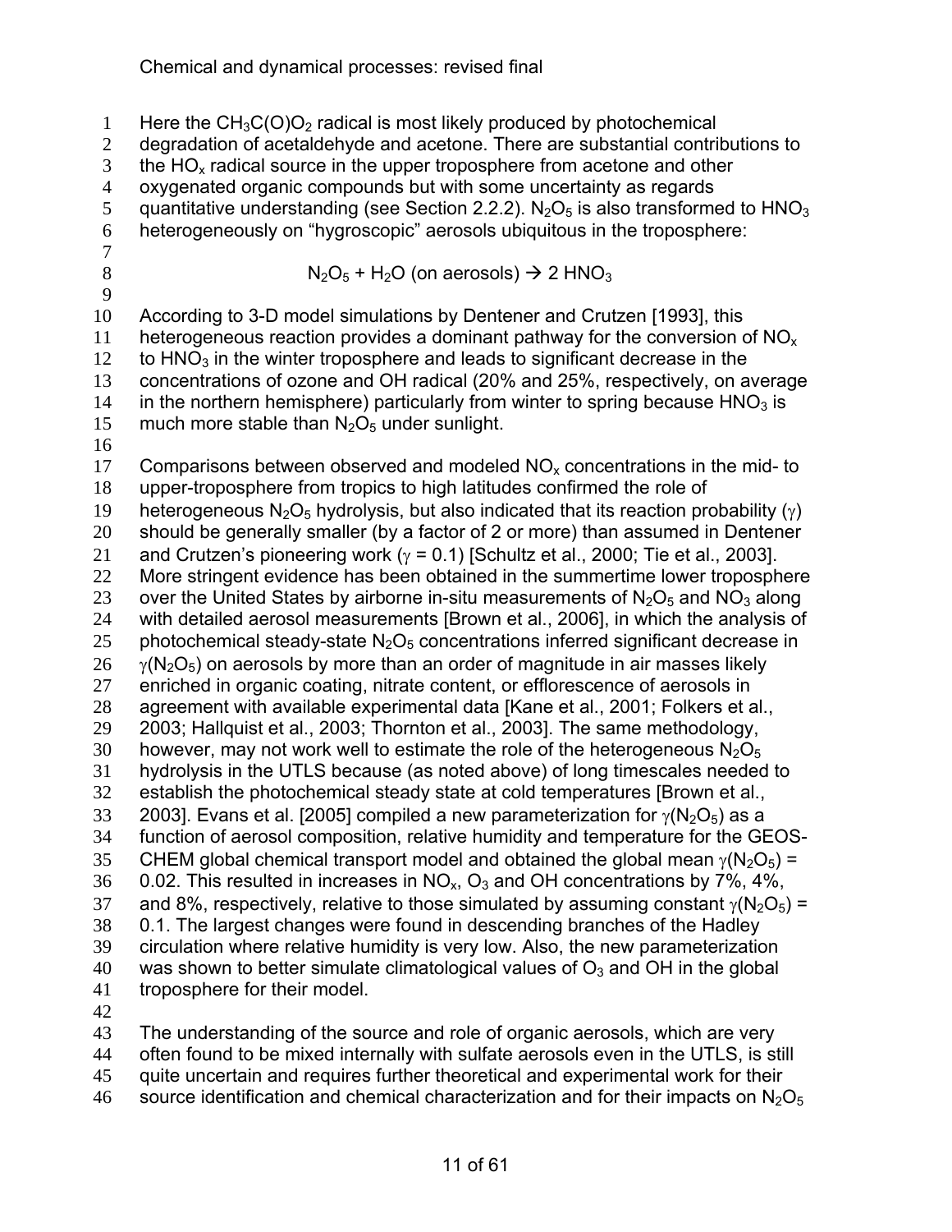Here the $CH_3C(O)O_2$ radical is most likely produced by photochemical degradation of acetaldehyde and acetone. There are substantial contributions to the $HO_x$ radical source in the upper troposphere from acetone and other oxygenated organic compounds but with some uncertainty as regards quantitative understanding (see Section 2.2.2). $N_2O_5$ is also transformed to $HNO_3$ heterogeneously on "hygroscopic" aerosols ubiquitous in the troposphere:

$$N_2O_5 + H_2O \text{ (on aerosols)} \rightarrow 2\ HNO_3$$

According to 3-D model simulations by Dentener and Crutzen [1993], this heterogeneous reaction provides a dominant pathway for the conversion of $NO_x$ to $HNO_3$ in the winter troposphere and leads to significant decrease in the concentrations of ozone and OH radical (20% and 25%, respectively, on average in the northern hemisphere) particularly from winter to spring because $HNO_3$ is much more stable than $N_2O_5$ under sunlight.

Comparisons between observed and modeled $NO_x$ concentrations in the mid- to upper-troposphere from tropics to high latitudes confirmed the role of heterogeneous $N_2O_5$ hydrolysis, but also indicated that its reaction probability ($\gamma$) should be generally smaller (by a factor of 2 or more) than assumed in Dentener and Crutzen's pioneering work ($\gamma = 0.1$) [Schultz et al., 2000; Tie et al., 2003]. More stringent evidence has been obtained in the summertime lower troposphere over the United States by airborne in-situ measurements of $N_2O_5$ and $NO_3$ along with detailed aerosol measurements [Brown et al., 2006], in which the analysis of photochemical steady-state $N_2O_5$ concentrations inferred significant decrease in $\gamma(N_2O_5)$ on aerosols by more than an order of magnitude in air masses likely enriched in organic coating, nitrate content, or efflorescence of aerosols in agreement with available experimental data [Kane et al., 2001; Folkers et al., 2003; Hallquist et al., 2003; Thornton et al., 2003]. The same methodology, however, may not work well to estimate the role of the heterogeneous $N_2O_5$ hydrolysis in the UTLS because (as noted above) of long timescales needed to establish the photochemical steady state at cold temperatures [Brown et al., 2003]. Evans et al. [2005] compiled a new parameterization for $\gamma(N_2O_5)$ as a function of aerosol composition, relative humidity and temperature for the GEOS-CHEM global chemical transport model and obtained the global mean $\gamma(N_2O_5)$ = 0.02. This resulted in increases in $NO_x$, $O_3$ and OH concentrations by 7%, 4%, and 8%, respectively, relative to those simulated by assuming constant $\gamma(N_2O_5)$ = 0.1. The largest changes were found in descending branches of the Hadley circulation where relative humidity is very low. Also, the new parameterization was shown to better simulate climatological values of $O_3$ and OH in the global troposphere for their model.

The understanding of the source and role of organic aerosols, which are very often found to be mixed internally with sulfate aerosols even in the UTLS, is still quite uncertain and requires further theoretical and experimental work for their source identification and chemical characterization and for their impacts on $N_2O_5$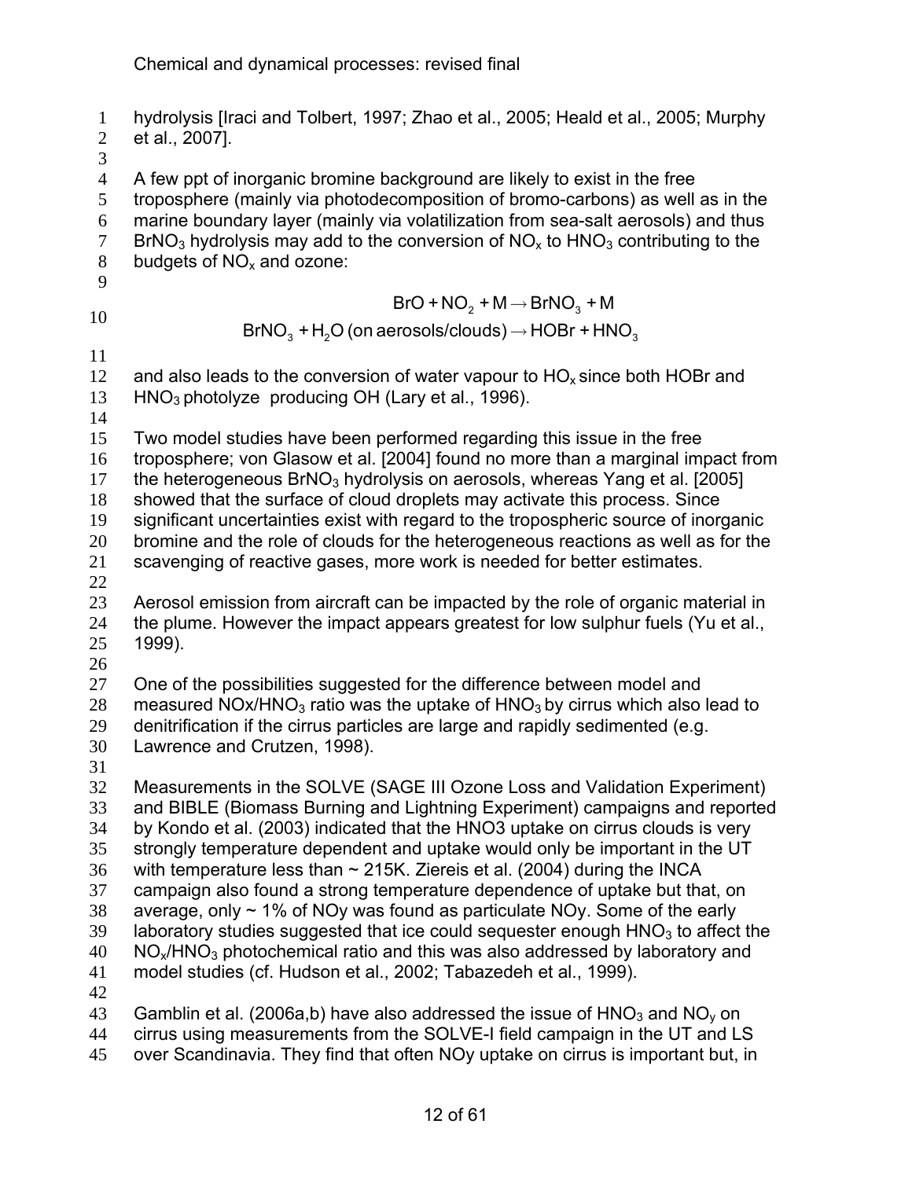hydrolysis [Iraci and Tolbert, 1997; Zhao et al., 2005; Heald et al., 2005; Murphy et al., 2007].

A few ppt of inorganic bromine background are likely to exist in the free troposphere (mainly via photodecomposition of bromo-carbons) as well as in the marine boundary layer (mainly via volatilization from sea-salt aerosols) and thus $BrNO_3$ hydrolysis may add to the conversion of $NO_x$ to $HNO_3$ contributing to the budgets of $NO_x$ and ozone:

$$BrO + NO_2 + M \rightarrow BrNO_3 + M$$
$$BrNO_3 + H_2O\ \text{(on aerosols/clouds)} \rightarrow HOBr + HNO_3$$

and also leads to the conversion of water vapour to $HO_x$ since both HOBr and $HNO_3$ photolyze producing OH (Lary et al., 1996).

Two model studies have been performed regarding this issue in the free troposphere; von Glasow et al. [2004] found no more than a marginal impact from the heterogeneous $BrNO_3$ hydrolysis on aerosols, whereas Yang et al. [2005] showed that the surface of cloud droplets may activate this process. Since significant uncertainties exist with regard to the tropospheric source of inorganic bromine and the role of clouds for the heterogeneous reactions as well as for the scavenging of reactive gases, more work is needed for better estimates.

Aerosol emission from aircraft can be impacted by the role of organic material in the plume. However the impact appears greatest for low sulphur fuels (Yu et al., 1999).

One of the possibilities suggested for the difference between model and measured $NOx/HNO_3$ ratio was the uptake of $HNO_3$ by cirrus which also lead to denitrification if the cirrus particles are large and rapidly sedimented (e.g. Lawrence and Crutzen, 1998).

Measurements in the SOLVE (SAGE III Ozone Loss and Validation Experiment) and BIBLE (Biomass Burning and Lightning Experiment) campaigns and reported by Kondo et al. (2003) indicated that the HNO3 uptake on cirrus clouds is very strongly temperature dependent and uptake would only be important in the UT with temperature less than ~ 215K. Ziereis et al. (2004) during the INCA campaign also found a strong temperature dependence of uptake but that, on average, only ~ 1% of NOy was found as particulate NOy. Some of the early laboratory studies suggested that ice could sequester enough $HNO_3$ to affect the $NO_x/HNO_3$ photochemical ratio and this was also addressed by laboratory and model studies (cf. Hudson et al., 2002; Tabazedeh et al., 1999).

Gamblin et al. (2006a,b) have also addressed the issue of $HNO_3$ and $NO_y$ on cirrus using measurements from the SOLVE-I field campaign in the UT and LS over Scandinavia. They find that often NOy uptake on cirrus is important but, in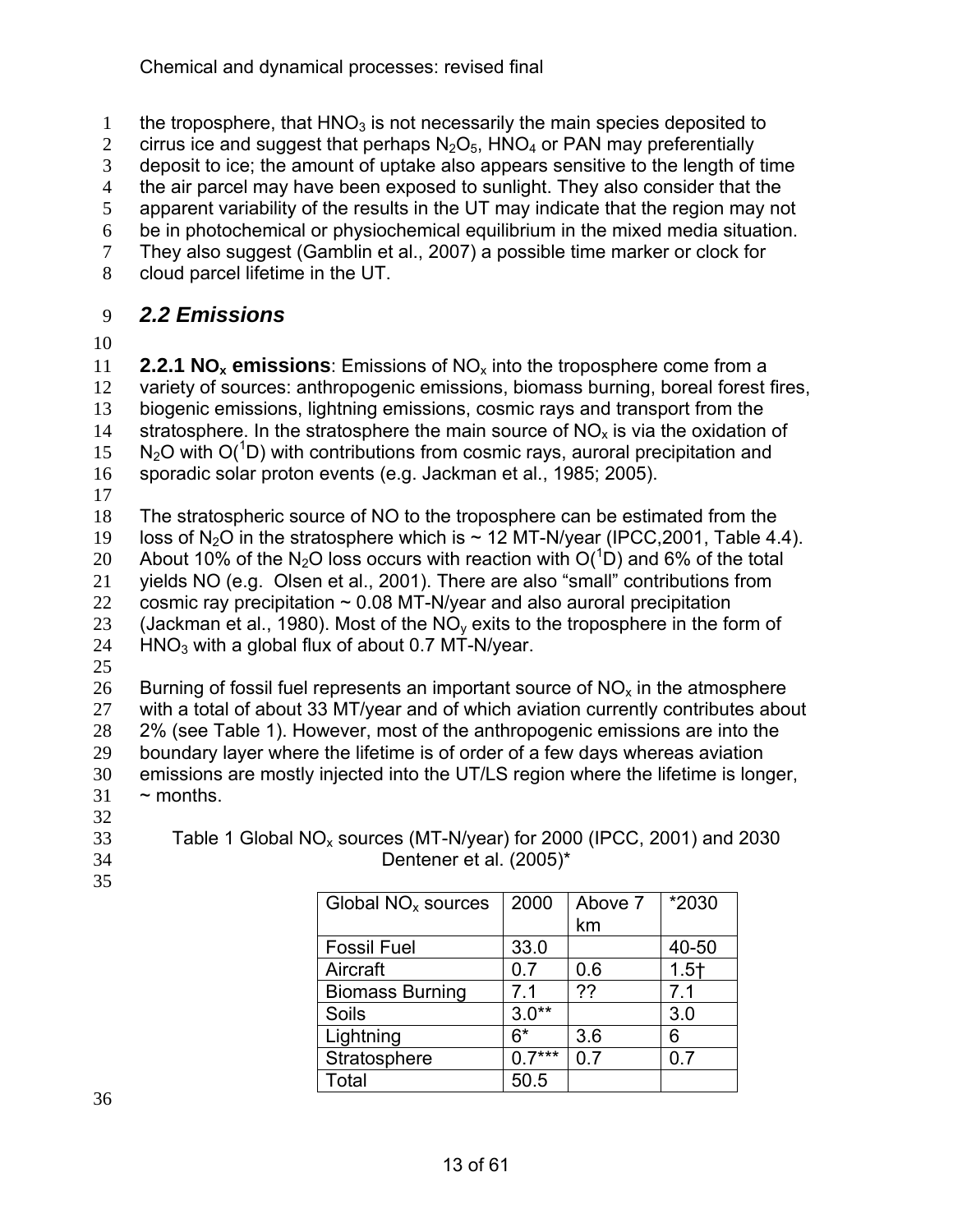the troposphere, that $HNO_3$ is not necessarily the main species deposited to cirrus ice and suggest that perhaps $N_2O_5$, $HNO_4$ or PAN may preferentially deposit to ice; the amount of uptake also appears sensitive to the length of time the air parcel may have been exposed to sunlight. They also consider that the apparent variability of the results in the UT may indicate that the region may not be in photochemical or physiochemical equilibrium in the mixed media situation. They also suggest (Gamblin et al., 2007) a possible time marker or clock for cloud parcel lifetime in the UT.

## *2.2 Emissions*

**2.2.1 $NO_x$ emissions**: Emissions of $NO_x$ into the troposphere come from a variety of sources: anthropogenic emissions, biomass burning, boreal forest fires, biogenic emissions, lightning emissions, cosmic rays and transport from the stratosphere. In the stratosphere the main source of $NO_x$ is via the oxidation of $N_2O$ with $O(^1D)$ with contributions from cosmic rays, auroral precipitation and sporadic solar proton events (e.g. Jackman et al., 1985; 2005).

The stratospheric source of NO to the troposphere can be estimated from the loss of $N_2O$ in the stratosphere which is ~ 12 MT-N/year (IPCC,2001, Table 4.4). About 10% of the $N_2O$ loss occurs with reaction with $O(^1D)$ and 6% of the total yields NO (e.g. Olsen et al., 2001). There are also "small" contributions from cosmic ray precipitation ~ 0.08 MT-N/year and also auroral precipitation (Jackman et al., 1980). Most of the $NO_y$ exits to the troposphere in the form of $HNO_3$ with a global flux of about 0.7 MT-N/year.

Burning of fossil fuel represents an important source of $NO_x$ in the atmosphere with a total of about 33 MT/year and of which aviation currently contributes about 2% (see Table 1). However, most of the anthropogenic emissions are into the boundary layer where the lifetime is of order of a few days whereas aviation emissions are mostly injected into the UT/LS region where the lifetime is longer, ~ months.

Table 1 Global $NO_x$ sources (MT-N/year) for 2000 (IPCC, 2001) and 2030 Dentener et al. (2005)*

| Global $NO_x$ sources | 2000 | Above 7 km | *2030 |
|---|---|---|---|
| Fossil Fuel | 33.0 | | 40-50 |
| Aircraft | 0.7 | 0.6 | 1.5† |
| Biomass Burning | 7.1 | ?? | 7.1 |
| Soils | 3.0** | | 3.0 |
| Lightning | 6* | 3.6 | 6 |
| Stratosphere | 0.7*** | 0.7 | 0.7 |
| Total | 50.5 | | |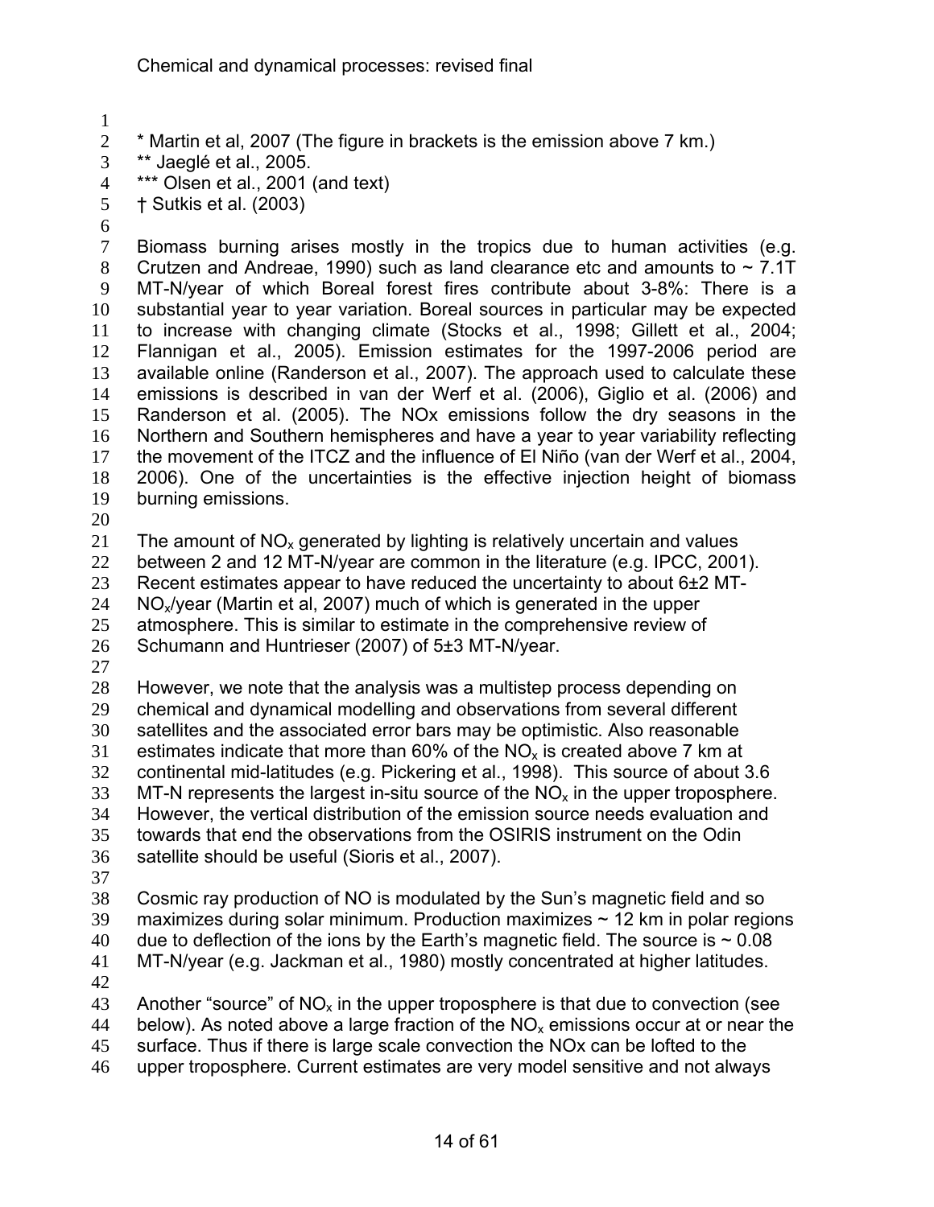* Martin et al, 2007 (The figure in brackets is the emission above 7 km.)
** Jaeglé et al., 2005.
*** Olsen et al., 2001 (and text)
† Sutkis et al. (2003)

Biomass burning arises mostly in the tropics due to human activities (e.g. Crutzen and Andreae, 1990) such as land clearance etc and amounts to ~ 7.1T MT-N/year of which Boreal forest fires contribute about 3-8%: There is a substantial year to year variation. Boreal sources in particular may be expected to increase with changing climate (Stocks et al., 1998; Gillett et al., 2004; Flannigan et al., 2005). Emission estimates for the 1997-2006 period are available online (Randerson et al., 2007). The approach used to calculate these emissions is described in van der Werf et al. (2006), Giglio et al. (2006) and Randerson et al. (2005). The NOx emissions follow the dry seasons in the Northern and Southern hemispheres and have a year to year variability reflecting the movement of the ITCZ and the influence of El Niño (van der Werf et al., 2004, 2006). One of the uncertainties is the effective injection height of biomass burning emissions.

The amount of $NO_x$ generated by lighting is relatively uncertain and values between 2 and 12 MT-N/year are common in the literature (e.g. IPCC, 2001). Recent estimates appear to have reduced the uncertainty to about 6±2 MT-$NO_x$/year (Martin et al, 2007) much of which is generated in the upper atmosphere. This is similar to estimate in the comprehensive review of Schumann and Huntrieser (2007) of 5±3 MT-N/year.

However, we note that the analysis was a multistep process depending on chemical and dynamical modelling and observations from several different satellites and the associated error bars may be optimistic. Also reasonable estimates indicate that more than 60% of the $NO_x$ is created above 7 km at continental mid-latitudes (e.g. Pickering et al., 1998). This source of about 3.6 MT-N represents the largest in-situ source of the $NO_x$ in the upper troposphere. However, the vertical distribution of the emission source needs evaluation and towards that end the observations from the OSIRIS instrument on the Odin satellite should be useful (Sioris et al., 2007).

Cosmic ray production of NO is modulated by the Sun's magnetic field and so maximizes during solar minimum. Production maximizes ~ 12 km in polar regions due to deflection of the ions by the Earth's magnetic field. The source is ~ 0.08 MT-N/year (e.g. Jackman et al., 1980) mostly concentrated at higher latitudes.

Another "source" of $NO_x$ in the upper troposphere is that due to convection (see below). As noted above a large fraction of the $NO_x$ emissions occur at or near the surface. Thus if there is large scale convection the NOx can be lofted to the upper troposphere. Current estimates are very model sensitive and not always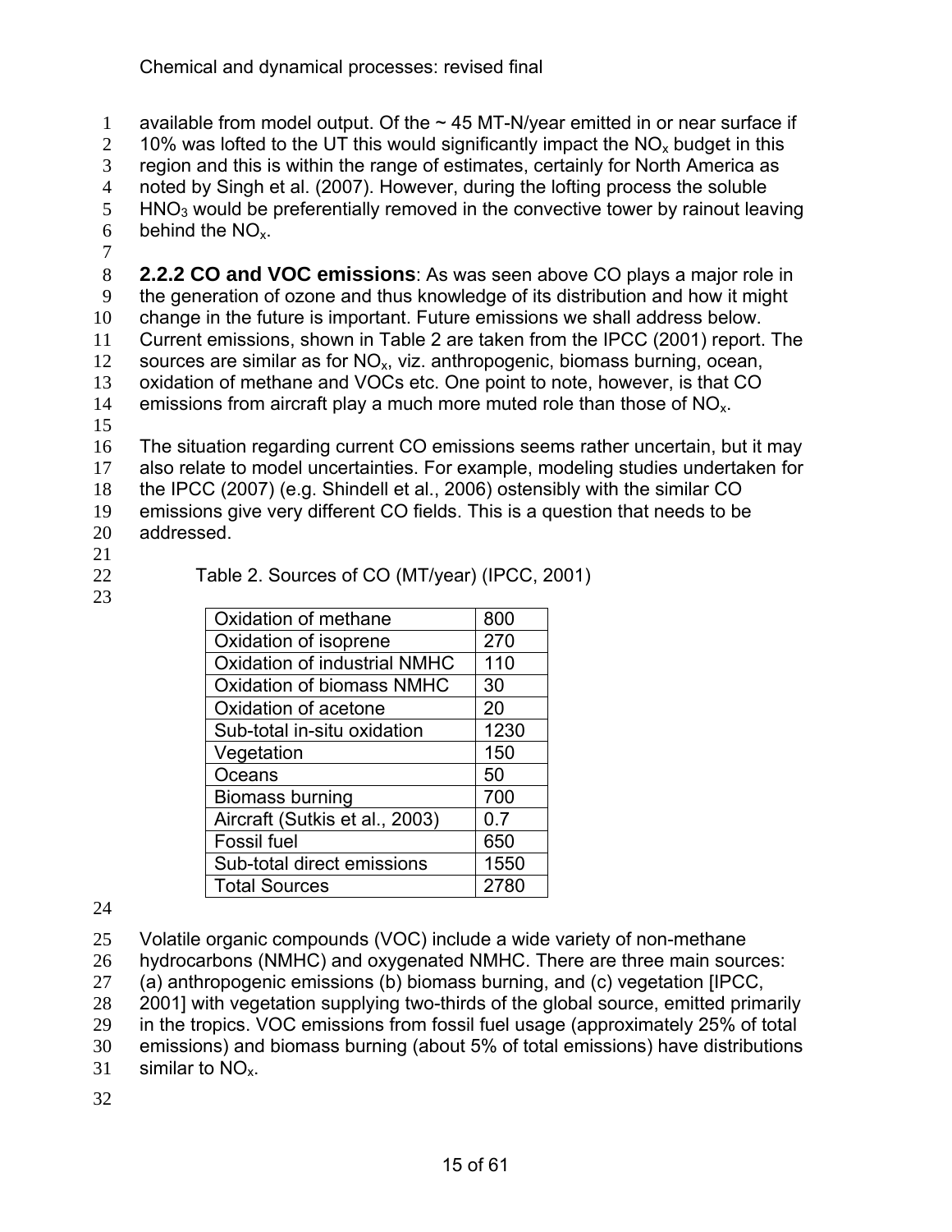available from model output. Of the ~ 45 MT-N/year emitted in or near surface if 10% was lofted to the UT this would significantly impact the $NO_x$ budget in this region and this is within the range of estimates, certainly for North America as noted by Singh et al. (2007). However, during the lofting process the soluble $HNO_3$ would be preferentially removed in the convective tower by rainout leaving behind the $NO_x$.

**2.2.2 CO and VOC emissions**: As was seen above CO plays a major role in the generation of ozone and thus knowledge of its distribution and how it might change in the future is important. Future emissions we shall address below. Current emissions, shown in Table 2 are taken from the IPCC (2001) report. The sources are similar as for $NO_x$, viz. anthropogenic, biomass burning, ocean, oxidation of methane and VOCs etc. One point to note, however, is that CO emissions from aircraft play a much more muted role than those of $NO_x$.

The situation regarding current CO emissions seems rather uncertain, but it may also relate to model uncertainties. For example, modeling studies undertaken for the IPCC (2007) (e.g. Shindell et al., 2006) ostensibly with the similar CO emissions give very different CO fields. This is a question that needs to be addressed.

Table 2. Sources of CO (MT/year) (IPCC, 2001)

| Source | MT/year |
|---|---|
| Oxidation of methane | 800 |
| Oxidation of isoprene | 270 |
| Oxidation of industrial NMHC | 110 |
| Oxidation of biomass NMHC | 30 |
| Oxidation of acetone | 20 |
| Sub-total in-situ oxidation | 1230 |
| Vegetation | 150 |
| Oceans | 50 |
| Biomass burning | 700 |
| Aircraft (Sutkis et al., 2003) | 0.7 |
| Fossil fuel | 650 |
| Sub-total direct emissions | 1550 |
| Total Sources | 2780 |

Volatile organic compounds (VOC) include a wide variety of non-methane hydrocarbons (NMHC) and oxygenated NMHC. There are three main sources: (a) anthropogenic emissions (b) biomass burning, and (c) vegetation [IPCC, 2001] with vegetation supplying two-thirds of the global source, emitted primarily in the tropics. VOC emissions from fossil fuel usage (approximately 25% of total emissions) and biomass burning (about 5% of total emissions) have distributions similar to $NO_x$.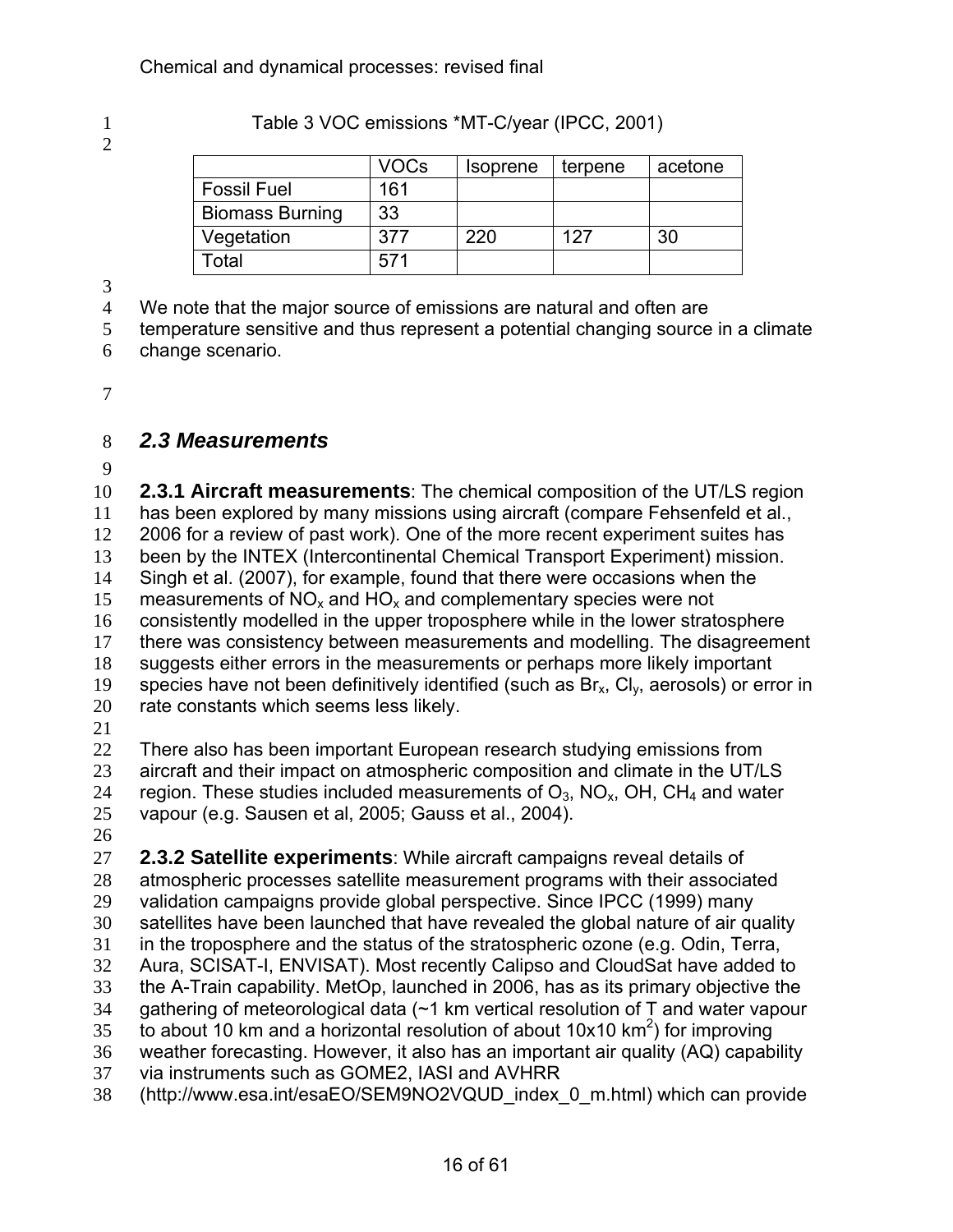Table 3 VOC emissions *MT-C/year (IPCC, 2001)

| | VOCs | Isoprene | terpene | acetone |
|---|---|---|---|---|
| Fossil Fuel | 161 | | | |
| Biomass Burning | 33 | | | |
| Vegetation | 377 | 220 | 127 | 30 |
| Total | 571 | | | |

We note that the major source of emissions are natural and often are temperature sensitive and thus represent a potential changing source in a climate change scenario.

## *2.3 Measurements*

**2.3.1 Aircraft measurements**: The chemical composition of the UT/LS region has been explored by many missions using aircraft (compare Fehsenfeld et al., 2006 for a review of past work). One of the more recent experiment suites has been by the INTEX (Intercontinental Chemical Transport Experiment) mission. Singh et al. (2007), for example, found that there were occasions when the measurements of $NO_x$ and $HO_x$ and complementary species were not consistently modelled in the upper troposphere while in the lower stratosphere there was consistency between measurements and modelling. The disagreement suggests either errors in the measurements or perhaps more likely important species have not been definitively identified (such as $Br_x$, $Cl_y$, aerosols) or error in rate constants which seems less likely.

There also has been important European research studying emissions from aircraft and their impact on atmospheric composition and climate in the UT/LS region. These studies included measurements of $O_3$, $NO_x$, OH, $CH_4$ and water vapour (e.g. Sausen et al, 2005; Gauss et al., 2004).

**2.3.2 Satellite experiments**: While aircraft campaigns reveal details of atmospheric processes satellite measurement programs with their associated validation campaigns provide global perspective. Since IPCC (1999) many satellites have been launched that have revealed the global nature of air quality in the troposphere and the status of the stratospheric ozone (e.g. Odin, Terra, Aura, SCISAT-I, ENVISAT). Most recently Calipso and CloudSat have added to the A-Train capability. MetOp, launched in 2006, has as its primary objective the gathering of meteorological data (~1 km vertical resolution of T and water vapour to about 10 km and a horizontal resolution of about 10x10 $km^2$) for improving weather forecasting. However, it also has an important air quality (AQ) capability via instruments such as GOME2, IASI and AVHRR (http://www.esa.int/esaEO/SEM9NO2VQUD_index_0_m.html) which can provide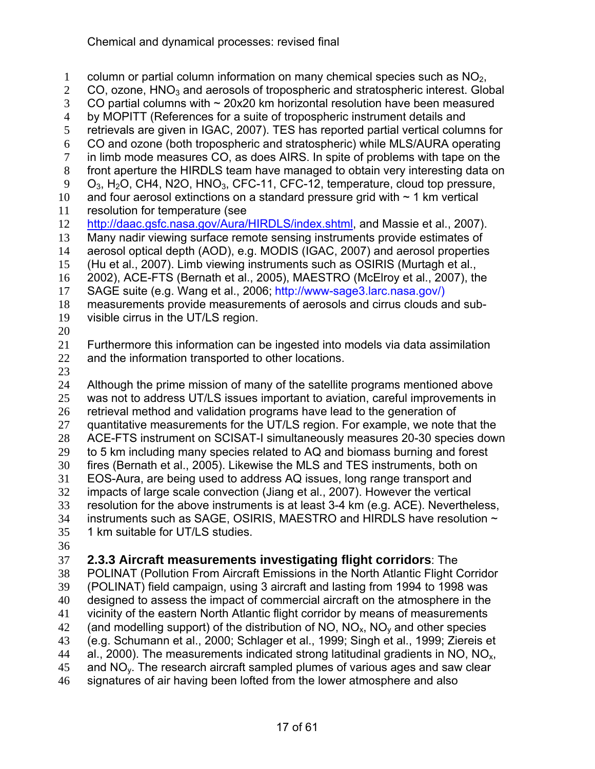column or partial column information on many chemical species such as $NO_2$, CO, ozone, $HNO_3$ and aerosols of tropospheric and stratospheric interest. Global CO partial columns with ~ 20x20 km horizontal resolution have been measured by MOPITT (References for a suite of tropospheric instrument details and retrievals are given in IGAC, 2007). TES has reported partial vertical columns for CO and ozone (both tropospheric and stratospheric) while MLS/AURA operating in limb mode measures CO, as does AIRS. In spite of problems with tape on the front aperture the HIRDLS team have managed to obtain very interesting data on $O_3$, $H_2O$, CH4, N2O, $HNO_3$, CFC-11, CFC-12, temperature, cloud top pressure, and four aerosol extinctions on a standard pressure grid with ~ 1 km vertical resolution for temperature (see http://daac.gsfc.nasa.gov/Aura/HIRDLS/index.shtml, and Massie et al., 2007). Many nadir viewing surface remote sensing instruments provide estimates of aerosol optical depth (AOD), e.g. MODIS (IGAC, 2007) and aerosol properties (Hu et al., 2007). Limb viewing instruments such as OSIRIS (Murtagh et al., 2002), ACE-FTS (Bernath et al., 2005), MAESTRO (McElroy et al., 2007), the SAGE suite (e.g. Wang et al., 2006; http://www-sage3.larc.nasa.gov/) measurements provide measurements of aerosols and cirrus clouds and sub-visible cirrus in the UT/LS region.

Furthermore this information can be ingested into models via data assimilation and the information transported to other locations.

Although the prime mission of many of the satellite programs mentioned above was not to address UT/LS issues important to aviation, careful improvements in retrieval method and validation programs have lead to the generation of quantitative measurements for the UT/LS region. For example, we note that the ACE-FTS instrument on SCISAT-I simultaneously measures 20-30 species down to 5 km including many species related to AQ and biomass burning and forest fires (Bernath et al., 2005). Likewise the MLS and TES instruments, both on EOS-Aura, are being used to address AQ issues, long range transport and impacts of large scale convection (Jiang et al., 2007). However the vertical resolution for the above instruments is at least 3-4 km (e.g. ACE). Nevertheless, instruments such as SAGE, OSIRIS, MAESTRO and HIRDLS have resolution ~ 1 km suitable for UT/LS studies.

**2.3.3 Aircraft measurements investigating flight corridors**: The POLINAT (Pollution From Aircraft Emissions in the North Atlantic Flight Corridor (POLINAT) field campaign, using 3 aircraft and lasting from 1994 to 1998 was designed to assess the impact of commercial aircraft on the atmosphere in the vicinity of the eastern North Atlantic flight corridor by means of measurements (and modelling support) of the distribution of NO, $NO_x$, $NO_y$ and other species (e.g. Schumann et al., 2000; Schlager et al., 1999; Singh et al., 1999; Ziereis et al., 2000). The measurements indicated strong latitudinal gradients in NO, $NO_x$, and $NO_y$. The research aircraft sampled plumes of various ages and saw clear signatures of air having been lofted from the lower atmosphere and also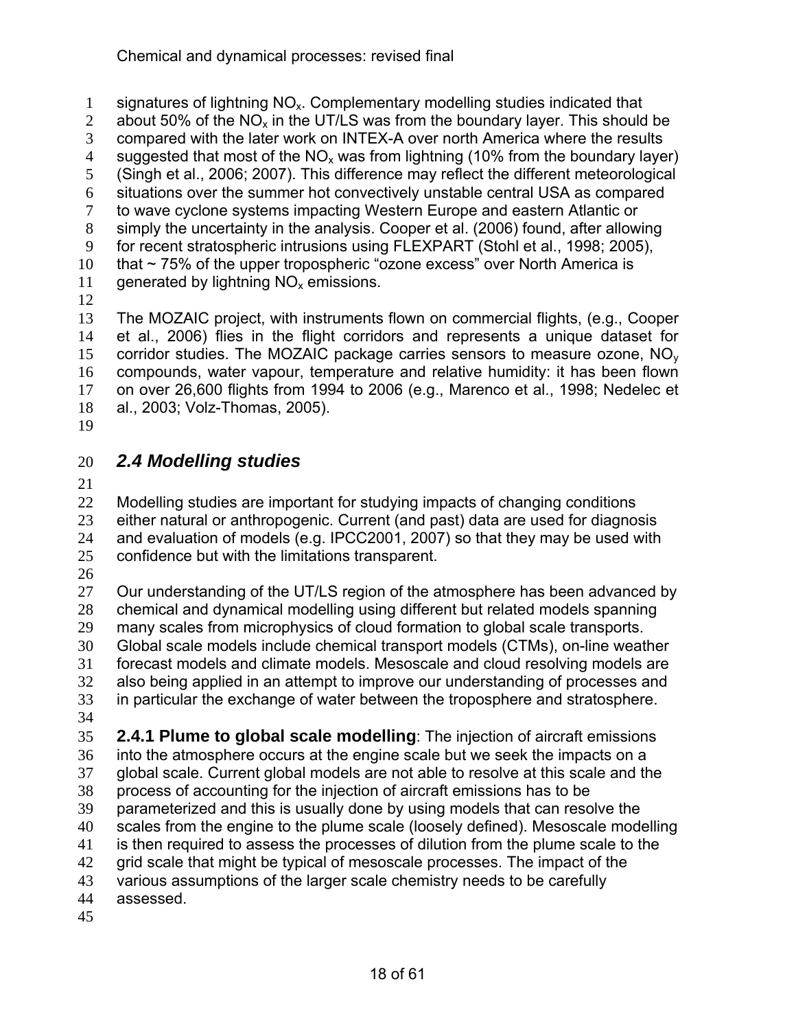signatures of lightning $NO_x$. Complementary modelling studies indicated that about 50% of the $NO_x$ in the UT/LS was from the boundary layer. This should be compared with the later work on INTEX-A over north America where the results suggested that most of the $NO_x$ was from lightning (10% from the boundary layer) (Singh et al., 2006; 2007). This difference may reflect the different meteorological situations over the summer hot convectively unstable central USA as compared to wave cyclone systems impacting Western Europe and eastern Atlantic or simply the uncertainty in the analysis. Cooper et al. (2006) found, after allowing for recent stratospheric intrusions using FLEXPART (Stohl et al., 1998; 2005), that ~ 75% of the upper tropospheric "ozone excess" over North America is generated by lightning $NO_x$ emissions.

The MOZAIC project, with instruments flown on commercial flights, (e.g., Cooper et al., 2006) flies in the flight corridors and represents a unique dataset for corridor studies. The MOZAIC package carries sensors to measure ozone, $NO_y$ compounds, water vapour, temperature and relative humidity: it has been flown on over 26,600 flights from 1994 to 2006 (e.g., Marenco et al., 1998; Nedelec et al., 2003; Volz-Thomas, 2005).

## *2.4 Modelling studies*

Modelling studies are important for studying impacts of changing conditions either natural or anthropogenic. Current (and past) data are used for diagnosis and evaluation of models (e.g. IPCC2001, 2007) so that they may be used with confidence but with the limitations transparent.

Our understanding of the UT/LS region of the atmosphere has been advanced by chemical and dynamical modelling using different but related models spanning many scales from microphysics of cloud formation to global scale transports. Global scale models include chemical transport models (CTMs), on-line weather forecast models and climate models. Mesoscale and cloud resolving models are also being applied in an attempt to improve our understanding of processes and in particular the exchange of water between the troposphere and stratosphere.

**2.4.1 Plume to global scale modelling**: The injection of aircraft emissions into the atmosphere occurs at the engine scale but we seek the impacts on a global scale. Current global models are not able to resolve at this scale and the process of accounting for the injection of aircraft emissions has to be parameterized and this is usually done by using models that can resolve the scales from the engine to the plume scale (loosely defined). Mesoscale modelling is then required to assess the processes of dilution from the plume scale to the grid scale that might be typical of mesoscale processes. The impact of the various assumptions of the larger scale chemistry needs to be carefully assessed.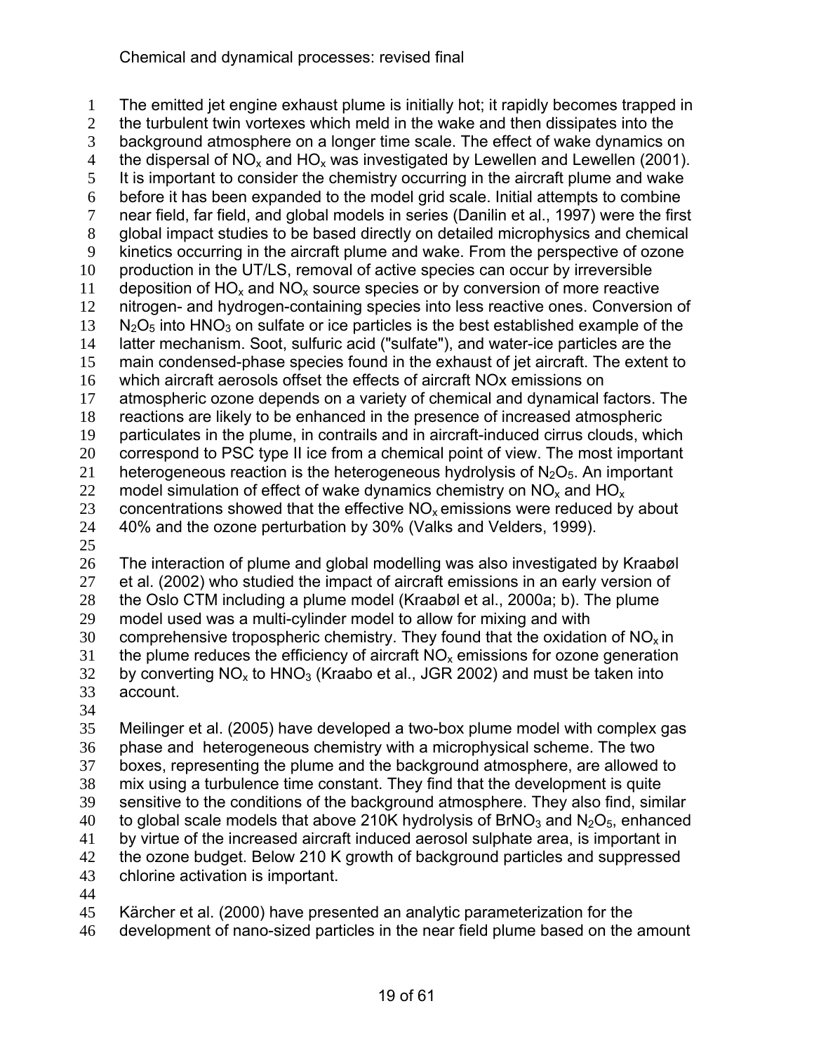The emitted jet engine exhaust plume is initially hot; it rapidly becomes trapped in the turbulent twin vortexes which meld in the wake and then dissipates into the background atmosphere on a longer time scale. The effect of wake dynamics on the dispersal of $NO_x$ and $HO_x$ was investigated by Lewellen and Lewellen (2001). It is important to consider the chemistry occurring in the aircraft plume and wake before it has been expanded to the model grid scale. Initial attempts to combine near field, far field, and global models in series (Danilin et al., 1997) were the first global impact studies to be based directly on detailed microphysics and chemical kinetics occurring in the aircraft plume and wake. From the perspective of ozone production in the UT/LS, removal of active species can occur by irreversible deposition of $HO_x$ and $NO_x$ source species or by conversion of more reactive nitrogen- and hydrogen-containing species into less reactive ones. Conversion of $N_2O_5$ into $HNO_3$ on sulfate or ice particles is the best established example of the latter mechanism. Soot, sulfuric acid ("sulfate"), and water-ice particles are the main condensed-phase species found in the exhaust of jet aircraft. The extent to which aircraft aerosols offset the effects of aircraft NOx emissions on atmospheric ozone depends on a variety of chemical and dynamical factors. The reactions are likely to be enhanced in the presence of increased atmospheric particulates in the plume, in contrails and in aircraft-induced cirrus clouds, which correspond to PSC type II ice from a chemical point of view. The most important heterogeneous reaction is the heterogeneous hydrolysis of $N_2O_5$. An important model simulation of effect of wake dynamics chemistry on $NO_x$ and $HO_x$ concentrations showed that the effective $NO_x$ emissions were reduced by about 40% and the ozone perturbation by 30% (Valks and Velders, 1999).

The interaction of plume and global modelling was also investigated by Kraabøl et al. (2002) who studied the impact of aircraft emissions in an early version of the Oslo CTM including a plume model (Kraabøl et al., 2000a; b). The plume model used was a multi-cylinder model to allow for mixing and with comprehensive tropospheric chemistry. They found that the oxidation of $NO_x$ in the plume reduces the efficiency of aircraft $NO_x$ emissions for ozone generation by converting $NO_x$ to $HNO_3$ (Kraabo et al., JGR 2002) and must be taken into account.

Meilinger et al. (2005) have developed a two-box plume model with complex gas phase and heterogeneous chemistry with a microphysical scheme. The two boxes, representing the plume and the background atmosphere, are allowed to mix using a turbulence time constant. They find that the development is quite sensitive to the conditions of the background atmosphere. They also find, similar to global scale models that above 210K hydrolysis of $BrNO_3$ and $N_2O_5$, enhanced by virtue of the increased aircraft induced aerosol sulphate area, is important in the ozone budget. Below 210 K growth of background particles and suppressed chlorine activation is important.

Kärcher et al. (2000) have presented an analytic parameterization for the development of nano-sized particles in the near field plume based on the amount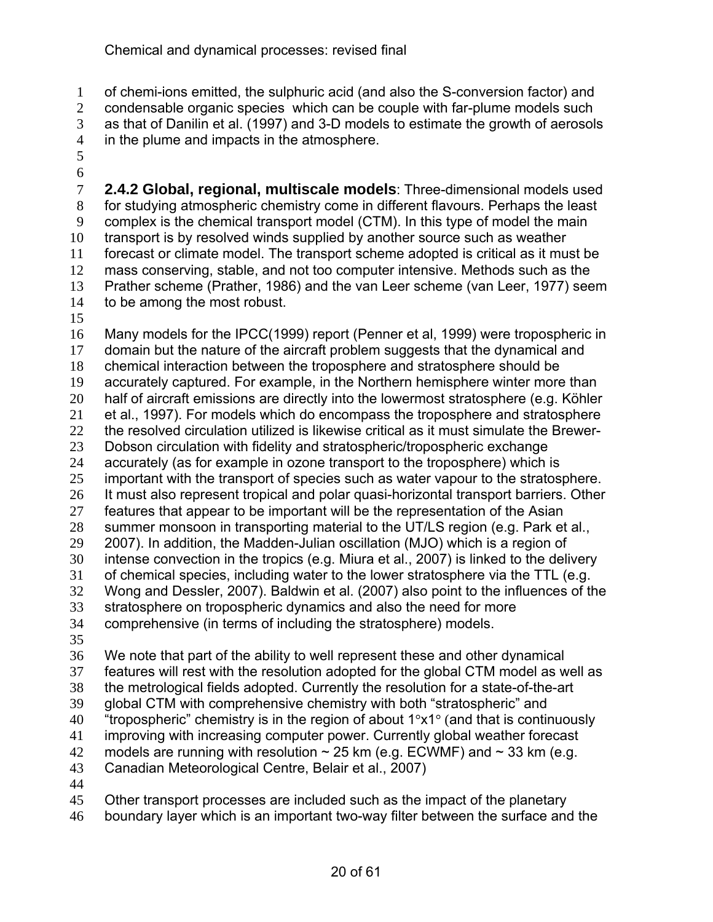of chemi-ions emitted, the sulphuric acid (and also the S-conversion factor) and condensable organic species which can be couple with far-plume models such as that of Danilin et al. (1997) and 3-D models to estimate the growth of aerosols in the plume and impacts in the atmosphere.

**2.4.2 Global, regional, multiscale models**: Three-dimensional models used for studying atmospheric chemistry come in different flavours. Perhaps the least complex is the chemical transport model (CTM). In this type of model the main transport is by resolved winds supplied by another source such as weather forecast or climate model. The transport scheme adopted is critical as it must be mass conserving, stable, and not too computer intensive. Methods such as the Prather scheme (Prather, 1986) and the van Leer scheme (van Leer, 1977) seem to be among the most robust.

Many models for the IPCC(1999) report (Penner et al, 1999) were tropospheric in domain but the nature of the aircraft problem suggests that the dynamical and chemical interaction between the troposphere and stratosphere should be accurately captured. For example, in the Northern hemisphere winter more than half of aircraft emissions are directly into the lowermost stratosphere (e.g. Köhler et al., 1997). For models which do encompass the troposphere and stratosphere the resolved circulation utilized is likewise critical as it must simulate the Brewer-Dobson circulation with fidelity and stratospheric/tropospheric exchange accurately (as for example in ozone transport to the troposphere) which is important with the transport of species such as water vapour to the stratosphere. It must also represent tropical and polar quasi-horizontal transport barriers. Other features that appear to be important will be the representation of the Asian summer monsoon in transporting material to the UT/LS region (e.g. Park et al., 2007). In addition, the Madden-Julian oscillation (MJO) which is a region of intense convection in the tropics (e.g. Miura et al., 2007) is linked to the delivery of chemical species, including water to the lower stratosphere via the TTL (e.g. Wong and Dessler, 2007). Baldwin et al. (2007) also point to the influences of the stratosphere on tropospheric dynamics and also the need for more comprehensive (in terms of including the stratosphere) models.

We note that part of the ability to well represent these and other dynamical features will rest with the resolution adopted for the global CTM model as well as the metrological fields adopted. Currently the resolution for a state-of-the-art global CTM with comprehensive chemistry with both "stratospheric" and "tropospheric" chemistry is in the region of about $1°\times1°$ (and that is continuously improving with increasing computer power. Currently global weather forecast models are running with resolution ~ 25 km (e.g. ECWMF) and ~ 33 km (e.g. Canadian Meteorological Centre, Belair et al., 2007)

Other transport processes are included such as the impact of the planetary boundary layer which is an important two-way filter between the surface and the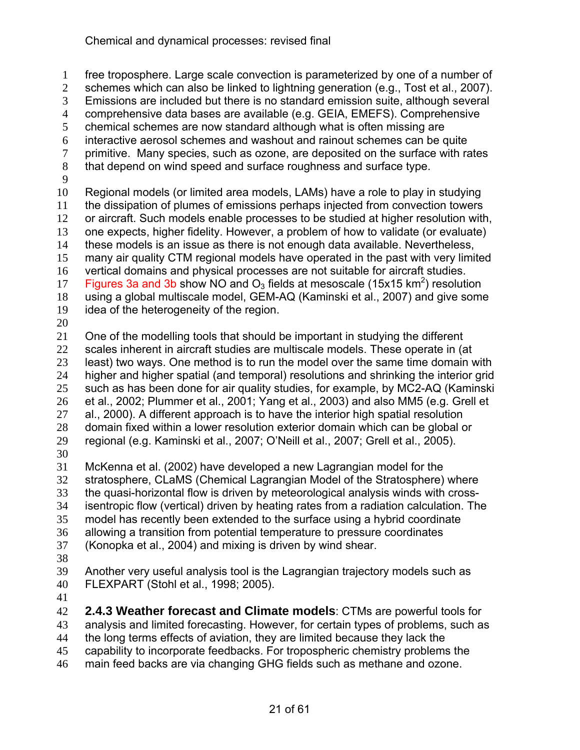free troposphere. Large scale convection is parameterized by one of a number of schemes which can also be linked to lightning generation (e.g., Tost et al., 2007). Emissions are included but there is no standard emission suite, although several comprehensive data bases are available (e.g. GEIA, EMEFS). Comprehensive chemical schemes are now standard although what is often missing are interactive aerosol schemes and washout and rainout schemes can be quite primitive. Many species, such as ozone, are deposited on the surface with rates that depend on wind speed and surface roughness and surface type.

Regional models (or limited area models, LAMs) have a role to play in studying the dissipation of plumes of emissions perhaps injected from convection towers or aircraft. Such models enable processes to be studied at higher resolution with, one expects, higher fidelity. However, a problem of how to validate (or evaluate) these models is an issue as there is not enough data available. Nevertheless, many air quality CTM regional models have operated in the past with very limited vertical domains and physical processes are not suitable for aircraft studies. Figures 3a and 3b show NO and $O_3$ fields at mesoscale (15x15 $km^2$) resolution using a global multiscale model, GEM-AQ (Kaminski et al., 2007) and give some idea of the heterogeneity of the region.

One of the modelling tools that should be important in studying the different scales inherent in aircraft studies are multiscale models. These operate in (at least) two ways. One method is to run the model over the same time domain with higher and higher spatial (and temporal) resolutions and shrinking the interior grid such as has been done for air quality studies, for example, by MC2-AQ (Kaminski et al., 2002; Plummer et al., 2001; Yang et al., 2003) and also MM5 (e.g. Grell et al., 2000). A different approach is to have the interior high spatial resolution domain fixed within a lower resolution exterior domain which can be global or regional (e.g. Kaminski et al., 2007; O'Neill et al., 2007; Grell et al., 2005).

McKenna et al. (2002) have developed a new Lagrangian model for the stratosphere, CLaMS (Chemical Lagrangian Model of the Stratosphere) where the quasi-horizontal flow is driven by meteorological analysis winds with cross-isentropic flow (vertical) driven by heating rates from a radiation calculation. The model has recently been extended to the surface using a hybrid coordinate allowing a transition from potential temperature to pressure coordinates (Konopka et al., 2004) and mixing is driven by wind shear.

Another very useful analysis tool is the Lagrangian trajectory models such as FLEXPART (Stohl et al., 1998; 2005).

**2.4.3 Weather forecast and Climate models**: CTMs are powerful tools for analysis and limited forecasting. However, for certain types of problems, such as the long terms effects of aviation, they are limited because they lack the capability to incorporate feedbacks. For tropospheric chemistry problems the main feed backs are via changing GHG fields such as methane and ozone.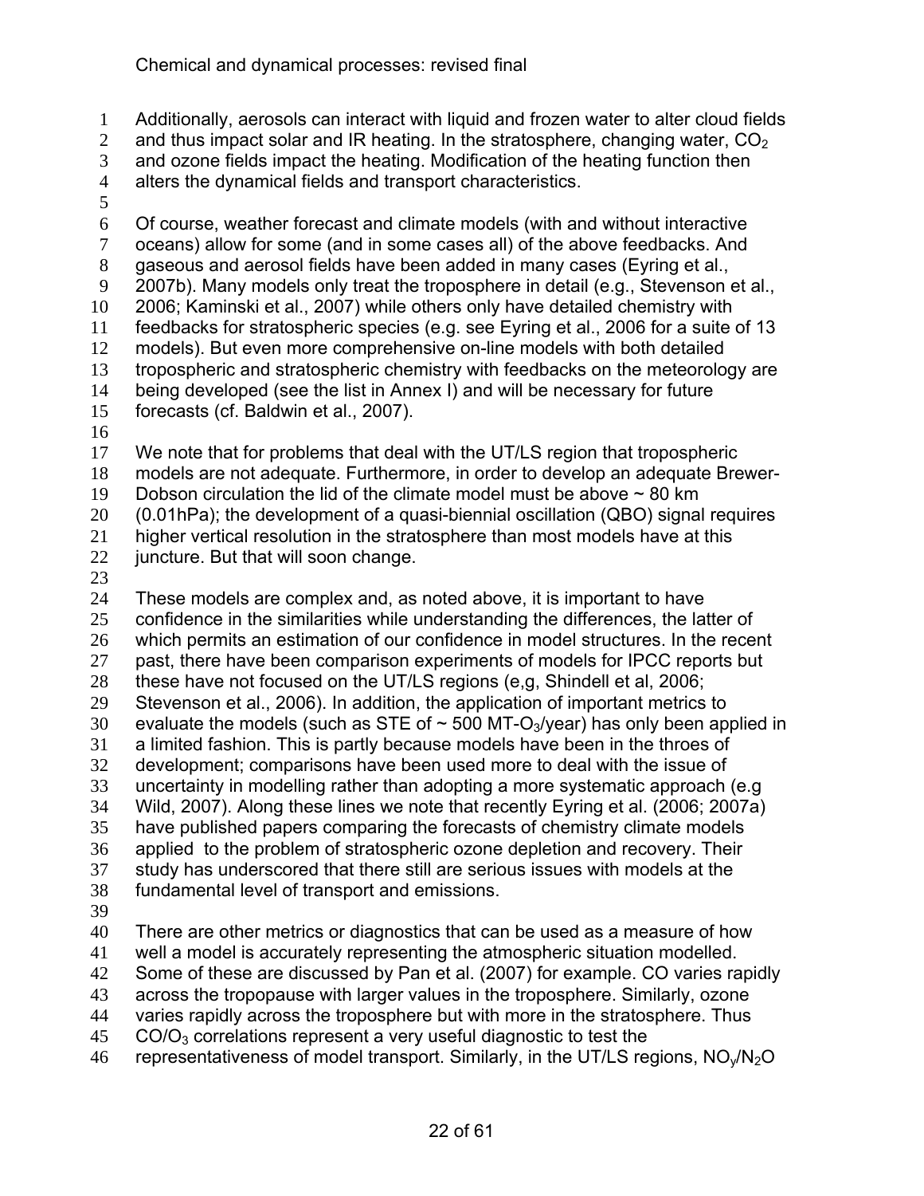Additionally, aerosols can interact with liquid and frozen water to alter cloud fields and thus impact solar and IR heating. In the stratosphere, changing water, $CO_2$ and ozone fields impact the heating. Modification of the heating function then alters the dynamical fields and transport characteristics.

Of course, weather forecast and climate models (with and without interactive oceans) allow for some (and in some cases all) of the above feedbacks. And gaseous and aerosol fields have been added in many cases (Eyring et al., 2007b). Many models only treat the troposphere in detail (e.g., Stevenson et al., 2006; Kaminski et al., 2007) while others only have detailed chemistry with feedbacks for stratospheric species (e.g. see Eyring et al., 2006 for a suite of 13 models). But even more comprehensive on-line models with both detailed tropospheric and stratospheric chemistry with feedbacks on the meteorology are being developed (see the list in Annex I) and will be necessary for future forecasts (cf. Baldwin et al., 2007).

We note that for problems that deal with the UT/LS region that tropospheric models are not adequate. Furthermore, in order to develop an adequate Brewer-Dobson circulation the lid of the climate model must be above ~ 80 km (0.01hPa); the development of a quasi-biennial oscillation (QBO) signal requires higher vertical resolution in the stratosphere than most models have at this juncture. But that will soon change.

These models are complex and, as noted above, it is important to have confidence in the similarities while understanding the differences, the latter of which permits an estimation of our confidence in model structures. In the recent past, there have been comparison experiments of models for IPCC reports but these have not focused on the UT/LS regions (e,g, Shindell et al, 2006; Stevenson et al., 2006). In addition, the application of important metrics to evaluate the models (such as STE of ~ 500 MT-$O_3$/year) has only been applied in a limited fashion. This is partly because models have been in the throes of development; comparisons have been used more to deal with the issue of uncertainty in modelling rather than adopting a more systematic approach (e.g Wild, 2007). Along these lines we note that recently Eyring et al. (2006; 2007a) have published papers comparing the forecasts of chemistry climate models applied to the problem of stratospheric ozone depletion and recovery. Their study has underscored that there still are serious issues with models at the fundamental level of transport and emissions.

There are other metrics or diagnostics that can be used as a measure of how well a model is accurately representing the atmospheric situation modelled. Some of these are discussed by Pan et al. (2007) for example. CO varies rapidly across the tropopause with larger values in the troposphere. Similarly, ozone varies rapidly across the troposphere but with more in the stratosphere. Thus $CO/O_3$ correlations represent a very useful diagnostic to test the representativeness of model transport. Similarly, in the UT/LS regions, $NO_y/N_2O$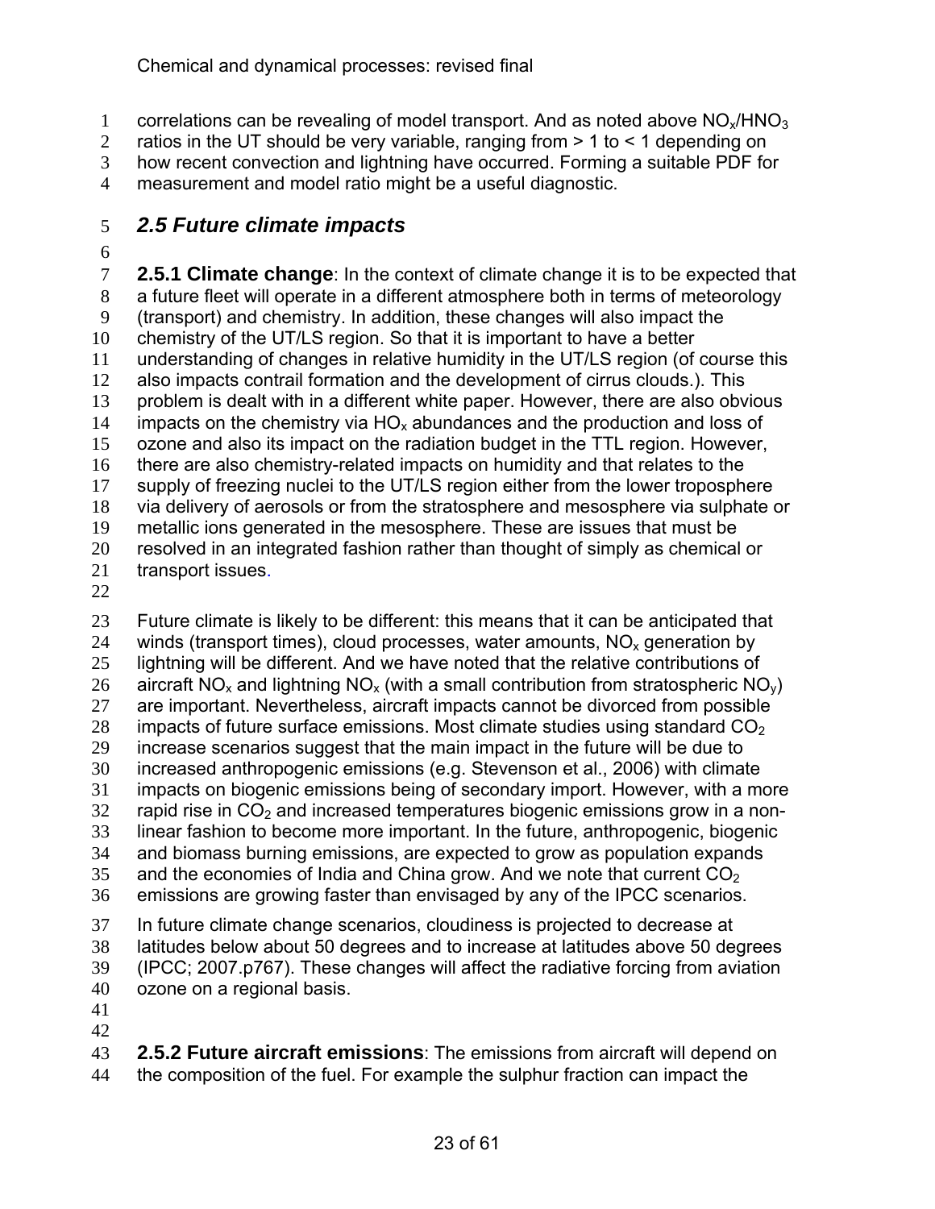correlations can be revealing of model transport. And as noted above $NO_x/HNO_3$ ratios in the UT should be very variable, ranging from > 1 to < 1 depending on how recent convection and lightning have occurred. Forming a suitable PDF for measurement and model ratio might be a useful diagnostic.

## *2.5 Future climate impacts*

**2.5.1 Climate change**: In the context of climate change it is to be expected that a future fleet will operate in a different atmosphere both in terms of meteorology (transport) and chemistry. In addition, these changes will also impact the chemistry of the UT/LS region. So that it is important to have a better understanding of changes in relative humidity in the UT/LS region (of course this also impacts contrail formation and the development of cirrus clouds.). This problem is dealt with in a different white paper. However, there are also obvious impacts on the chemistry via $HO_x$ abundances and the production and loss of ozone and also its impact on the radiation budget in the TTL region. However, there are also chemistry-related impacts on humidity and that relates to the supply of freezing nuclei to the UT/LS region either from the lower troposphere via delivery of aerosols or from the stratosphere and mesosphere via sulphate or metallic ions generated in the mesosphere. These are issues that must be resolved in an integrated fashion rather than thought of simply as chemical or transport issues.

Future climate is likely to be different: this means that it can be anticipated that winds (transport times), cloud processes, water amounts, $NO_x$ generation by lightning will be different. And we have noted that the relative contributions of aircraft $NO_x$ and lightning $NO_x$ (with a small contribution from stratospheric $NO_y$) are important. Nevertheless, aircraft impacts cannot be divorced from possible impacts of future surface emissions. Most climate studies using standard $CO_2$ increase scenarios suggest that the main impact in the future will be due to increased anthropogenic emissions (e.g. Stevenson et al., 2006) with climate impacts on biogenic emissions being of secondary import. However, with a more rapid rise in $CO_2$ and increased temperatures biogenic emissions grow in a non-linear fashion to become more important. In the future, anthropogenic, biogenic and biomass burning emissions, are expected to grow as population expands and the economies of India and China grow. And we note that current $CO_2$ emissions are growing faster than envisaged by any of the IPCC scenarios.

In future climate change scenarios, cloudiness is projected to decrease at latitudes below about 50 degrees and to increase at latitudes above 50 degrees (IPCC; 2007.p767). These changes will affect the radiative forcing from aviation ozone on a regional basis.

**2.5.2 Future aircraft emissions**: The emissions from aircraft will depend on the composition of the fuel. For example the sulphur fraction can impact the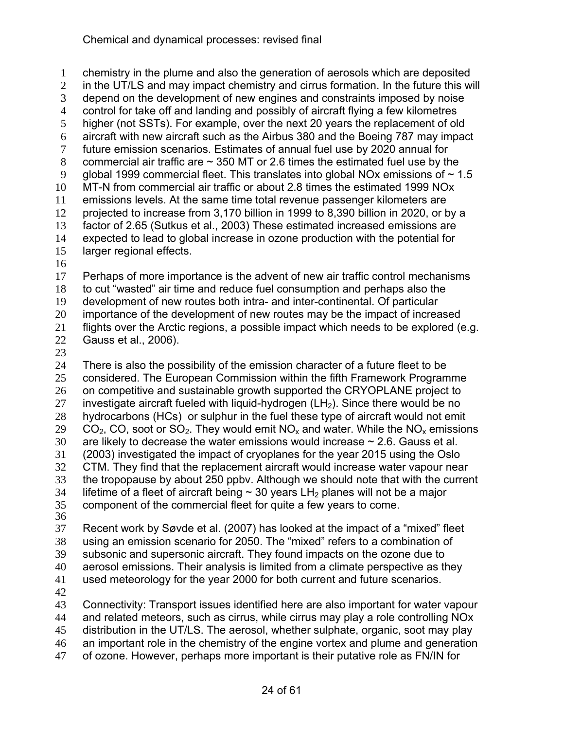chemistry in the plume and also the generation of aerosols which are deposited in the UT/LS and may impact chemistry and cirrus formation. In the future this will depend on the development of new engines and constraints imposed by noise control for take off and landing and possibly of aircraft flying a few kilometres higher (not SSTs). For example, over the next 20 years the replacement of old aircraft with new aircraft such as the Airbus 380 and the Boeing 787 may impact future emission scenarios. Estimates of annual fuel use by 2020 annual for commercial air traffic are ~ 350 MT or 2.6 times the estimated fuel use by the global 1999 commercial fleet. This translates into global NOx emissions of ~ 1.5 MT-N from commercial air traffic or about 2.8 times the estimated 1999 NOx emissions levels. At the same time total revenue passenger kilometers are projected to increase from 3,170 billion in 1999 to 8,390 billion in 2020, or by a factor of 2.65 (Sutkus et al., 2003) These estimated increased emissions are expected to lead to global increase in ozone production with the potential for larger regional effects.

Perhaps of more importance is the advent of new air traffic control mechanisms to cut "wasted" air time and reduce fuel consumption and perhaps also the development of new routes both intra- and inter-continental. Of particular importance of the development of new routes may be the impact of increased flights over the Arctic regions, a possible impact which needs to be explored (e.g. Gauss et al., 2006).

There is also the possibility of the emission character of a future fleet to be considered. The European Commission within the fifth Framework Programme on competitive and sustainable growth supported the CRYOPLANE project to investigate aircraft fueled with liquid-hydrogen ($LH_2$). Since there would be no hydrocarbons (HCs) or sulphur in the fuel these type of aircraft would not emit $CO_2$, CO, soot or $SO_2$. They would emit $NO_x$ and water. While the $NO_x$ emissions are likely to decrease the water emissions would increase ~ 2.6. Gauss et al. (2003) investigated the impact of cryoplanes for the year 2015 using the Oslo CTM. They find that the replacement aircraft would increase water vapour near the tropopause by about 250 ppbv. Although we should note that with the current lifetime of a fleet of aircraft being ~ 30 years $LH_2$ planes will not be a major component of the commercial fleet for quite a few years to come.

Recent work by Søvde et al. (2007) has looked at the impact of a "mixed" fleet using an emission scenario for 2050. The "mixed" refers to a combination of subsonic and supersonic aircraft. They found impacts on the ozone due to aerosol emissions. Their analysis is limited from a climate perspective as they used meteorology for the year 2000 for both current and future scenarios.

Connectivity: Transport issues identified here are also important for water vapour and related meteors, such as cirrus, while cirrus may play a role controlling NOx distribution in the UT/LS. The aerosol, whether sulphate, organic, soot may play an important role in the chemistry of the engine vortex and plume and generation of ozone. However, perhaps more important is their putative role as FN/IN for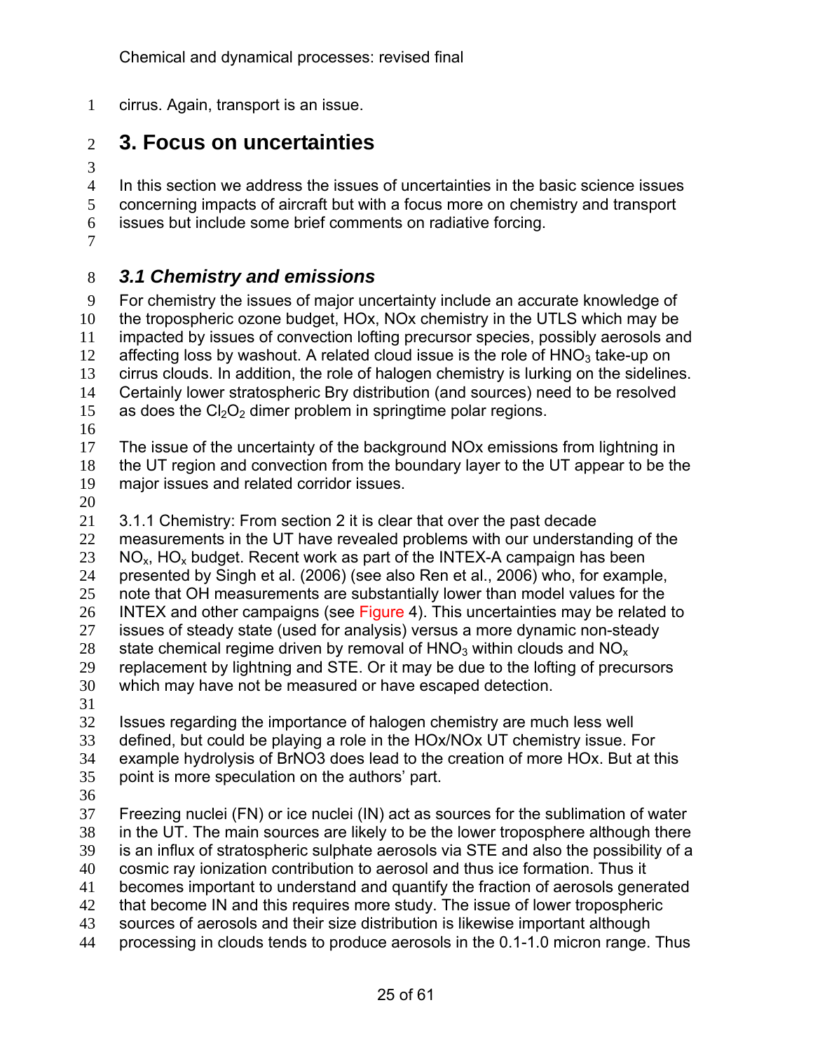cirrus. Again, transport is an issue.

# 3. Focus on uncertainties

In this section we address the issues of uncertainties in the basic science issues concerning impacts of aircraft but with a focus more on chemistry and transport issues but include some brief comments on radiative forcing.

## *3.1 Chemistry and emissions*

For chemistry the issues of major uncertainty include an accurate knowledge of the tropospheric ozone budget, HOx, NOx chemistry in the UTLS which may be impacted by issues of convection lofting precursor species, possibly aerosols and affecting loss by washout. A related cloud issue is the role of $HNO_3$ take-up on cirrus clouds. In addition, the role of halogen chemistry is lurking on the sidelines. Certainly lower stratospheric Bry distribution (and sources) need to be resolved as does the $Cl_2O_2$ dimer problem in springtime polar regions.

The issue of the uncertainty of the background NOx emissions from lightning in the UT region and convection from the boundary layer to the UT appear to be the major issues and related corridor issues.

3.1.1 Chemistry: From section 2 it is clear that over the past decade measurements in the UT have revealed problems with our understanding of the $NO_x$, $HO_x$ budget. Recent work as part of the INTEX-A campaign has been presented by Singh et al. (2006) (see also Ren et al., 2006) who, for example, note that OH measurements are substantially lower than model values for the INTEX and other campaigns (see Figure 4). This uncertainties may be related to issues of steady state (used for analysis) versus a more dynamic non-steady state chemical regime driven by removal of $HNO_3$ within clouds and $NO_x$ replacement by lightning and STE. Or it may be due to the lofting of precursors which may have not be measured or have escaped detection.

Issues regarding the importance of halogen chemistry are much less well defined, but could be playing a role in the HOx/NOx UT chemistry issue. For example hydrolysis of BrNO3 does lead to the creation of more HOx. But at this point is more speculation on the authors' part.

Freezing nuclei (FN) or ice nuclei (IN) act as sources for the sublimation of water in the UT. The main sources are likely to be the lower troposphere although there is an influx of stratospheric sulphate aerosol via STE and also the possibility of a cosmic ray ionization contribution to aerosol and thus ice formation. Thus it becomes important to understand and quantify the fraction of aerosols generated that become IN and this requires more study. The issue of lower tropospheric sources of aerosols and their size distribution is likewise important although processing in clouds tends to produce aerosols in the 0.1-1.0 micron range. Thus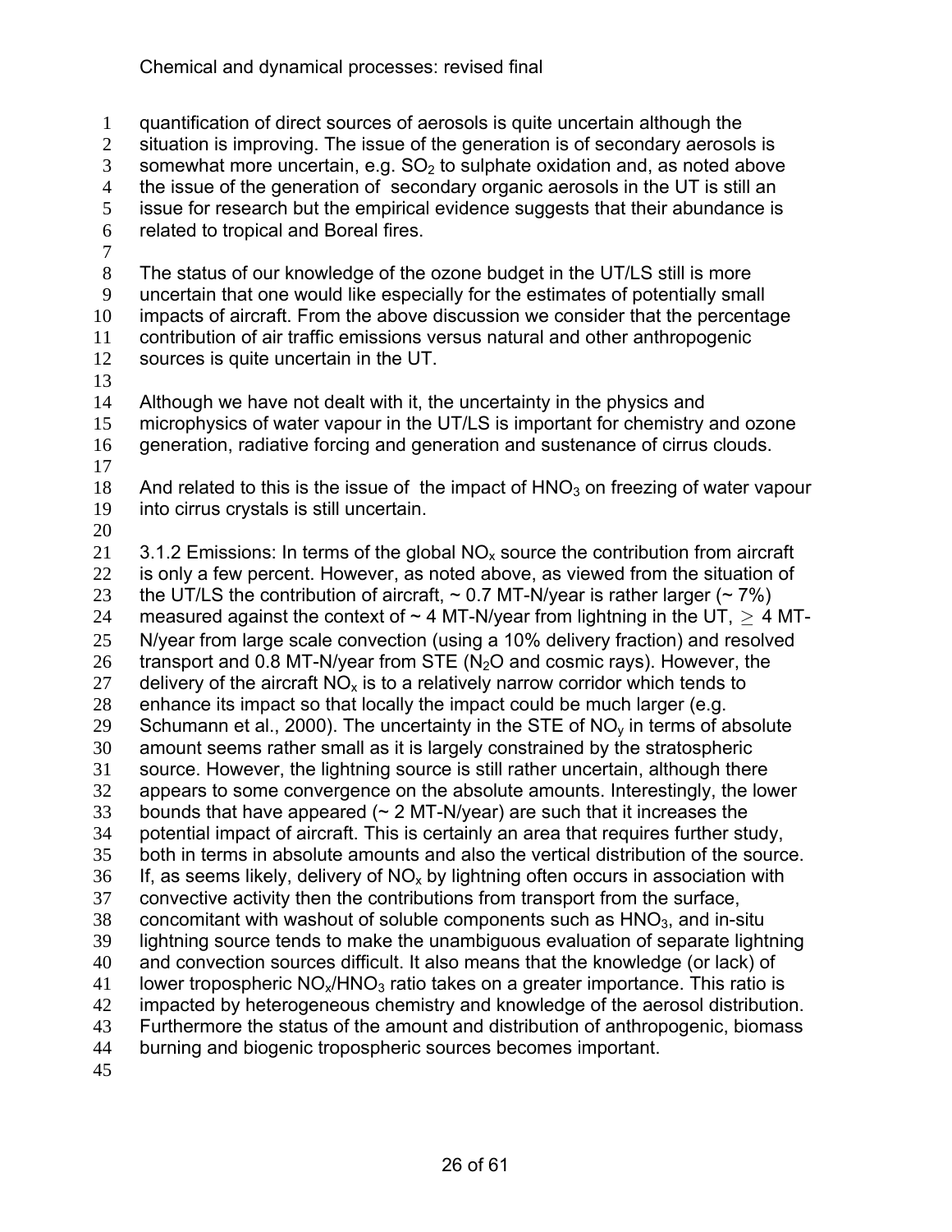quantification of direct sources of aerosols is quite uncertain although the situation is improving. The issue of the generation is of secondary aerosols is somewhat more uncertain, e.g. $SO_2$ to sulphate oxidation and, as noted above the issue of the generation of secondary organic aerosols in the UT is still an issue for research but the empirical evidence suggests that their abundance is related to tropical and Boreal fires.

The status of our knowledge of the ozone budget in the UT/LS still is more uncertain that one would like especially for the estimates of potentially small impacts of aircraft. From the above discussion we consider that the percentage contribution of air traffic emissions versus natural and other anthropogenic sources is quite uncertain in the UT.

Although we have not dealt with it, the uncertainty in the physics and microphysics of water vapour in the UT/LS is important for chemistry and ozone generation, radiative forcing and generation and sustenance of cirrus clouds.

And related to this is the issue of the impact of $HNO_3$ on freezing of water vapour into cirrus crystals is still uncertain.

3.1.2 Emissions: In terms of the global $NO_x$ source the contribution from aircraft is only a few percent. However, as noted above, as viewed from the situation of the UT/LS the contribution of aircraft, ~ 0.7 MT-N/year is rather larger (~ 7%) measured against the context of ~ 4 MT-N/year from lightning in the UT, $\geq$ 4 MT-N/year from large scale convection (using a 10% delivery fraction) and resolved transport and 0.8 MT-N/year from STE ($N_2O$ and cosmic rays). However, the delivery of the aircraft $NO_x$ is to a relatively narrow corridor which tends to enhance its impact so that locally the impact could be much larger (e.g. Schumann et al., 2000). The uncertainty in the STE of $NO_y$ in terms of absolute amount seems rather small as it is largely constrained by the stratospheric source. However, the lightning source is still rather uncertain, although there appears to some convergence on the absolute amounts. Interestingly, the lower bounds that have appeared (~ 2 MT-N/year) are such that it increases the potential impact of aircraft. This is certainly an area that requires further study, both in terms in absolute amounts and also the vertical distribution of the source. If, as seems likely, delivery of $NO_x$ by lightning often occurs in association with convective activity then the contributions from transport from the surface, concomitant with washout of soluble components such as $HNO_3$, and in-situ lightning source tends to make the unambiguous evaluation of separate lightning and convection sources difficult. It also means that the knowledge (or lack) of lower tropospheric $NO_x/HNO_3$ ratio takes on a greater importance. This ratio is impacted by heterogeneous chemistry and knowledge of the aerosol distribution. Furthermore the status of the amount and distribution of anthropogenic, biomass burning and biogenic tropospheric sources becomes important.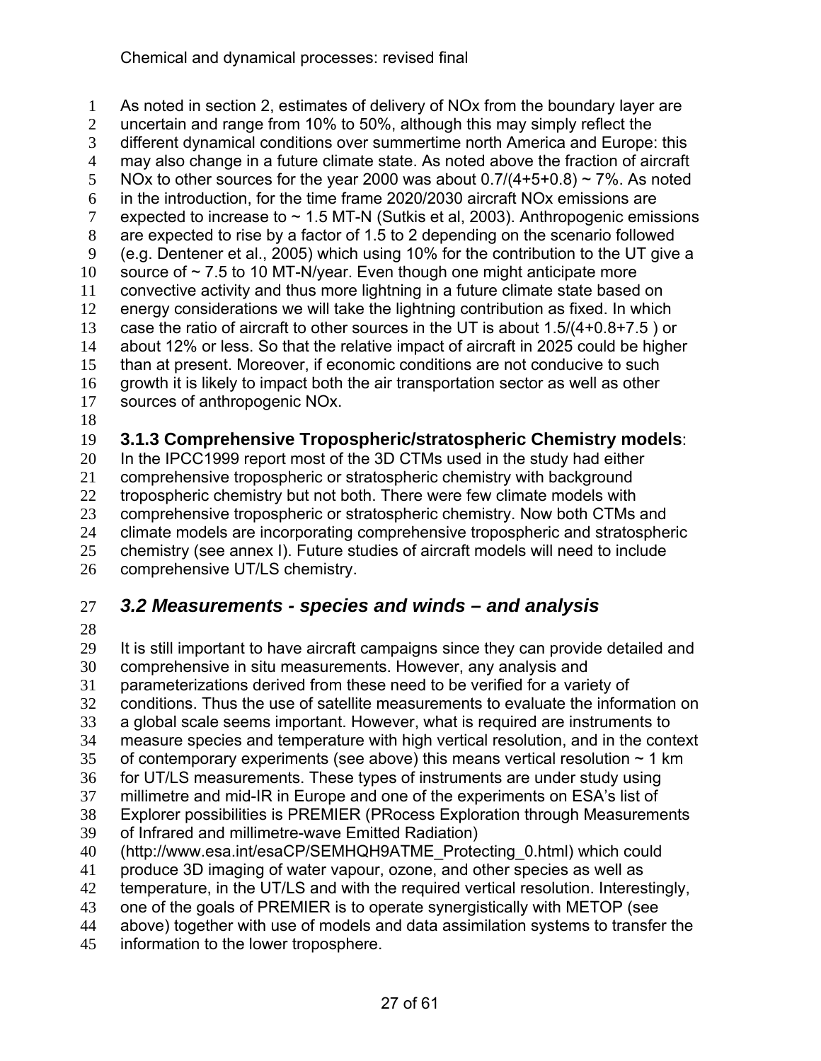As noted in section 2, estimates of delivery of NOx from the boundary layer are uncertain and range from 10% to 50%, although this may simply reflect the different dynamical conditions over summertime north America and Europe: this may also change in a future climate state. As noted above the fraction of aircraft NOx to other sources for the year 2000 was about $0.7/(4+5+0.8) \sim 7\%$. As noted in the introduction, for the time frame 2020/2030 aircraft NOx emissions are expected to increase to ~ 1.5 MT-N (Sutkis et al, 2003). Anthropogenic emissions are expected to rise by a factor of 1.5 to 2 depending on the scenario followed (e.g. Dentener et al., 2005) which using 10% for the contribution to the UT give a source of ~ 7.5 to 10 MT-N/year. Even though one might anticipate more convective activity and thus more lightning in a future climate state based on energy considerations we will take the lightning contribution as fixed. In which case the ratio of aircraft to other sources in the UT is about $1.5/(4+0.8+7.5)$ or about 12% or less. So that the relative impact of aircraft in 2025 could be higher than at present. Moreover, if economic conditions are not conducive to such growth it is likely to impact both the air transportation sector as well as other sources of anthropogenic NOx.

### 3.1.3 Comprehensive Tropospheric/stratospheric Chemistry models:

In the IPCC1999 report most of the 3D CTMs used in the study had either comprehensive tropospheric or stratospheric chemistry with background tropospheric chemistry but not both. There were few climate models with comprehensive tropospheric or stratospheric chemistry. Now both CTMs and climate models are incorporating comprehensive tropospheric and stratospheric chemistry (see annex I). Future studies of aircraft models will need to include comprehensive UT/LS chemistry.

## *3.2 Measurements - species and winds – and analysis*

It is still important to have aircraft campaigns since they can provide detailed and comprehensive in situ measurements. However, any analysis and parameterizations derived from these need to be verified for a variety of conditions. Thus the use of satellite measurements to evaluate the information on a global scale seems important. However, what is required are instruments to measure species and temperature with high vertical resolution, and in the context of contemporary experiments (see above) this means vertical resolution ~ 1 km for UT/LS measurements. These types of instruments are under study using millimetre and mid-IR in Europe and one of the experiments on ESA's list of Explorer possibilities is PREMIER (PRocess Exploration through Measurements of Infrared and millimetre-wave Emitted Radiation) (http://www.esa.int/esaCP/SEMHQH9ATME_Protecting_0.html) which could produce 3D imaging of water vapour, ozone, and other species as well as temperature, in the UT/LS and with the required vertical resolution. Interestingly, one of the goals of PREMIER is to operate synergistically with METOP (see above) together with use of models and data assimilation systems to transfer the information to the lower troposphere.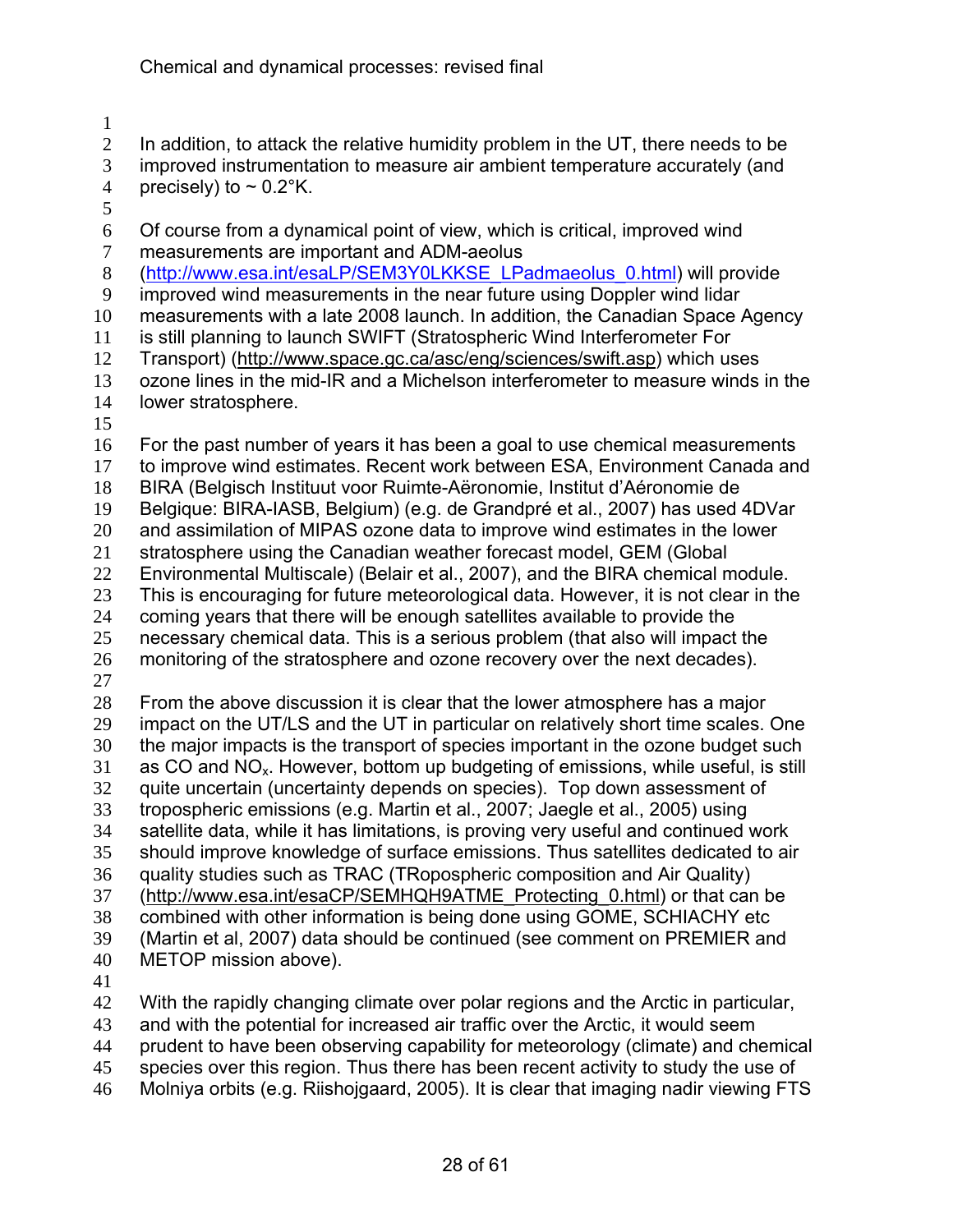In addition, to attack the relative humidity problem in the UT, there needs to be improved instrumentation to measure air ambient temperature accurately (and precisely) to ~ 0.2°K.

Of course from a dynamical point of view, which is critical, improved wind measurements are important and ADM-aeolus (http://www.esa.int/esaLP/SEM3Y0LKKSE_LPadmaeolus_0.html) will provide improved wind measurements in the near future using Doppler wind lidar measurements with a late 2008 launch. In addition, the Canadian Space Agency is still planning to launch SWIFT (Stratospheric Wind Interferometer For Transport) (http://www.space.gc.ca/asc/eng/sciences/swift.asp) which uses ozone lines in the mid-IR and a Michelson interferometer to measure winds in the lower stratosphere.

For the past number of years it has been a goal to use chemical measurements to improve wind estimates. Recent work between ESA, Environment Canada and BIRA (Belgisch Instituut voor Ruimte-Aëronomie, Institut d'Aéronomie de Belgique: BIRA-IASB, Belgium) (e.g. de Grandpré et al., 2007) has used 4DVar and assimilation of MIPAS ozone data to improve wind estimates in the lower stratosphere using the Canadian weather forecast model, GEM (Global Environmental Multiscale) (Belair et al., 2007), and the BIRA chemical module. This is encouraging for future meteorological data. However, it is not clear in the coming years that there will be enough satellites available to provide the necessary chemical data. This is a serious problem (that also will impact the monitoring of the stratosphere and ozone recovery over the next decades).

From the above discussion it is clear that the lower atmosphere has a major impact on the UT/LS and the UT in particular on relatively short time scales. One the major impacts is the transport of species important in the ozone budget such as CO and $NO_x$. However, bottom up budgeting of emissions, while useful, is still quite uncertain (uncertainty depends on species). Top down assessment of tropospheric emissions (e.g. Martin et al., 2007; Jaegle et al., 2005) using satellite data, while it has limitations, is proving very useful and continued work should improve knowledge of surface emissions. Thus satellites dedicated to air quality studies such as TRAC (TRopospheric composition and Air Quality) (http://www.esa.int/esaCP/SEMHQH9ATME_Protecting_0.html) or that can be combined with other information is being done using GOME, SCHIACHY etc (Martin et al, 2007) data should be continued (see comment on PREMIER and METOP mission above).

With the rapidly changing climate over polar regions and the Arctic in particular, and with the potential for increased air traffic over the Arctic, it would seem prudent to have been observing capability for meteorology (climate) and chemical species over this region. Thus there has been recent activity to study the use of Molniya orbits (e.g. Riishojgaard, 2005). It is clear that imaging nadir viewing FTS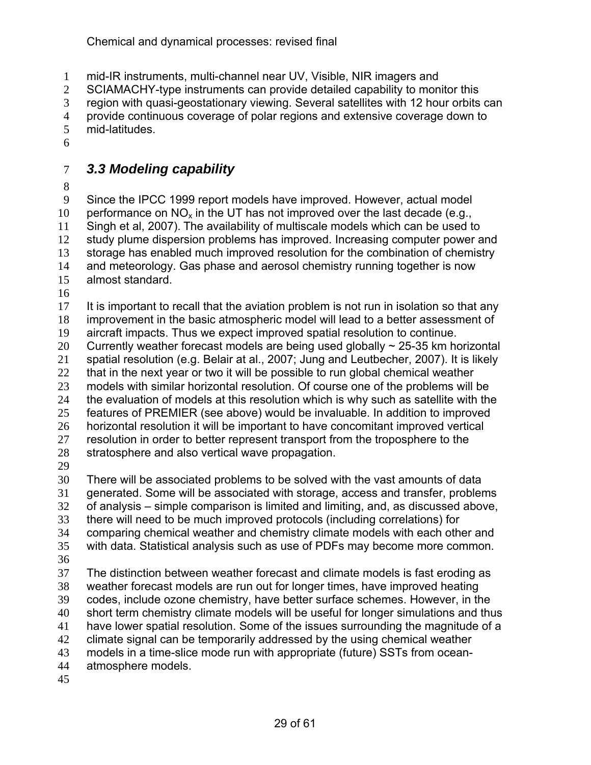mid-IR instruments, multi-channel near UV, Visible, NIR imagers and SCIAMACHY-type instruments can provide detailed capability to monitor this region with quasi-geostationary viewing. Several satellites with 12 hour orbits can provide continuous coverage of polar regions and extensive coverage down to mid-latitudes.

### *3.3 Modeling capability*

Since the IPCC 1999 report models have improved. However, actual model performance on $NO_x$ in the UT has not improved over the last decade (e.g., Singh et al, 2007). The availability of multiscale models which can be used to study plume dispersion problems has improved. Increasing computer power and storage has enabled much improved resolution for the combination of chemistry and meteorology. Gas phase and aerosol chemistry running together is now almost standard.

It is important to recall that the aviation problem is not run in isolation so that any improvement in the basic atmospheric model will lead to a better assessment of aircraft impacts. Thus we expect improved spatial resolution to continue. Currently weather forecast models are being used globally ~ 25-35 km horizontal spatial resolution (e.g. Belair at al., 2007; Jung and Leutbecher, 2007). It is likely that in the next year or two it will be possible to run global chemical weather models with similar horizontal resolution. Of course one of the problems will be the evaluation of models at this resolution which is why such as satellite with the features of PREMIER (see above) would be invaluable. In addition to improved horizontal resolution it will be important to have concomitant improved vertical resolution in order to better represent transport from the troposphere to the stratosphere and also vertical wave propagation.

There will be associated problems to be solved with the vast amounts of data generated. Some will be associated with storage, access and transfer, problems of analysis – simple comparison is limited and limiting, and, as discussed above, there will need to be much improved protocols (including correlations) for comparing chemical weather and chemistry climate models with each other and with data. Statistical analysis such as use of PDFs may become more common.

The distinction between weather forecast and climate models is fast eroding as weather forecast models are run out for longer times, have improved heating codes, include ozone chemistry, have better surface schemes. However, in the short term chemistry climate models will be useful for longer simulations and thus have lower spatial resolution. Some of the issues surrounding the magnitude of a climate signal can be temporarily addressed by the using chemical weather models in a time-slice mode run with appropriate (future) SSTs from ocean-atmosphere models.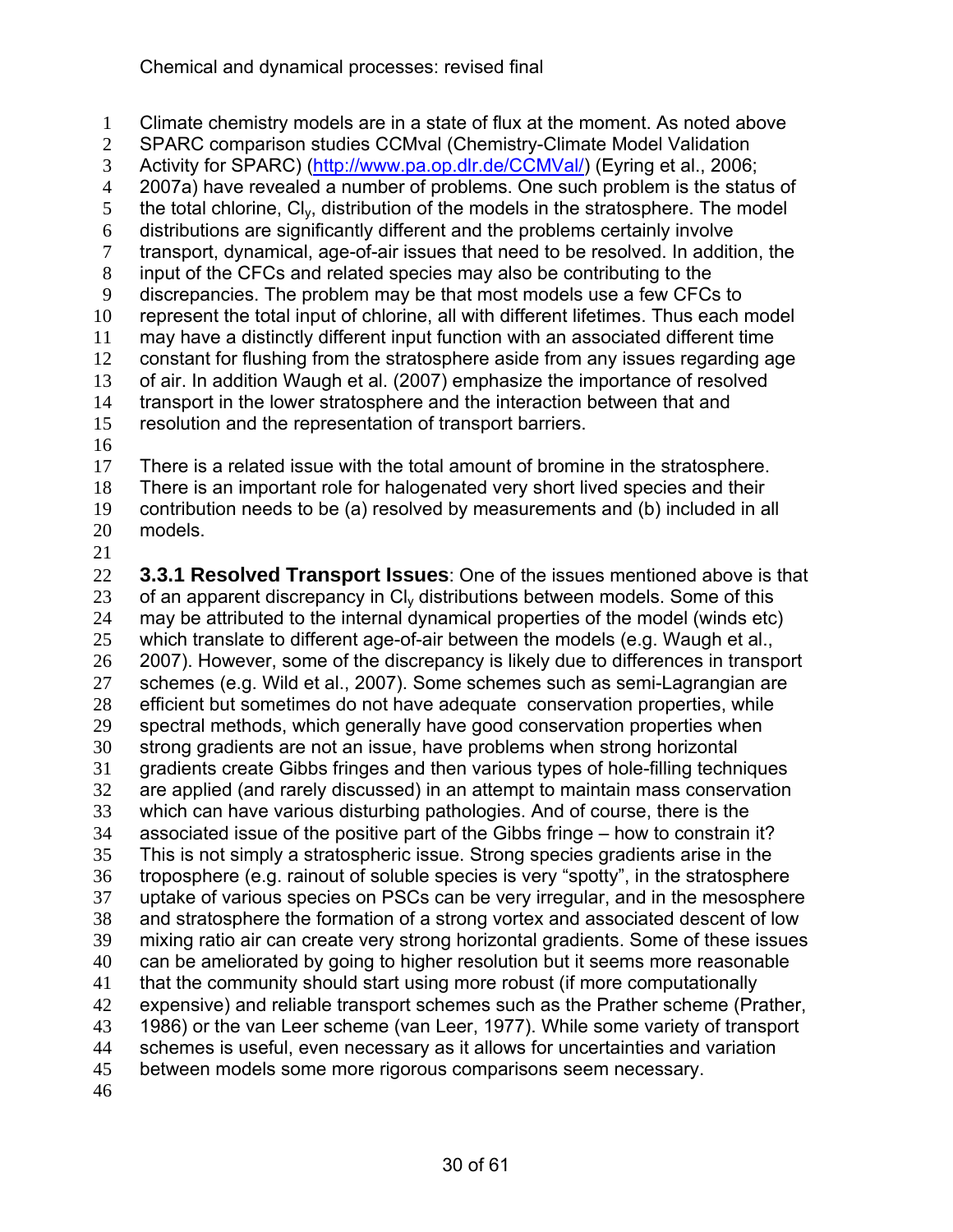Climate chemistry models are in a state of flux at the moment. As noted above SPARC comparison studies CCMval (Chemistry-Climate Model Validation Activity for SPARC) (http://www.pa.op.dlr.de/CCMVal/) (Eyring et al., 2006; 2007a) have revealed a number of problems. One such problem is the status of the total chlorine, $Cl_y$, distribution of the models in the stratosphere. The model distributions are significantly different and the problems certainly involve transport, dynamical, age-of-air issues that need to be resolved. In addition, the input of the CFCs and related species may also be contributing to the discrepancies. The problem may be that most models use a few CFCs to represent the total input of chlorine, all with different lifetimes. Thus each model may have a distinctly different input function with an associated different time constant for flushing from the stratosphere aside from any issues regarding age of air. In addition Waugh et al. (2007) emphasize the importance of resolved transport in the lower stratosphere and the interaction between that and resolution and the representation of transport barriers.

There is a related issue with the total amount of bromine in the stratosphere. There is an important role for halogenated very short lived species and their contribution needs to be (a) resolved by measurements and (b) included in all models.

**3.3.1 Resolved Transport Issues**: One of the issues mentioned above is that of an apparent discrepancy in $Cl_y$ distributions between models. Some of this may be attributed to the internal dynamical properties of the model (winds etc) which translate to different age-of-air between the models (e.g. Waugh et al., 2007). However, some of the discrepancy is likely due to differences in transport schemes (e.g. Wild et al., 2007). Some schemes such as semi-Lagrangian are efficient but sometimes do not have adequate conservation properties, while spectral methods, which generally have good conservation properties when strong gradients are not an issue, have problems when strong horizontal gradients create Gibbs fringes and then various types of hole-filling techniques are applied (and rarely discussed) in an attempt to maintain mass conservation which can have various disturbing pathologies. And of course, there is the associated issue of the positive part of the Gibbs fringe – how to constrain it? This is not simply a stratospheric issue. Strong species gradients arise in the troposphere (e.g. rainout of soluble species is very "spotty", in the stratosphere uptake of various species on PSCs can be very irregular, and in the mesosphere and stratosphere the formation of a strong vortex and associated descent of low mixing ratio air can create very strong horizontal gradients. Some of these issues can be ameliorated by going to higher resolution but it seems more reasonable that the community should start using more robust (if more computationally expensive) and reliable transport schemes such as the Prather scheme (Prather, 1986) or the van Leer scheme (van Leer, 1977). While some variety of transport schemes is useful, even necessary as it allows for uncertainties and variation between models some more rigorous comparisons seem necessary.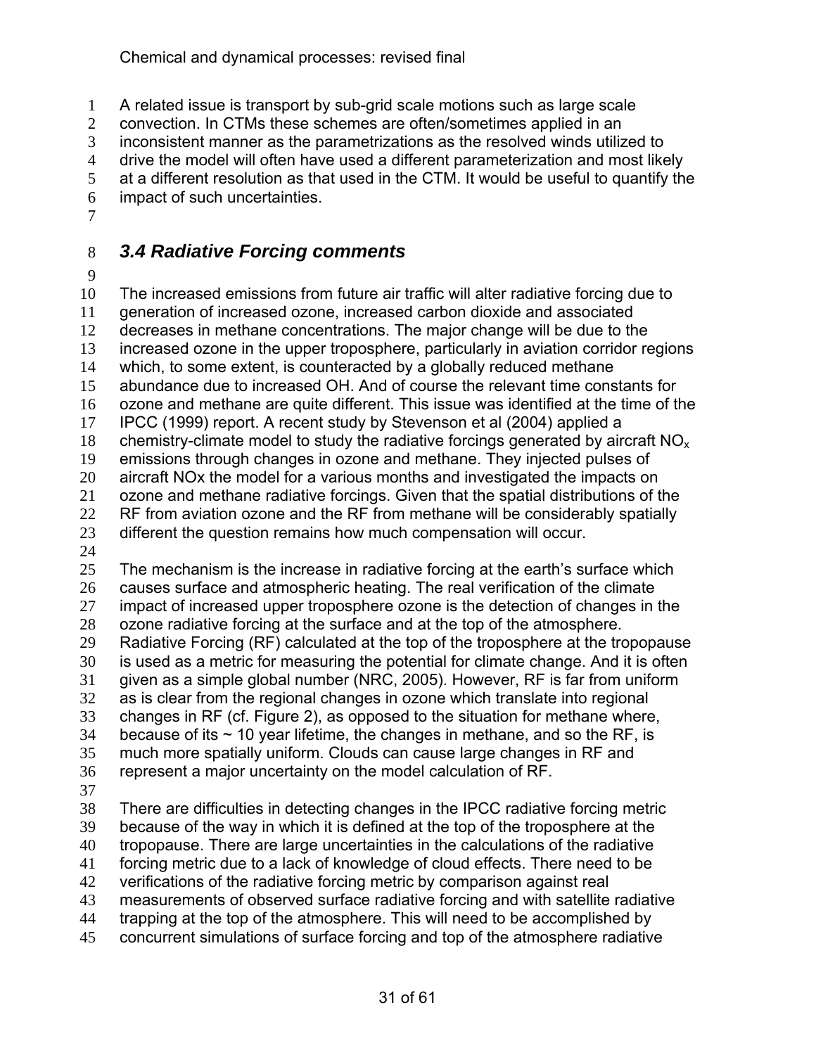A related issue is transport by sub-grid scale motions such as large scale convection. In CTMs these schemes are often/sometimes applied in an inconsistent manner as the parametrizations as the resolved winds utilized to drive the model will often have used a different parameterization and most likely at a different resolution as that used in the CTM. It would be useful to quantify the impact of such uncertainties.

### *3.4 Radiative Forcing comments*

The increased emissions from future air traffic will alter radiative forcing due to generation of increased ozone, increased carbon dioxide and associated decreases in methane concentrations. The major change will be due to the increased ozone in the upper troposphere, particularly in aviation corridor regions which, to some extent, is counteracted by a globally reduced methane abundance due to increased OH. And of course the relevant time constants for ozone and methane are quite different. This issue was identified at the time of the IPCC (1999) report. A recent study by Stevenson et al (2004) applied a chemistry-climate model to study the radiative forcings generated by aircraft $NO_x$ emissions through changes in ozone and methane. They injected pulses of aircraft NOx the model for a various months and investigated the impacts on ozone and methane radiative forcings. Given that the spatial distributions of the RF from aviation ozone and the RF from methane will be considerably spatially different the question remains how much compensation will occur.

The mechanism is the increase in radiative forcing at the earth's surface which causes surface and atmospheric heating. The real verification of the climate impact of increased upper troposphere ozone is the detection of changes in the ozone radiative forcing at the surface and at the top of the atmosphere. Radiative Forcing (RF) calculated at the top of the troposphere at the tropopause is used as a metric for measuring the potential for climate change. And it is often given as a simple global number (NRC, 2005). However, RF is far from uniform as is clear from the regional changes in ozone which translate into regional changes in RF (cf. Figure 2), as opposed to the situation for methane where, because of its ~ 10 year lifetime, the changes in methane, and so the RF, is much more spatially uniform. Clouds can cause large changes in RF and represent a major uncertainty on the model calculation of RF.

There are difficulties in detecting changes in the IPCC radiative forcing metric because of the way in which it is defined at the top of the troposphere at the tropopause. There are large uncertainties in the calculations of the radiative forcing metric due to a lack of knowledge of cloud effects. There need to be verifications of the radiative forcing metric by comparison against real measurements of observed surface radiative forcing and with satellite radiative trapping at the top of the atmosphere. This will need to be accomplished by concurrent simulations of surface forcing and top of the atmosphere radiative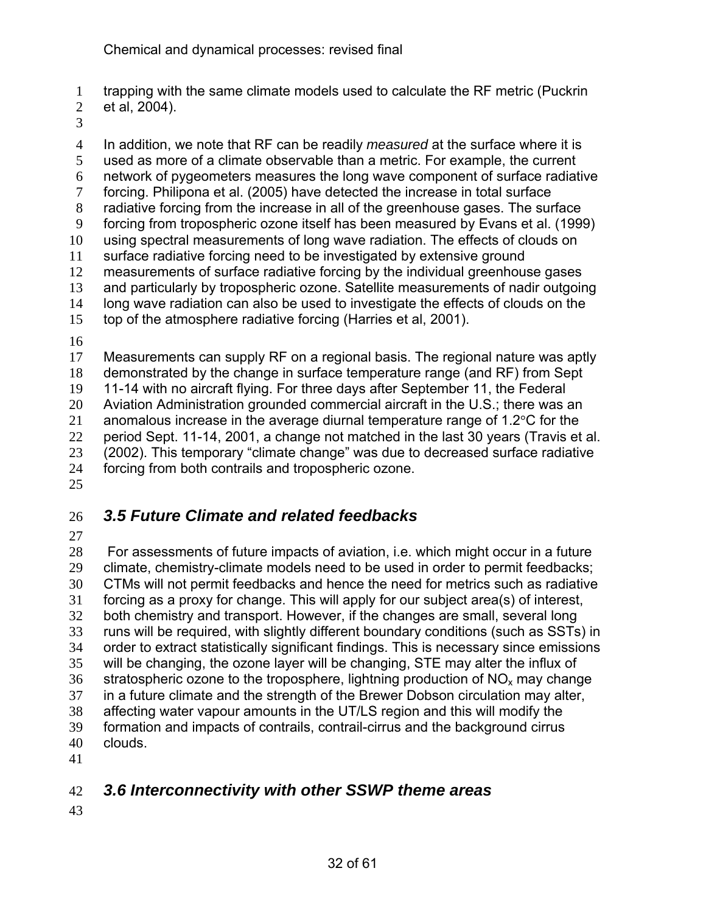trapping with the same climate models used to calculate the RF metric (Puckrin et al, 2004).

In addition, we note that RF can be readily *measured* at the surface where it is used as more of a climate observable than a metric. For example, the current network of pygeometers measures the long wave component of surface radiative forcing. Philipona et al. (2005) have detected the increase in total surface radiative forcing from the increase in all of the greenhouse gases. The surface forcing from tropospheric ozone itself has been measured by Evans et al. (1999) using spectral measurements of long wave radiation. The effects of clouds on surface radiative forcing need to be investigated by extensive ground measurements of surface radiative forcing by the individual greenhouse gases and particularly by tropospheric ozone. Satellite measurements of nadir outgoing long wave radiation can also be used to investigate the effects of clouds on the top of the atmosphere radiative forcing (Harries et al, 2001).

Measurements can supply RF on a regional basis. The regional nature was aptly demonstrated by the change in surface temperature range (and RF) from Sept 11-14 with no aircraft flying. For three days after September 11, the Federal Aviation Administration grounded commercial aircraft in the U.S.; there was an anomalous increase in the average diurnal temperature range of 1.2°C for the period Sept. 11-14, 2001, a change not matched in the last 30 years (Travis et al. (2002). This temporary "climate change" was due to decreased surface radiative forcing from both contrails and tropospheric ozone.

## *3.5 Future Climate and related feedbacks*

For assessments of future impacts of aviation, i.e. which might occur in a future climate, chemistry-climate models need to be used in order to permit feedbacks; CTMs will not permit feedbacks and hence the need for metrics such as radiative forcing as a proxy for change. This will apply for our subject area(s) of interest, both chemistry and transport. However, if the changes are small, several long runs will be required, with slightly different boundary conditions (such as SSTs) in order to extract statistically significant findings. This is necessary since emissions will be changing, the ozone layer will be changing, STE may alter the influx of stratospheric ozone to the troposphere, lightning production of $NO_x$ may change in a future climate and the strength of the Brewer Dobson circulation may alter, affecting water vapour amounts in the UT/LS region and this will modify the formation and impacts of contrails, contrail-cirrus and the background cirrus clouds.

## *3.6 Interconnectivity with other SSWP theme areas*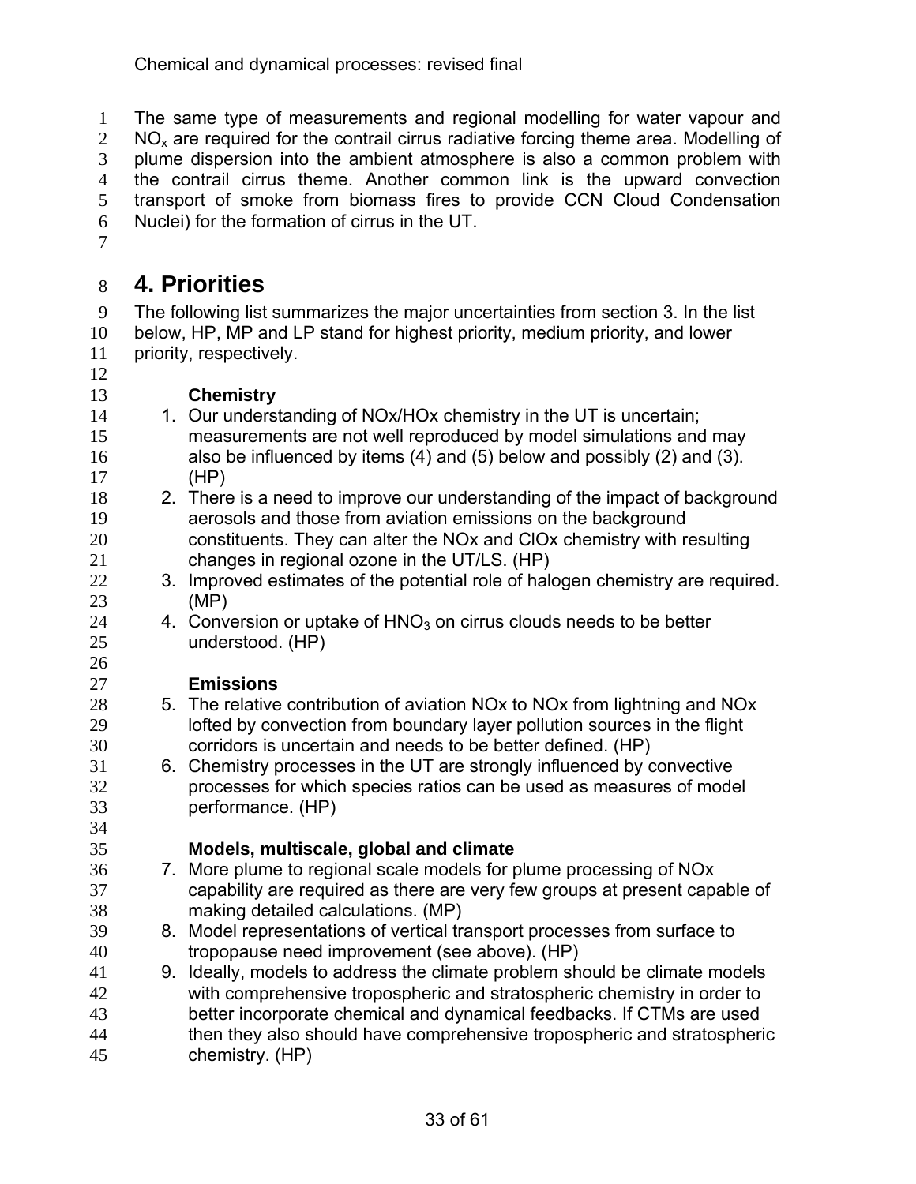The same type of measurements and regional modelling for water vapour and $NO_x$ are required for the contrail cirrus radiative forcing theme area. Modelling of plume dispersion into the ambient atmosphere is also a common problem with the contrail cirrus theme. Another common link is the upward convection transport of smoke from biomass fires to provide CCN Cloud Condensation Nuclei) for the formation of cirrus in the UT.

# 4. Priorities

The following list summarizes the major uncertainties from section 3. In the list below, HP, MP and LP stand for highest priority, medium priority, and lower priority, respectively.

**Chemistry**

1. Our understanding of NOx/HOx chemistry in the UT is uncertain; measurements are not well reproduced by model simulations and may also be influenced by items (4) and (5) below and possibly (2) and (3). (HP)
2. There is a need to improve our understanding of the impact of background aerosols and those from aviation emissions on the background constituents. They can alter the NOx and ClOx chemistry with resulting changes in regional ozone in the UT/LS. (HP)
3. Improved estimates of the potential role of halogen chemistry are required. (MP)
4. Conversion or uptake of $HNO_3$ on cirrus clouds needs to be better understood. (HP)

**Emissions**

5. The relative contribution of aviation NOx to NOx from lightning and NOx lofted by convection from boundary layer pollution sources in the flight corridors is uncertain and needs to be better defined. (HP)
6. Chemistry processes in the UT are strongly influenced by convective processes for which species ratios can be used as measures of model performance. (HP)

**Models, multiscale, global and climate**

7. More plume to regional scale models for plume processing of NOx capability are required as there are very few groups at present capable of making detailed calculations. (MP)
8. Model representations of vertical transport processes from surface to tropopause need improvement (see above). (HP)
9. Ideally, models to address the climate problem should be climate models with comprehensive tropospheric and stratospheric chemistry in order to better incorporate chemical and dynamical feedbacks. If CTMs are used then they also should have comprehensive tropospheric and stratospheric chemistry. (HP)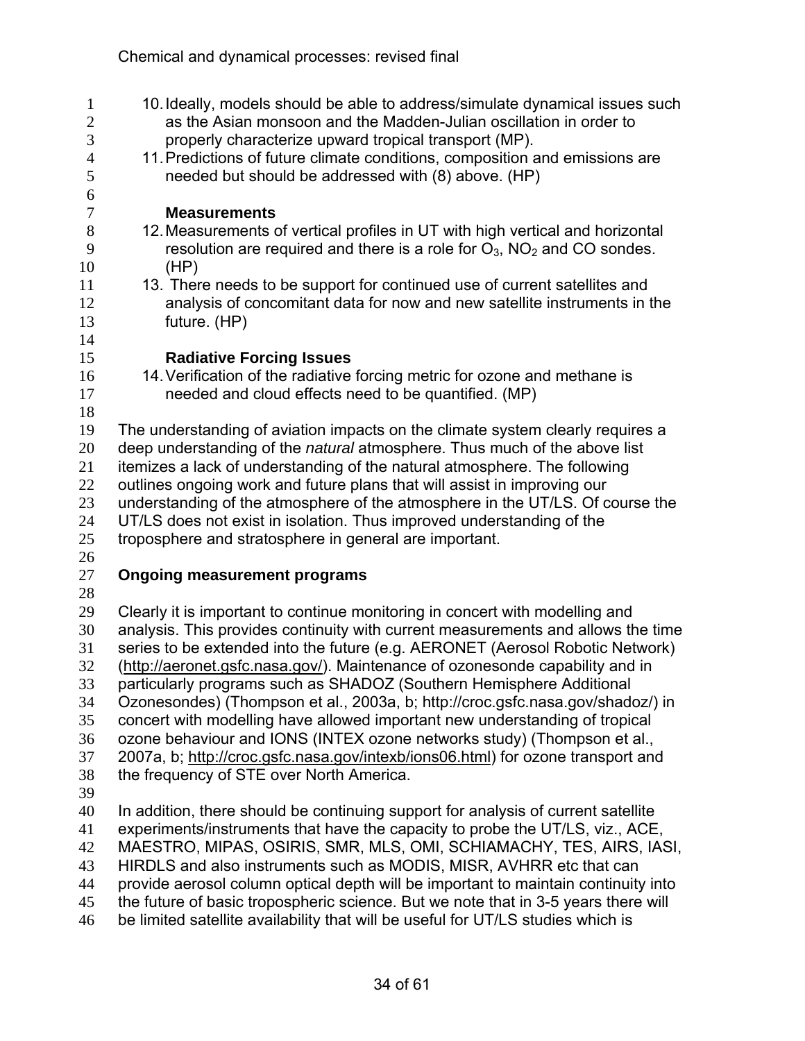10. Ideally, models should be able to address/simulate dynamical issues such as the Asian monsoon and the Madden-Julian oscillation in order to properly characterize upward tropical transport (MP).
11. Predictions of future climate conditions, composition and emissions are needed but should be addressed with (8) above. (HP)

**Measurements**

12. Measurements of vertical profiles in UT with high vertical and horizontal resolution are required and there is a role for $O_3$, $NO_2$ and CO sondes. (HP)
13. There needs to be support for continued use of current satellites and analysis of concomitant data for now and new satellite instruments in the future. (HP)

**Radiative Forcing Issues**

14. Verification of the radiative forcing metric for ozone and methane is needed and cloud effects need to be quantified. (MP)

The understanding of aviation impacts on the climate system clearly requires a deep understanding of the *natural* atmosphere. Thus much of the above list itemizes a lack of understanding of the natural atmosphere. The following outlines ongoing work and future plans that will assist in improving our understanding of the atmosphere of the atmosphere in the UT/LS. Of course the UT/LS does not exist in isolation. Thus improved understanding of the troposphere and stratosphere in general are important.

## Ongoing measurement programs

Clearly it is important to continue monitoring in concert with modelling and analysis. This provides continuity with current measurements and allows the time series to be extended into the future (e.g. AERONET (Aerosol Robotic Network) (http://aeronet.gsfc.nasa.gov/). Maintenance of ozonesonde capability and in particularly programs such as SHADOZ (Southern Hemisphere Additional Ozonesondes) (Thompson et al., 2003a, b; http://croc.gsfc.nasa.gov/shadoz/) in concert with modelling have allowed important new understanding of tropical ozone behaviour and IONS (INTEX ozone networks study) (Thompson et al., 2007a, b; http://croc.gsfc.nasa.gov/intexb/ions06.html) for ozone transport and the frequency of STE over North America.

In addition, there should be continuing support for analysis of current satellite experiments/instruments that have the capacity to probe the UT/LS, viz., ACE, MAESTRO, MIPAS, OSIRIS, SMR, MLS, OMI, SCHIAMACHY, TES, AIRS, IASI, HIRDLS and also instruments such as MODIS, MISR, AVHRR etc that can provide aerosol column optical depth will be important to maintain continuity into the future of basic tropospheric science. But we note that in 3-5 years there will be limited satellite availability that will be useful for UT/LS studies which is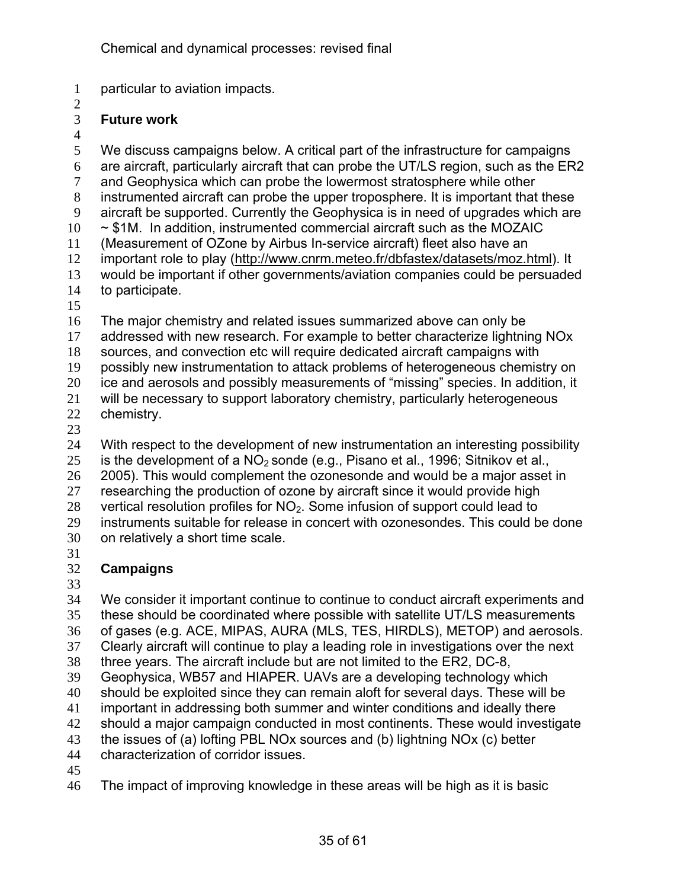particular to aviation impacts.

## Future work

We discuss campaigns below. A critical part of the infrastructure for campaigns are aircraft, particularly aircraft that can probe the UT/LS region, such as the ER2 and Geophysica which can probe the lowermost stratosphere while other instrumented aircraft can probe the upper troposphere. It is important that these aircraft be supported. Currently the Geophysica is in need of upgrades which are ~ $1M. In addition, instrumented commercial aircraft such as the MOZAIC (Measurement of OZone by Airbus In-service aircraft) fleet also have an important role to play (http://www.cnrm.meteo.fr/dbfastex/datasets/moz.html). It would be important if other governments/aviation companies could be persuaded to participate.

The major chemistry and related issues summarized above can only be addressed with new research. For example to better characterize lightning NOx sources, and convection etc will require dedicated aircraft campaigns with possibly new instrumentation to attack problems of heterogeneous chemistry on ice and aerosols and possibly measurements of "missing" species. In addition, it will be necessary to support laboratory chemistry, particularly heterogeneous chemistry.

With respect to the development of new instrumentation an interesting possibility is the development of a $NO_2$ sonde (e.g., Pisano et al., 1996; Sitnikov et al., 2005). This would complement the ozonesonde and would be a major asset in researching the production of ozone by aircraft since it would provide high vertical resolution profiles for $NO_2$. Some infusion of support could lead to instruments suitable for release in concert with ozonesondes. This could be done on relatively a short time scale.

## Campaigns

We consider it important continue to continue to conduct aircraft experiments and these should be coordinated where possible with satellite UT/LS measurements of gases (e.g. ACE, MIPAS, AURA (MLS, TES, HIRDLS), METOP) and aerosols. Clearly aircraft will continue to play a leading role in investigations over the next three years. The aircraft include but are not limited to the ER2, DC-8, Geophysica, WB57 and HIAPER. UAVs are a developing technology which should be exploited since they can remain aloft for several days. These will be important in addressing both summer and winter conditions and ideally there should a major campaign conducted in most continents. These would investigate the issues of (a) lofting PBL NOx sources and (b) lightning NOx (c) better characterization of corridor issues.

The impact of improving knowledge in these areas will be high as it is basic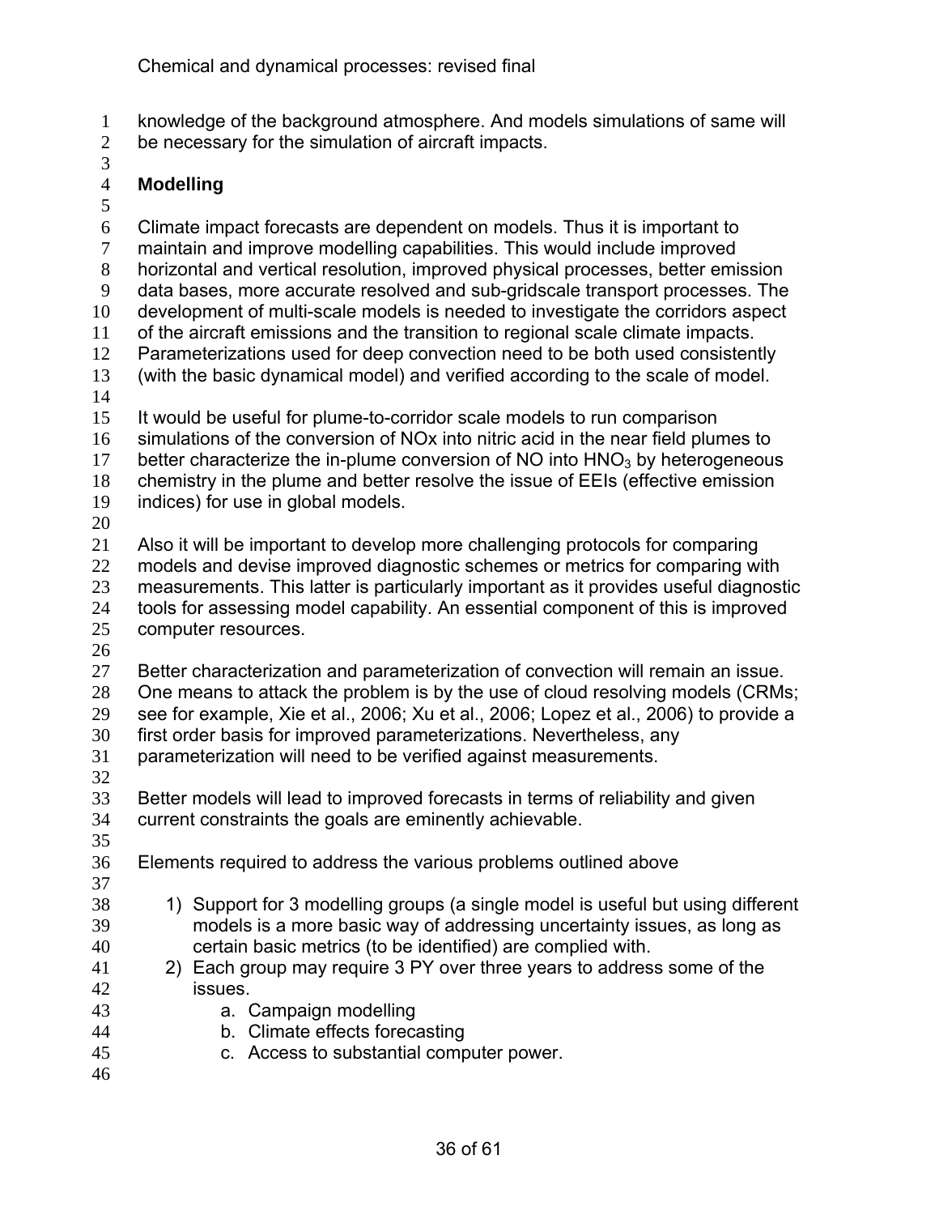knowledge of the background atmosphere. And models simulations of same will be necessary for the simulation of aircraft impacts.

## Modelling

Climate impact forecasts are dependent on models. Thus it is important to maintain and improve modelling capabilities. This would include improved horizontal and vertical resolution, improved physical processes, better emission data bases, more accurate resolved and sub-gridscale transport processes. The development of multi-scale models is needed to investigate the corridors aspect of the aircraft emissions and the transition to regional scale climate impacts. Parameterizations used for deep convection need to be both used consistently (with the basic dynamical model) and verified according to the scale of model.

It would be useful for plume-to-corridor scale models to run comparison simulations of the conversion of NOx into nitric acid in the near field plumes to better characterize the in-plume conversion of NO into $HNO_3$ by heterogeneous chemistry in the plume and better resolve the issue of EEIs (effective emission indices) for use in global models.

Also it will be important to develop more challenging protocols for comparing models and devise improved diagnostic schemes or metrics for comparing with measurements. This latter is particularly important as it provides useful diagnostic tools for assessing model capability. An essential component of this is improved computer resources.

Better characterization and parameterization of convection will remain an issue. One means to attack the problem is by the use of cloud resolving models (CRMs; see for example, Xie et al., 2006; Xu et al., 2006; Lopez et al., 2006) to provide a first order basis for improved parameterizations. Nevertheless, any parameterization will need to be verified against measurements.

Better models will lead to improved forecasts in terms of reliability and given current constraints the goals are eminently achievable.

Elements required to address the various problems outlined above

1) Support for 3 modelling groups (a single model is useful but using different models is a more basic way of addressing uncertainty issues, as long as certain basic metrics (to be identified) are complied with.
2) Each group may require 3 PY over three years to address some of the issues.
    a. Campaign modelling
    b. Climate effects forecasting
    c. Access to substantial computer power.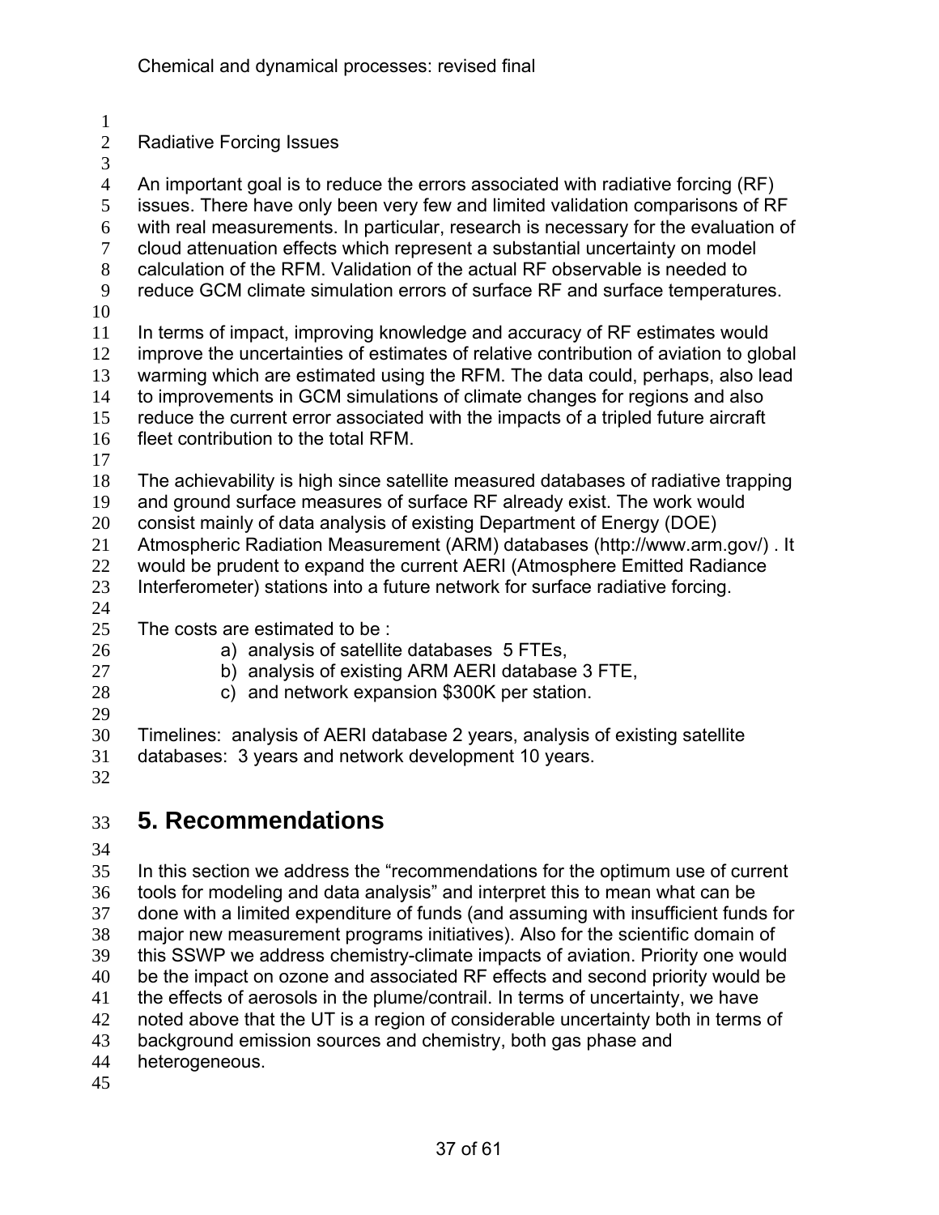Radiative Forcing Issues

An important goal is to reduce the errors associated with radiative forcing (RF) issues. There have only been very few and limited validation comparisons of RF with real measurements. In particular, research is necessary for the evaluation of cloud attenuation effects which represent a substantial uncertainty on model calculation of the RFM. Validation of the actual RF observable is needed to reduce GCM climate simulation errors of surface RF and surface temperatures.

In terms of impact, improving knowledge and accuracy of RF estimates would improve the uncertainties of estimates of relative contribution of aviation to global warming which are estimated using the RFM. The data could, perhaps, also lead to improvements in GCM simulations of climate changes for regions and also reduce the current error associated with the impacts of a tripled future aircraft fleet contribution to the total RFM.

The achievability is high since satellite measured databases of radiative trapping and ground surface measures of surface RF already exist. The work would consist mainly of data analysis of existing Department of Energy (DOE) Atmospheric Radiation Measurement (ARM) databases (http://www.arm.gov/) . It would be prudent to expand the current AERI (Atmosphere Emitted Radiance Interferometer) stations into a future network for surface radiative forcing.

The costs are estimated to be :

a) analysis of satellite databases 5 FTEs,
b) analysis of existing ARM AERI database 3 FTE,
c) and network expansion $300K per station.

Timelines: analysis of AERI database 2 years, analysis of existing satellite databases: 3 years and network development 10 years.

# 5. Recommendations

In this section we address the "recommendations for the optimum use of current tools for modeling and data analysis" and interpret this to mean what can be done with a limited expenditure of funds (and assuming with insufficient funds for major new measurement programs initiatives). Also for the scientific domain of this SSWP we address chemistry-climate impacts of aviation. Priority one would be the impact on ozone and associated RF effects and second priority would be the effects of aerosols in the plume/contrail. In terms of uncertainty, we have noted above that the UT is a region of considerable uncertainty both in terms of background emission sources and chemistry, both gas phase and heterogeneous.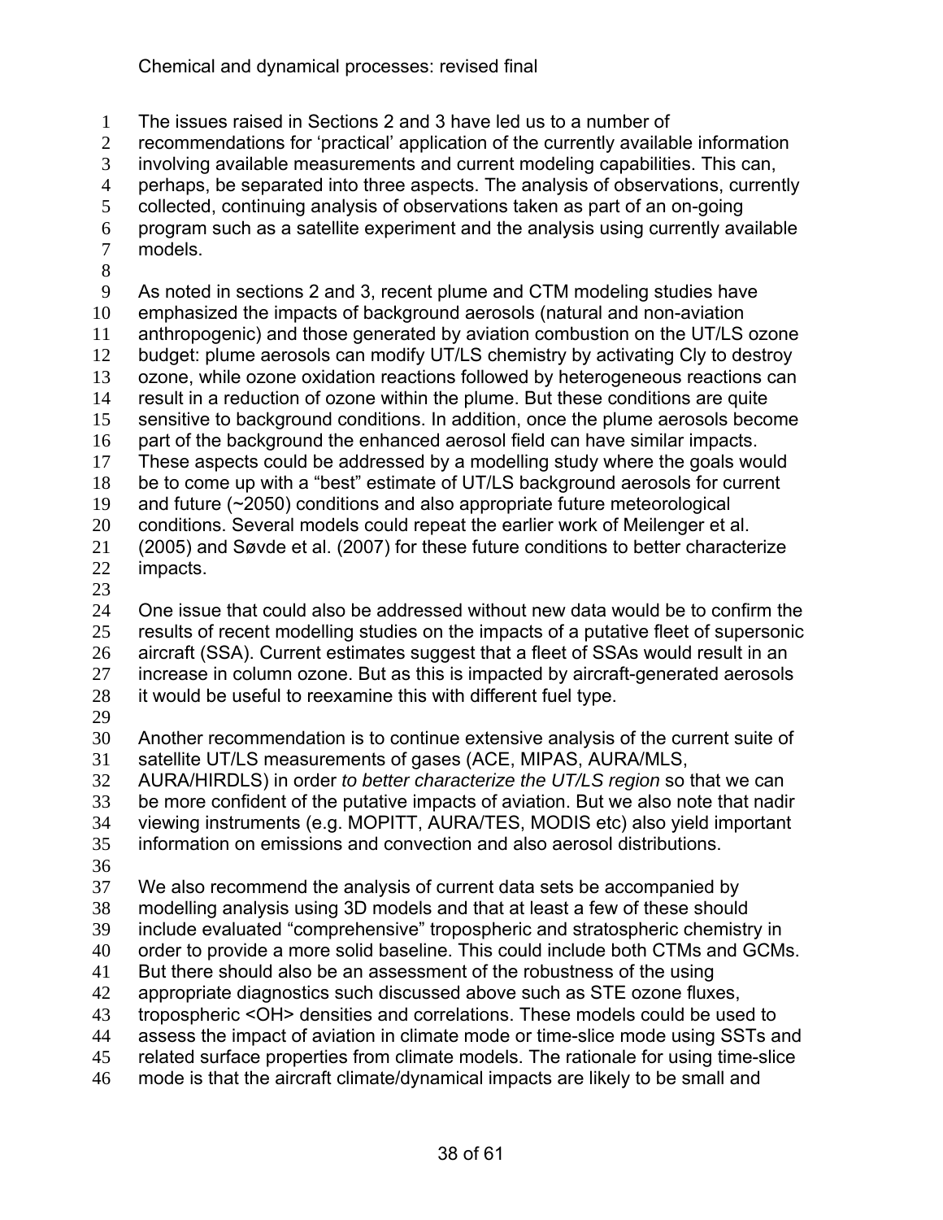The issues raised in Sections 2 and 3 have led us to a number of recommendations for 'practical' application of the currently available information involving available measurements and current modeling capabilities. This can, perhaps, be separated into three aspects. The analysis of observations, currently collected, continuing analysis of observations taken as part of an on-going program such as a satellite experiment and the analysis using currently available models.

As noted in sections 2 and 3, recent plume and CTM modeling studies have emphasized the impacts of background aerosols (natural and non-aviation anthropogenic) and those generated by aviation combustion on the UT/LS ozone budget: plume aerosols can modify UT/LS chemistry by activating Cly to destroy ozone, while ozone oxidation reactions followed by heterogeneous reactions can result in a reduction of ozone within the plume. But these conditions are quite sensitive to background conditions. In addition, once the plume aerosols become part of the background the enhanced aerosol field can have similar impacts. These aspects could be addressed by a modelling study where the goals would be to come up with a "best" estimate of UT/LS background aerosols for current and future (~2050) conditions and also appropriate future meteorological conditions. Several models could repeat the earlier work of Meilenger et al. (2005) and Søvde et al. (2007) for these future conditions to better characterize impacts.

One issue that could also be addressed without new data would be to confirm the results of recent modelling studies on the impacts of a putative fleet of supersonic aircraft (SSA). Current estimates suggest that a fleet of SSAs would result in an increase in column ozone. But as this is impacted by aircraft-generated aerosols it would be useful to reexamine this with different fuel type.

Another recommendation is to continue extensive analysis of the current suite of satellite UT/LS measurements of gases (ACE, MIPAS, AURA/MLS, AURA/HIRDLS) in order *to better characterize the UT/LS region* so that we can be more confident of the putative impacts of aviation. But we also note that nadir viewing instruments (e.g. MOPITT, AURA/TES, MODIS etc) also yield important information on emissions and convection and also aerosol distributions.

We also recommend the analysis of current data sets be accompanied by modelling analysis using 3D models and that at least a few of these should include evaluated "comprehensive" tropospheric and stratospheric chemistry in order to provide a more solid baseline. This could include both CTMs and GCMs. But there should also be an assessment of the robustness of the using appropriate diagnostics such discussed above such as STE ozone fluxes, tropospheric <OH> densities and correlations. These models could be used to assess the impact of aviation in climate mode or time-slice mode using SSTs and related surface properties from climate models. The rationale for using time-slice mode is that the aircraft climate/dynamical impacts are likely to be small and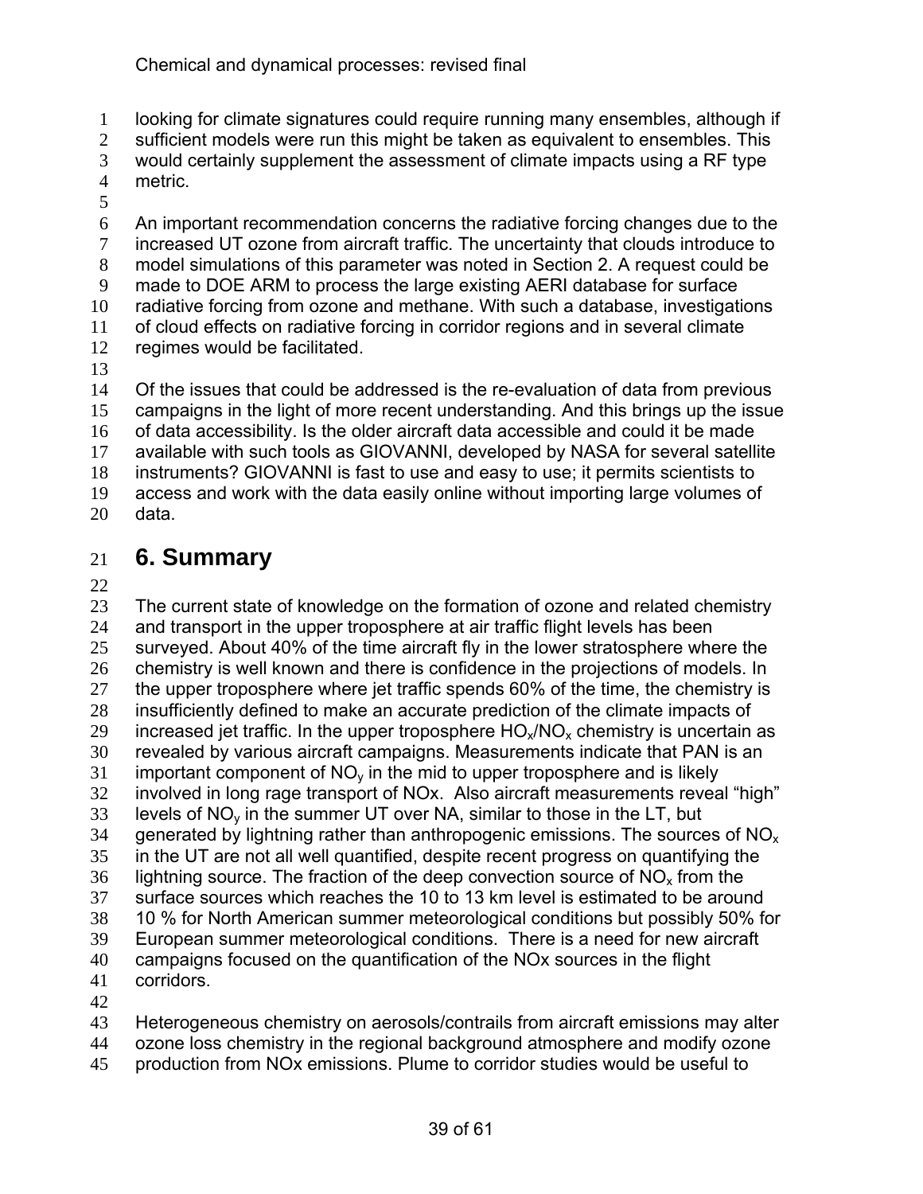looking for climate signatures could require running many ensembles, although if sufficient models were run this might be taken as equivalent to ensembles. This would certainly supplement the assessment of climate impacts using a RF type metric.

An important recommendation concerns the radiative forcing changes due to the increased UT ozone from aircraft traffic. The uncertainty that clouds introduce to model simulations of this parameter was noted in Section 2. A request could be made to DOE ARM to process the large existing AERI database for surface radiative forcing from ozone and methane. With such a database, investigations of cloud effects on radiative forcing in corridor regions and in several climate regimes would be facilitated.

Of the issues that could be addressed is the re-evaluation of data from previous campaigns in the light of more recent understanding. And this brings up the issue of data accessibility. Is the older aircraft data accessible and could it be made available with such tools as GIOVANNI, developed by NASA for several satellite instruments? GIOVANNI is fast to use and easy to use; it permits scientists to access and work with the data easily online without importing large volumes of data.

# 6. Summary

The current state of knowledge on the formation of ozone and related chemistry and transport in the upper troposphere at air traffic flight levels has been surveyed. About 40% of the time aircraft fly in the lower stratosphere where the chemistry is well known and there is confidence in the projections of models. In the upper troposphere where jet traffic spends 60% of the time, the chemistry is insufficiently defined to make an accurate prediction of the climate impacts of increased jet traffic. In the upper troposphere $HO_x/NO_x$ chemistry is uncertain as revealed by various aircraft campaigns. Measurements indicate that PAN is an important component of $NO_y$ in the mid to upper troposphere and is likely involved in long rage transport of NOx. Also aircraft measurements reveal "high" levels of $NO_y$ in the summer UT over NA, similar to those in the LT, but generated by lightning rather than anthropogenic emissions. The sources of $NO_x$ in the UT are not all well quantified, despite recent progress on quantifying the lightning source. The fraction of the deep convection source of $NO_x$ from the surface sources which reaches the 10 to 13 km level is estimated to be around 10 % for North American summer meteorological conditions but possibly 50% for European summer meteorological conditions. There is a need for new aircraft campaigns focused on the quantification of the NOx sources in the flight corridors.

Heterogeneous chemistry on aerosols/contrails from aircraft emissions may alter ozone loss chemistry in the regional background atmosphere and modify ozone production from NOx emissions. Plume to corridor studies would be useful to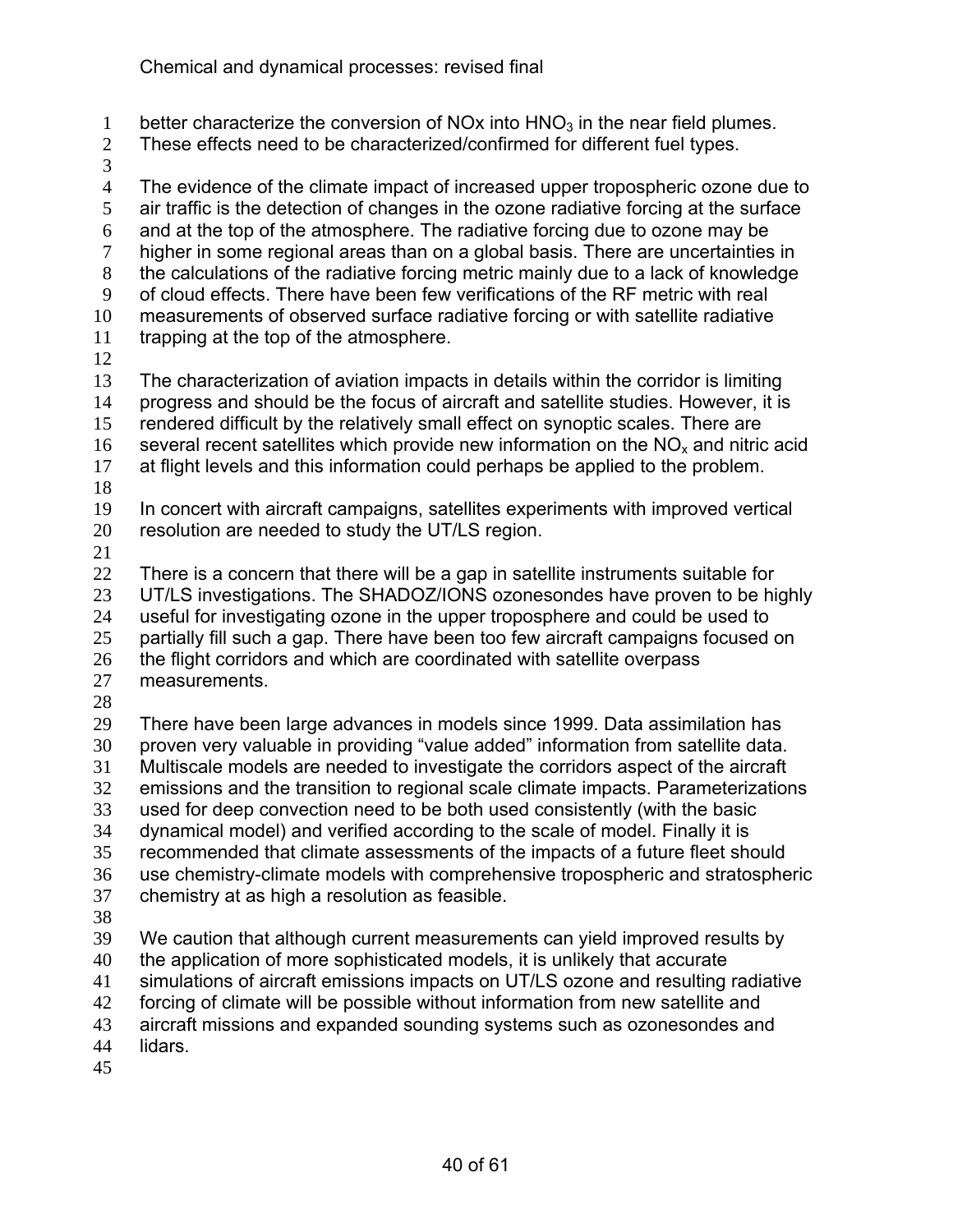better characterize the conversion of NOx into $HNO_3$ in the near field plumes. These effects need to be characterized/confirmed for different fuel types.

The evidence of the climate impact of increased upper tropospheric ozone due to air traffic is the detection of changes in the ozone radiative forcing at the surface and at the top of the atmosphere. The radiative forcing due to ozone may be higher in some regional areas than on a global basis. There are uncertainties in the calculations of the radiative forcing metric mainly due to a lack of knowledge of cloud effects. There have been few verifications of the RF metric with real measurements of observed surface radiative forcing or with satellite radiative trapping at the top of the atmosphere.

The characterization of aviation impacts in details within the corridor is limiting progress and should be the focus of aircraft and satellite studies. However, it is rendered difficult by the relatively small effect on synoptic scales. There are several recent satellites which provide new information on the $NO_x$ and nitric acid at flight levels and this information could perhaps be applied to the problem.

In concert with aircraft campaigns, satellites experiments with improved vertical resolution are needed to study the UT/LS region.

There is a concern that there will be a gap in satellite instruments suitable for UT/LS investigations. The SHADOZ/IONS ozonesondes have proven to be highly useful for investigating ozone in the upper troposphere and could be used to partially fill such a gap. There have been too few aircraft campaigns focused on the flight corridors and which are coordinated with satellite overpass measurements.

There have been large advances in models since 1999. Data assimilation has proven very valuable in providing “value added” information from satellite data. Multiscale models are needed to investigate the corridors aspect of the aircraft emissions and the transition to regional scale climate impacts. Parameterizations used for deep convection need to be both used consistently (with the basic dynamical model) and verified according to the scale of model. Finally it is recommended that climate assessments of the impacts of a future fleet should use chemistry-climate models with comprehensive tropospheric and stratospheric chemistry at as high a resolution as feasible.

We caution that although current measurements can yield improved results by the application of more sophisticated models, it is unlikely that accurate simulations of aircraft emissions impacts on UT/LS ozone and resulting radiative forcing of climate will be possible without information from new satellite and aircraft missions and expanded sounding systems such as ozonesondes and lidars.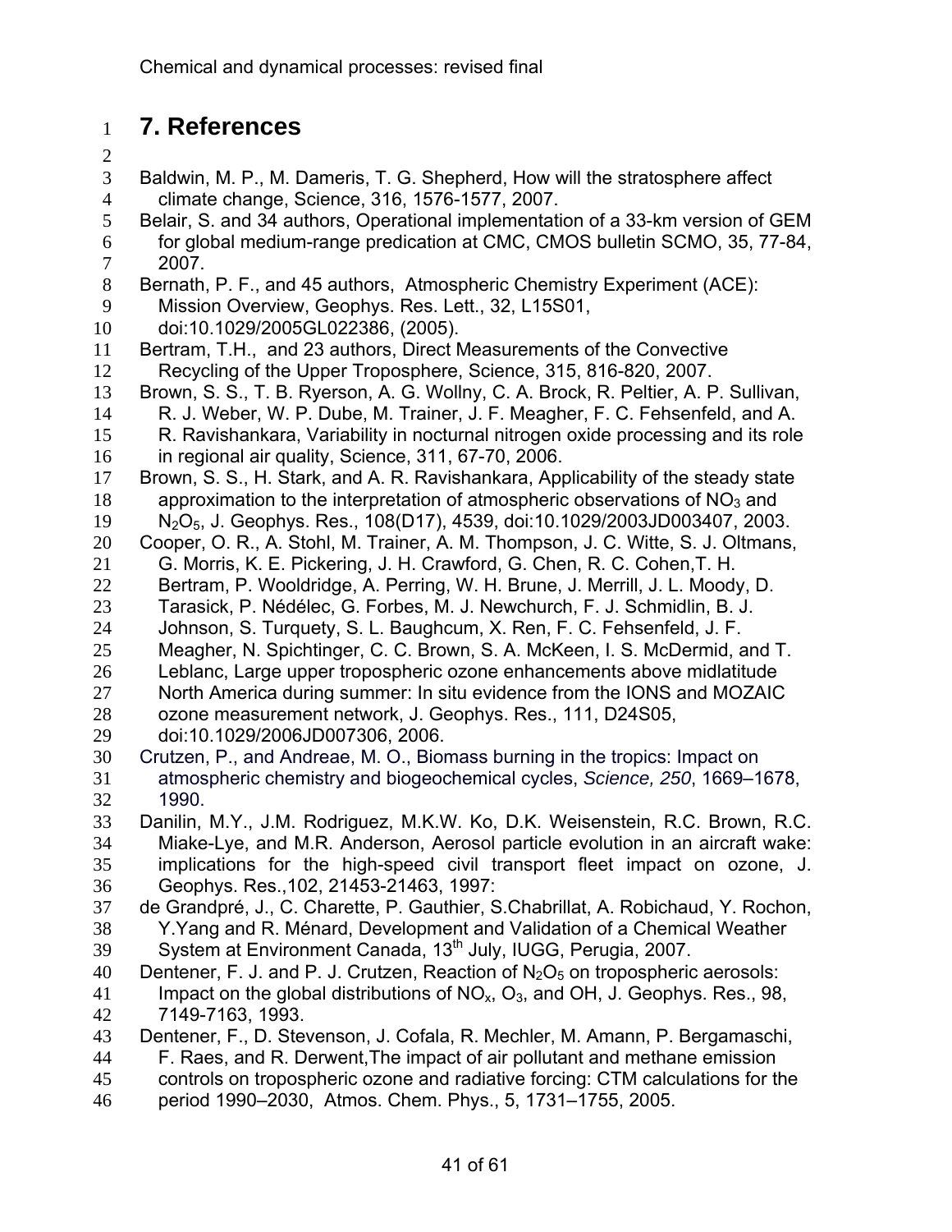# 7. References

Baldwin, M. P., M. Dameris, T. G. Shepherd, How will the stratosphere affect climate change, Science, 316, 1576-1577, 2007.

Belair, S. and 34 authors, Operational implementation of a 33-km version of GEM for global medium-range predication at CMC, CMOS bulletin SCMO, 35, 77-84, 2007.

Bernath, P. F., and 45 authors, Atmospheric Chemistry Experiment (ACE): Mission Overview, Geophys. Res. Lett., 32, L15S01, doi:10.1029/2005GL022386, (2005).

Bertram, T.H., and 23 authors, Direct Measurements of the Convective Recycling of the Upper Troposphere, Science, 315, 816-820, 2007.

Brown, S. S., T. B. Ryerson, A. G. Wollny, C. A. Brock, R. Peltier, A. P. Sullivan, R. J. Weber, W. P. Dube, M. Trainer, J. F. Meagher, F. C. Fehsenfeld, and A. R. Ravishankara, Variability in nocturnal nitrogen oxide processing and its role in regional air quality, Science, 311, 67-70, 2006.

Brown, S. S., H. Stark, and A. R. Ravishankara, Applicability of the steady state approximation to the interpretation of atmospheric observations of $NO_3$ and $N_2O_5$, J. Geophys. Res., 108(D17), 4539, doi:10.1029/2003JD003407, 2003.

Cooper, O. R., A. Stohl, M. Trainer, A. M. Thompson, J. C. Witte, S. J. Oltmans, G. Morris, K. E. Pickering, J. H. Crawford, G. Chen, R. C. Cohen,T. H. Bertram, P. Wooldridge, A. Perring, W. H. Brune, J. Merrill, J. L. Moody, D. Tarasick, P. Nédélec, G. Forbes, M. J. Newchurch, F. J. Schmidlin, B. J. Johnson, S. Turquety, S. L. Baughcum, X. Ren, F. C. Fehsenfeld, J. F. Meagher, N. Spichtinger, C. C. Brown, S. A. McKeen, I. S. McDermid, and T. Leblanc, Large upper tropospheric ozone enhancements above midlatitude North America during summer: In situ evidence from the IONS and MOZAIC ozone measurement network, J. Geophys. Res., 111, D24S05, doi:10.1029/2006JD007306, 2006.

Crutzen, P., and Andreae, M. O., Biomass burning in the tropics: Impact on atmospheric chemistry and biogeochemical cycles, *Science, 250*, 1669–1678, 1990.

Danilin, M.Y., J.M. Rodriguez, M.K.W. Ko, D.K. Weisenstein, R.C. Brown, R.C. Miake-Lye, and M.R. Anderson, Aerosol particle evolution in an aircraft wake: implications for the high-speed civil transport fleet impact on ozone, J. Geophys. Res.,102, 21453-21463, 1997:

de Grandpré, J., C. Charette, P. Gauthier, S.Chabrillat, A. Robichaud, Y. Rochon, Y.Yang and R. Ménard, Development and Validation of a Chemical Weather System at Environment Canada, 13th July, IUGG, Perugia, 2007.

Dentener, F. J. and P. J. Crutzen, Reaction of $N_2O_5$ on tropospheric aerosols: Impact on the global distributions of $NO_x$, $O_3$, and OH, J. Geophys. Res., 98, 7149-7163, 1993.

Dentener, F., D. Stevenson, J. Cofala, R. Mechler, M. Amann, P. Bergamaschi, F. Raes, and R. Derwent,The impact of air pollutant and methane emission controls on tropospheric ozone and radiative forcing: CTM calculations for the period 1990–2030, Atmos. Chem. Phys., 5, 1731–1755, 2005.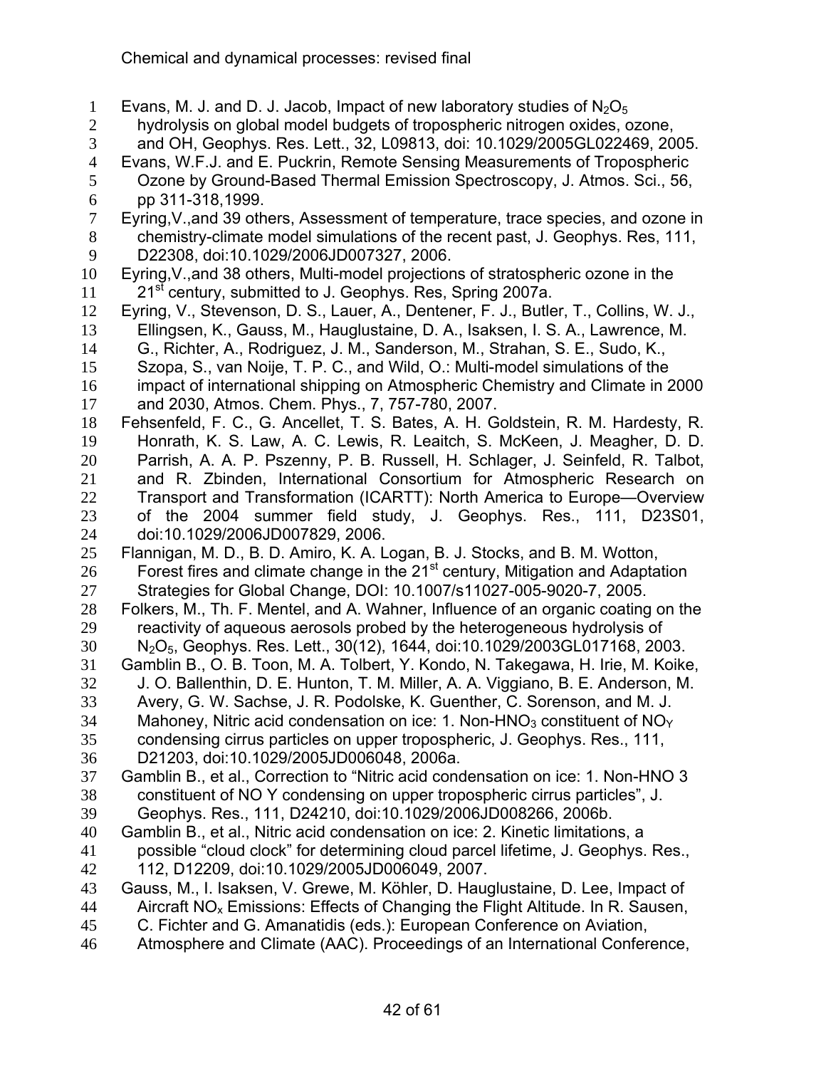Evans, M. J. and D. J. Jacob, Impact of new laboratory studies of $N_2O_5$ hydrolysis on global model budgets of tropospheric nitrogen oxides, ozone, and OH, Geophys. Res. Lett., 32, L09813, doi: 10.1029/2005GL022469, 2005.

Evans, W.F.J. and E. Puckrin, Remote Sensing Measurements of Tropospheric Ozone by Ground-Based Thermal Emission Spectroscopy, J. Atmos. Sci., 56, pp 311-318,1999.

Eyring,V.,and 39 others, Assessment of temperature, trace species, and ozone in chemistry-climate model simulations of the recent past, J. Geophys. Res, 111, D22308, doi:10.1029/2006JD007327, 2006.

Eyring,V.,and 38 others, Multi-model projections of stratospheric ozone in the 21st century, submitted to J. Geophys. Res, Spring 2007a.

Eyring, V., Stevenson, D. S., Lauer, A., Dentener, F. J., Butler, T., Collins, W. J., Ellingsen, K., Gauss, M., Hauglustaine, D. A., Isaksen, I. S. A., Lawrence, M. G., Richter, A., Rodriguez, J. M., Sanderson, M., Strahan, S. E., Sudo, K., Szopa, S., van Noije, T. P. C., and Wild, O.: Multi-model simulations of the impact of international shipping on Atmospheric Chemistry and Climate in 2000 and 2030, Atmos. Chem. Phys., 7, 757-780, 2007.

Fehsenfeld, F. C., G. Ancellet, T. S. Bates, A. H. Goldstein, R. M. Hardesty, R. Honrath, K. S. Law, A. C. Lewis, R. Leaitch, S. McKeen, J. Meagher, D. D. Parrish, A. A. P. Pszenny, P. B. Russell, H. Schlager, J. Seinfeld, R. Talbot, and R. Zbinden, International Consortium for Atmospheric Research on Transport and Transformation (ICARTT): North America to Europe—Overview of the 2004 summer field study, J. Geophys. Res., 111, D23S01, doi:10.1029/2006JD007829, 2006.

Flannigan, M. D., B. D. Amiro, K. A. Logan, B. J. Stocks, and B. M. Wotton, Forest fires and climate change in the 21st century, Mitigation and Adaptation Strategies for Global Change, DOI: 10.1007/s11027-005-9020-7, 2005.

Folkers, M., Th. F. Mentel, and A. Wahner, Influence of an organic coating on the reactivity of aqueous aerosols probed by the heterogeneous hydrolysis of $N_2O_5$, Geophys. Res. Lett., 30(12), 1644, doi:10.1029/2003GL017168, 2003.

Gamblin B., O. B. Toon, M. A. Tolbert, Y. Kondo, N. Takegawa, H. Irie, M. Koike, J. O. Ballenthin, D. E. Hunton, T. M. Miller, A. A. Viggiano, B. E. Anderson, M. Avery, G. W. Sachse, J. R. Podolske, K. Guenther, C. Sorenson, and M. J. Mahoney, Nitric acid condensation on ice: 1. Non-$HNO_3$ constituent of $NO_Y$ condensing cirrus particles on upper tropospheric, J. Geophys. Res., 111, D21203, doi:10.1029/2005JD006048, 2006a.

Gamblin B., et al., Correction to "Nitric acid condensation on ice: 1. Non-HNO 3 constituent of NO Y condensing on upper tropospheric cirrus particles", J. Geophys. Res., 111, D24210, doi:10.1029/2006JD008266, 2006b.

Gamblin B., et al., Nitric acid condensation on ice: 2. Kinetic limitations, a possible "cloud clock" for determining cloud parcel lifetime, J. Geophys. Res., 112, D12209, doi:10.1029/2005JD006049, 2007.

Gauss, M., I. Isaksen, V. Grewe, M. Köhler, D. Hauglustaine, D. Lee, Impact of Aircraft $NO_x$ Emissions: Effects of Changing the Flight Altitude. In R. Sausen, C. Fichter and G. Amanatidis (eds.): European Conference on Aviation, Atmosphere and Climate (AAC). Proceedings of an International Conference,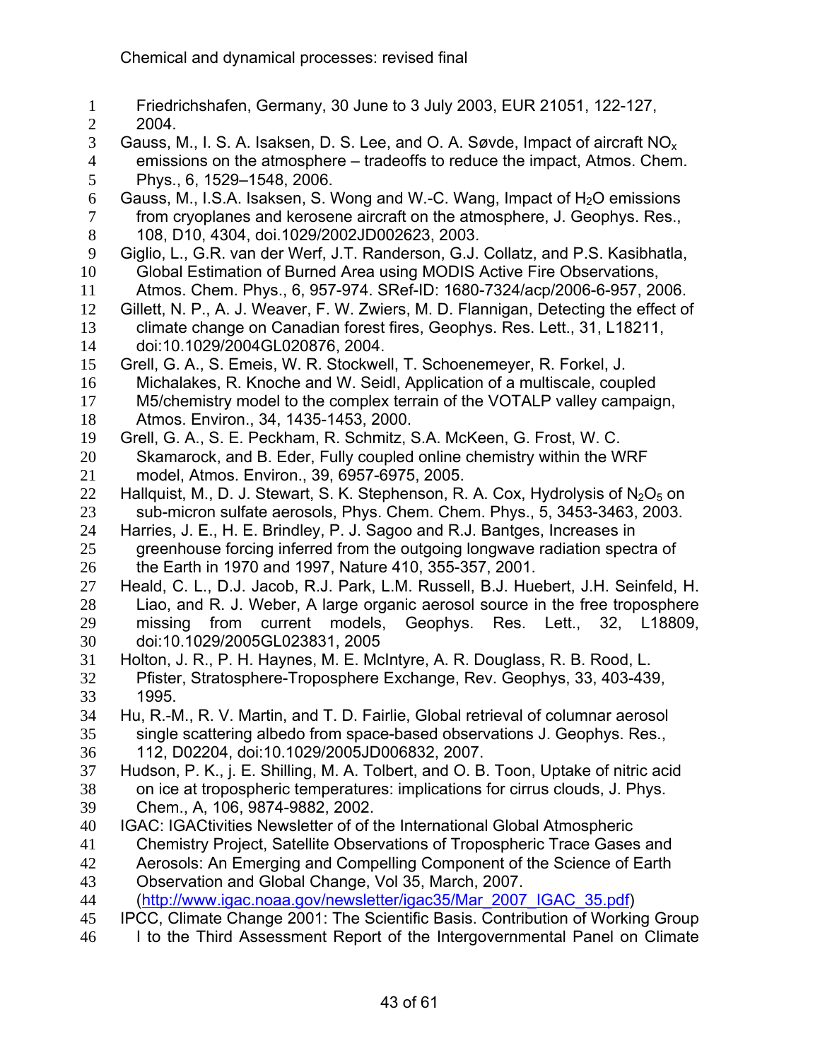Friedrichshafen, Germany, 30 June to 3 July 2003, EUR 21051, 122-127, 2004.

Gauss, M., I. S. A. Isaksen, D. S. Lee, and O. A. Søvde, Impact of aircraft $NO_x$ emissions on the atmosphere – tradeoffs to reduce the impact, Atmos. Chem. Phys., 6, 1529–1548, 2006.

Gauss, M., I.S.A. Isaksen, S. Wong and W.-C. Wang, Impact of $H_2O$ emissions from cryoplanes and kerosene aircraft on the atmosphere, J. Geophys. Res., 108, D10, 4304, doi.1029/2002JD002623, 2003.

Giglio, L., G.R. van der Werf, J.T. Randerson, G.J. Collatz, and P.S. Kasibhatla, Global Estimation of Burned Area using MODIS Active Fire Observations, Atmos. Chem. Phys., 6, 957-974. SRef-ID: 1680-7324/acp/2006-6-957, 2006.

Gillett, N. P., A. J. Weaver, F. W. Zwiers, M. D. Flannigan, Detecting the effect of climate change on Canadian forest fires, Geophys. Res. Lett., 31, L18211, doi:10.1029/2004GL020876, 2004.

Grell, G. A., S. Emeis, W. R. Stockwell, T. Schoenemeyer, R. Forkel, J. Michalakes, R. Knoche and W. Seidl, Application of a multiscale, coupled M5/chemistry model to the complex terrain of the VOTALP valley campaign, Atmos. Environ., 34, 1435-1453, 2000.

Grell, G. A., S. E. Peckham, R. Schmitz, S.A. McKeen, G. Frost, W. C. Skamarock, and B. Eder, Fully coupled online chemistry within the WRF model, Atmos. Environ., 39, 6957-6975, 2005.

Hallquist, M., D. J. Stewart, S. K. Stephenson, R. A. Cox, Hydrolysis of $N_2O_5$ on sub-micron sulfate aerosols, Phys. Chem. Chem. Phys., 5, 3453-3463, 2003.

Harries, J. E., H. E. Brindley, P. J. Sagoo and R.J. Bantges, Increases in greenhouse forcing inferred from the outgoing longwave radiation spectra of the Earth in 1970 and 1997, Nature 410, 355-357, 2001.

Heald, C. L., D.J. Jacob, R.J. Park, L.M. Russell, B.J. Huebert, J.H. Seinfeld, H. Liao, and R. J. Weber, A large organic aerosol source in the free troposphere missing from current models, Geophys. Res. Lett., 32, L18809, doi:10.1029/2005GL023831, 2005

Holton, J. R., P. H. Haynes, M. E. McIntyre, A. R. Douglass, R. B. Rood, L. Pfister, Stratosphere-Troposphere Exchange, Rev. Geophys, 33, 403-439, 1995.

Hu, R.-M., R. V. Martin, and T. D. Fairlie, Global retrieval of columnar aerosol single scattering albedo from space-based observations J. Geophys. Res., 112, D02204, doi:10.1029/2005JD006832, 2007.

Hudson, P. K., j. E. Shilling, M. A. Tolbert, and O. B. Toon, Uptake of nitric acid on ice at tropospheric temperatures: implications for cirrus clouds, J. Phys. Chem., A, 106, 9874-9882, 2002.

IGAC: IGACtivities Newsletter of of the International Global Atmospheric Chemistry Project, Satellite Observations of Tropospheric Trace Gases and Aerosols: An Emerging and Compelling Component of the Science of Earth Observation and Global Change, Vol 35, March, 2007. (http://www.igac.noaa.gov/newsletter/igac35/Mar_2007_IGAC_35.pdf)

IPCC, Climate Change 2001: The Scientific Basis. Contribution of Working Group I to the Third Assessment Report of the Intergovernmental Panel on Climate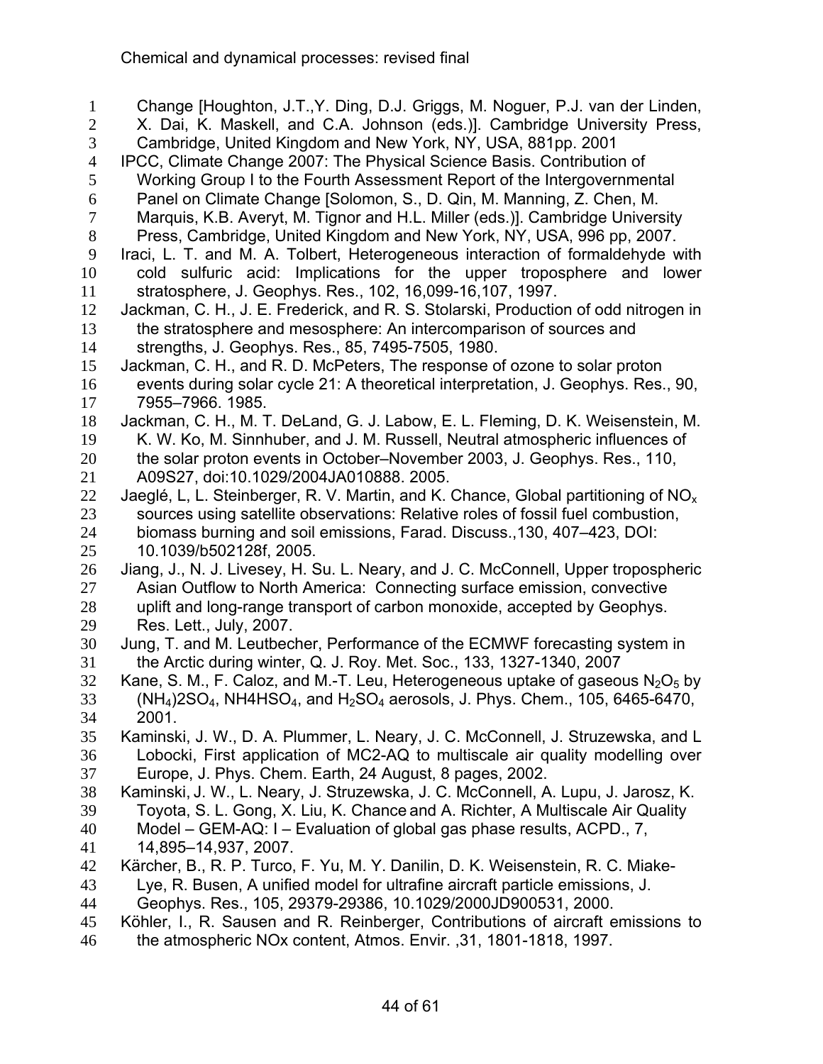Change [Houghton, J.T.,Y. Ding, D.J. Griggs, M. Noguer, P.J. van der Linden, X. Dai, K. Maskell, and C.A. Johnson (eds.)]. Cambridge University Press, Cambridge, United Kingdom and New York, NY, USA, 881pp. 2001

IPCC, Climate Change 2007: The Physical Science Basis. Contribution of Working Group I to the Fourth Assessment Report of the Intergovernmental Panel on Climate Change [Solomon, S., D. Qin, M. Manning, Z. Chen, M. Marquis, K.B. Averyt, M. Tignor and H.L. Miller (eds.)]. Cambridge University Press, Cambridge, United Kingdom and New York, NY, USA, 996 pp, 2007.

Iraci, L. T. and M. A. Tolbert, Heterogeneous interaction of formaldehyde with cold sulfuric acid: Implications for the upper troposphere and lower stratosphere, J. Geophys. Res., 102, 16,099-16,107, 1997.

Jackman, C. H., J. E. Frederick, and R. S. Stolarski, Production of odd nitrogen in the stratosphere and mesosphere: An intercomparison of sources and strengths, J. Geophys. Res., 85, 7495-7505, 1980.

Jackman, C. H., and R. D. McPeters, The response of ozone to solar proton events during solar cycle 21: A theoretical interpretation, J. Geophys. Res., 90, 7955–7966. 1985.

Jackman, C. H., M. T. DeLand, G. J. Labow, E. L. Fleming, D. K. Weisenstein, M. K. W. Ko, M. Sinnhuber, and J. M. Russell, Neutral atmospheric influences of the solar proton events in October–November 2003, J. Geophys. Res., 110, A09S27, doi:10.1029/2004JA010888. 2005.

Jaeglé, L, L. Steinberger, R. V. Martin, and K. Chance, Global partitioning of $NO_x$ sources using satellite observations: Relative roles of fossil fuel combustion, biomass burning and soil emissions, Farad. Discuss.,130, 407–423, DOI: 10.1039/b502128f, 2005.

Jiang, J., N. J. Livesey, H. Su. L. Neary, and J. C. McConnell, Upper tropospheric Asian Outflow to North America: Connecting surface emission, convective uplift and long-range transport of carbon monoxide, accepted by Geophys. Res. Lett., July, 2007.

Jung, T. and M. Leutbecher, Performance of the ECMWF forecasting system in the Arctic during winter, Q. J. Roy. Met. Soc., 133, 1327-1340, 2007

Kane, S. M., F. Caloz, and M.-T. Leu, Heterogeneous uptake of gaseous $N_2O_5$ by $(NH_4)2SO_4$, NH4HSO$_4$, and $H_2SO_4$ aerosols, J. Phys. Chem., 105, 6465-6470, 2001.

Kaminski, J. W., D. A. Plummer, L. Neary, J. C. McConnell, J. Struzewska, and L Lobocki, First application of MC2-AQ to multiscale air quality modelling over Europe, J. Phys. Chem. Earth, 24 August, 8 pages, 2002.

Kaminski, J. W., L. Neary, J. Struzewska, J. C. McConnell, A. Lupu, J. Jarosz, K. Toyota, S. L. Gong, X. Liu, K. Chance and A. Richter, A Multiscale Air Quality Model – GEM-AQ: I – Evaluation of global gas phase results, ACPD., 7, 14,895–14,937, 2007.

Kärcher, B., R. P. Turco, F. Yu, M. Y. Danilin, D. K. Weisenstein, R. C. Miake-Lye, R. Busen, A unified model for ultrafine aircraft particle emissions, J. Geophys. Res., 105, 29379-29386, 10.1029/2000JD900531, 2000.

Köhler, I., R. Sausen and R. Reinberger, Contributions of aircraft emissions to the atmospheric NOx content, Atmos. Envir. ,31, 1801-1818, 1997.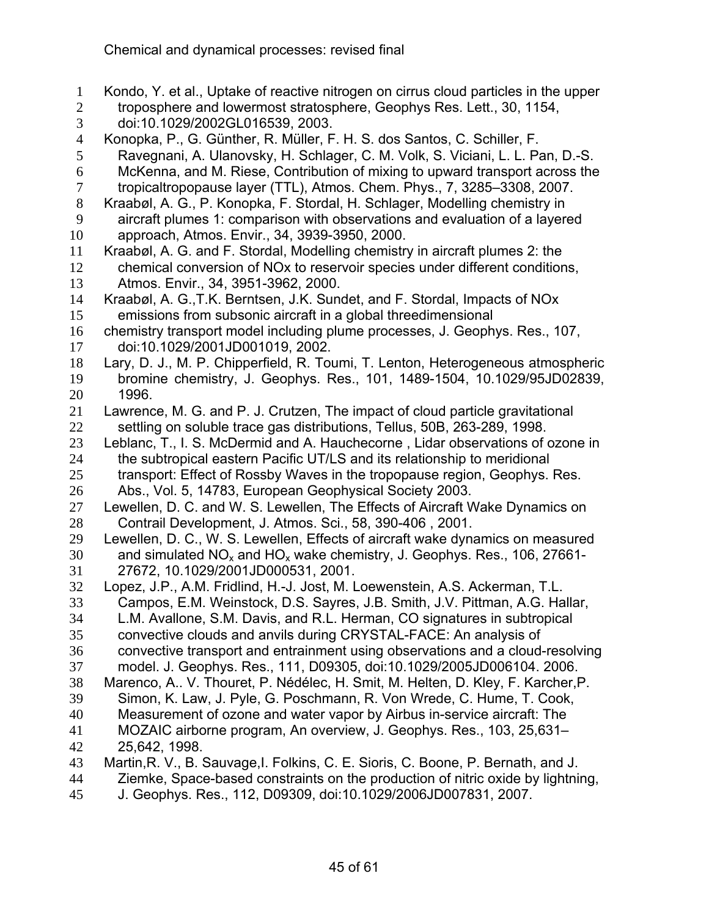Kondo, Y. et al., Uptake of reactive nitrogen on cirrus cloud particles in the upper troposphere and lowermost stratosphere, Geophys Res. Lett., 30, 1154, doi:10.1029/2002GL016539, 2003.

Konopka, P., G. Günther, R. Müller, F. H. S. dos Santos, C. Schiller, F. Ravegnani, A. Ulanovsky, H. Schlager, C. M. Volk, S. Viciani, L. L. Pan, D.-S. McKenna, and M. Riese, Contribution of mixing to upward transport across the tropicaltropopause layer (TTL), Atmos. Chem. Phys., 7, 3285–3308, 2007.

Kraabøl, A. G., P. Konopka, F. Stordal, H. Schlager, Modelling chemistry in aircraft plumes 1: comparison with observations and evaluation of a layered approach, Atmos. Envir., 34, 3939-3950, 2000.

Kraabøl, A. G. and F. Stordal, Modelling chemistry in aircraft plumes 2: the chemical conversion of NOx to reservoir species under different conditions, Atmos. Envir., 34, 3951-3962, 2000.

Kraabøl, A. G.,T.K. Berntsen, J.K. Sundet, and F. Stordal, Impacts of NOx emissions from subsonic aircraft in a global threedimensional chemistry transport model including plume processes, J. Geophys. Res., 107, doi:10.1029/2001JD001019, 2002.

Lary, D. J., M. P. Chipperfield, R. Toumi, T. Lenton, Heterogeneous atmospheric bromine chemistry, J. Geophys. Res., 101, 1489-1504, 10.1029/95JD02839, 1996.

Lawrence, M. G. and P. J. Crutzen, The impact of cloud particle gravitational settling on soluble trace gas distributions, Tellus, 50B, 263-289, 1998.

Leblanc, T., I. S. McDermid and A. Hauchecorne , Lidar observations of ozone in the subtropical eastern Pacific UT/LS and its relationship to meridional transport: Effect of Rossby Waves in the tropopause region, Geophys. Res. Abs., Vol. 5, 14783, European Geophysical Society 2003.

Lewellen, D. C. and W. S. Lewellen, The Effects of Aircraft Wake Dynamics on Contrail Development, J. Atmos. Sci., 58, 390-406 , 2001.

Lewellen, D. C., W. S. Lewellen, Effects of aircraft wake dynamics on measured and simulated $NO_x$ and $HO_x$ wake chemistry, J. Geophys. Res., 106, 27661-27672, 10.1029/2001JD000531, 2001.

Lopez, J.P., A.M. Fridlind, H.-J. Jost, M. Loewenstein, A.S. Ackerman, T.L. Campos, E.M. Weinstock, D.S. Sayres, J.B. Smith, J.V. Pittman, A.G. Hallar, L.M. Avallone, S.M. Davis, and R.L. Herman, CO signatures in subtropical convective clouds and anvils during CRYSTAL-FACE: An analysis of convective transport and entrainment using observations and a cloud-resolving model. J. Geophys. Res., 111, D09305, doi:10.1029/2005JD006104. 2006.

Marenco, A.. V. Thouret, P. Nédélec, H. Smit, M. Helten, D. Kley, F. Karcher,P. Simon, K. Law, J. Pyle, G. Poschmann, R. Von Wrede, C. Hume, T. Cook, Measurement of ozone and water vapor by Airbus in-service aircraft: The MOZAIC airborne program, An overview, J. Geophys. Res., 103, 25,631–25,642, 1998.

Martin,R. V., B. Sauvage,I. Folkins, C. E. Sioris, C. Boone, P. Bernath, and J. Ziemke, Space-based constraints on the production of nitric oxide by lightning, J. Geophys. Res., 112, D09309, doi:10.1029/2006JD007831, 2007.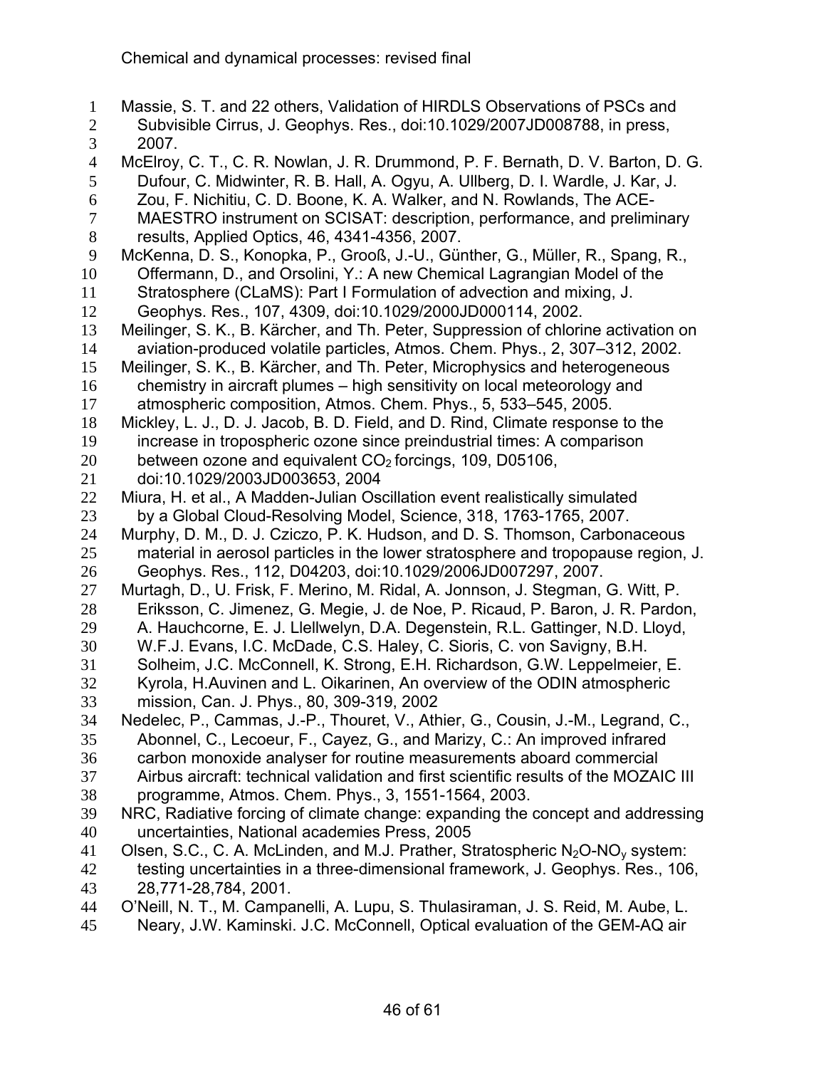Massie, S. T. and 22 others, Validation of HIRDLS Observations of PSCs and Subvisible Cirrus, J. Geophys. Res., doi:10.1029/2007JD008788, in press, 2007.

McElroy, C. T., C. R. Nowlan, J. R. Drummond, P. F. Bernath, D. V. Barton, D. G. Dufour, C. Midwinter, R. B. Hall, A. Ogyu, A. Ullberg, D. I. Wardle, J. Kar, J. Zou, F. Nichitiu, C. D. Boone, K. A. Walker, and N. Rowlands, The ACE-MAESTRO instrument on SCISAT: description, performance, and preliminary results, Applied Optics, 46, 4341-4356, 2007.

McKenna, D. S., Konopka, P., Grooß, J.-U., Günther, G., Müller, R., Spang, R., Offermann, D., and Orsolini, Y.: A new Chemical Lagrangian Model of the Stratosphere (CLaMS): Part I Formulation of advection and mixing, J. Geophys. Res., 107, 4309, doi:10.1029/2000JD000114, 2002.

Meilinger, S. K., B. Kärcher, and Th. Peter, Suppression of chlorine activation on aviation-produced volatile particles, Atmos. Chem. Phys., 2, 307–312, 2002.

Meilinger, S. K., B. Kärcher, and Th. Peter, Microphysics and heterogeneous chemistry in aircraft plumes – high sensitivity on local meteorology and atmospheric composition, Atmos. Chem. Phys., 5, 533–545, 2005.

Mickley, L. J., D. J. Jacob, B. D. Field, and D. Rind, Climate response to the increase in tropospheric ozone since preindustrial times: A comparison between ozone and equivalent $CO_2$ forcings, 109, D05106, doi:10.1029/2003JD003653, 2004

Miura, H. et al., A Madden-Julian Oscillation event realistically simulated by a Global Cloud-Resolving Model, Science, 318, 1763-1765, 2007.

Murphy, D. M., D. J. Cziczo, P. K. Hudson, and D. S. Thomson, Carbonaceous material in aerosol particles in the lower stratosphere and tropopause region, J. Geophys. Res., 112, D04203, doi:10.1029/2006JD007297, 2007.

Murtagh, D., U. Frisk, F. Merino, M. Ridal, A. Jonnson, J. Stegman, G. Witt, P. Eriksson, C. Jimenez, G. Megie, J. de Noe, P. Ricaud, P. Baron, J. R. Pardon, A. Hauchcorne, E. J. Llellwelyn, D.A. Degenstein, R.L. Gattinger, N.D. Lloyd, W.F.J. Evans, I.C. McDade, C.S. Haley, C. Sioris, C. von Savigny, B.H. Solheim, J.C. McConnell, K. Strong, E.H. Richardson, G.W. Leppelmeier, E. Kyrola, H.Auvinen and L. Oikarinen, An overview of the ODIN atmospheric mission, Can. J. Phys., 80, 309-319, 2002

Nedelec, P., Cammas, J.-P., Thouret, V., Athier, G., Cousin, J.-M., Legrand, C., Abonnel, C., Lecoeur, F., Cayez, G., and Marizy, C.: An improved infrared carbon monoxide analyser for routine measurements aboard commercial Airbus aircraft: technical validation and first scientific results of the MOZAIC III programme, Atmos. Chem. Phys., 3, 1551-1564, 2003.

NRC, Radiative forcing of climate change: expanding the concept and addressing uncertainties, National academies Press, 2005

Olsen, S.C., C. A. McLinden, and M.J. Prather, Stratospheric $N_2O$-$NO_y$ system: testing uncertainties in a three-dimensional framework, J. Geophys. Res., 106, 28,771-28,784, 2001.

O'Neill, N. T., M. Campanelli, A. Lupu, S. Thulasiraman, J. S. Reid, M. Aube, L. Neary, J.W. Kaminski. J.C. McConnell, Optical evaluation of the GEM-AQ air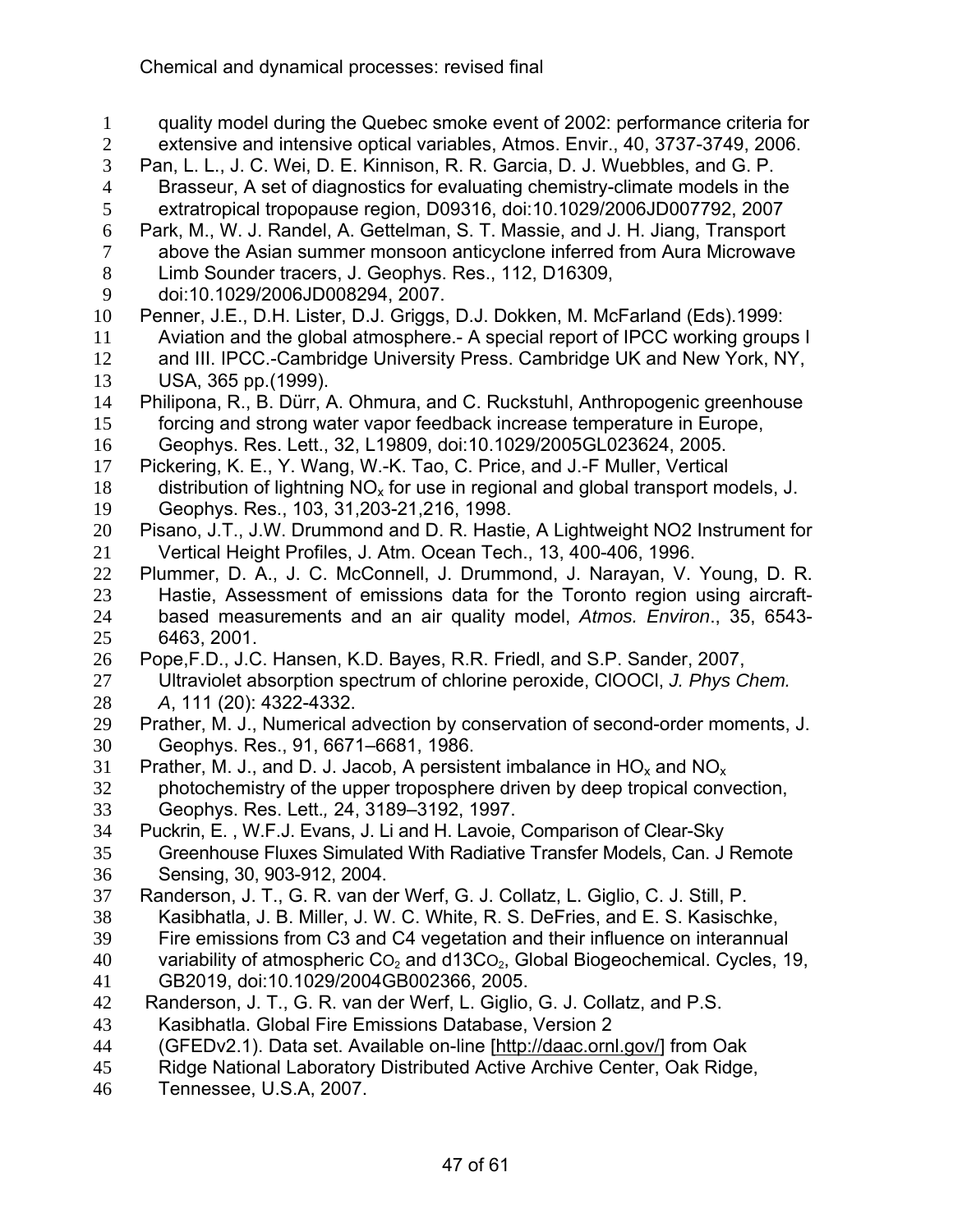quality model during the Quebec smoke event of 2002: performance criteria for extensive and intensive optical variables, Atmos. Envir., 40, 3737-3749, 2006.

Pan, L. L., J. C. Wei, D. E. Kinnison, R. R. Garcia, D. J. Wuebbles, and G. P. Brasseur, A set of diagnostics for evaluating chemistry-climate models in the extratropical tropopause region, D09316, doi:10.1029/2006JD007792, 2007

Park, M., W. J. Randel, A. Gettelman, S. T. Massie, and J. H. Jiang, Transport above the Asian summer monsoon anticyclone inferred from Aura Microwave Limb Sounder tracers, J. Geophys. Res., 112, D16309, doi:10.1029/2006JD008294, 2007.

Penner, J.E., D.H. Lister, D.J. Griggs, D.J. Dokken, M. McFarland (Eds).1999: Aviation and the global atmosphere.- A special report of IPCC working groups I and III. IPCC.-Cambridge University Press. Cambridge UK and New York, NY, USA, 365 pp.(1999).

Philipona, R., B. Dürr, A. Ohmura, and C. Ruckstuhl, Anthropogenic greenhouse forcing and strong water vapor feedback increase temperature in Europe, Geophys. Res. Lett., 32, L19809, doi:10.1029/2005GL023624, 2005.

Pickering, K. E., Y. Wang, W.-K. Tao, C. Price, and J.-F Muller, Vertical distribution of lightning $NO_x$ for use in regional and global transport models, J. Geophys. Res., 103, 31,203-21,216, 1998.

Pisano, J.T., J.W. Drummond and D. R. Hastie, A Lightweight NO2 Instrument for Vertical Height Profiles, J. Atm. Ocean Tech., 13, 400-406, 1996.

Plummer, D. A., J. C. McConnell, J. Drummond, J. Narayan, V. Young, D. R. Hastie, Assessment of emissions data for the Toronto region using aircraft-based measurements and an air quality model, *Atmos. Environ*., 35, 6543-6463, 2001.

Pope,F.D., J.C. Hansen, K.D. Bayes, R.R. Friedl, and S.P. Sander, 2007, Ultraviolet absorption spectrum of chlorine peroxide, ClOOCl, *J. Phys Chem. A*, 111 (20): 4322-4332.

Prather, M. J., Numerical advection by conservation of second-order moments, J. Geophys. Res., 91, 6671–6681, 1986.

Prather, M. J., and D. J. Jacob, A persistent imbalance in $HO_x$ and $NO_x$ photochemistry of the upper troposphere driven by deep tropical convection, Geophys. Res. Lett., 24, 3189–3192, 1997.

Puckrin, E. , W.F.J. Evans, J. Li and H. Lavoie, Comparison of Clear-Sky Greenhouse Fluxes Simulated With Radiative Transfer Models, Can. J Remote Sensing, 30, 903-912, 2004.

Randerson, J. T., G. R. van der Werf, G. J. Collatz, L. Giglio, C. J. Still, P. Kasibhatla, J. B. Miller, J. W. C. White, R. S. DeFries, and E. S. Kasischke, Fire emissions from C3 and C4 vegetation and their influence on interannual variability of atmospheric $Co_2$ and d13$Co_2$, Global Biogeochemical. Cycles, 19, GB2019, doi:10.1029/2004GB002366, 2005.

Randerson, J. T., G. R. van der Werf, L. Giglio, G. J. Collatz, and P.S. Kasibhatla. Global Fire Emissions Database, Version 2 (GFEDv2.1). Data set. Available on-line [http://daac.ornl.gov/] from Oak Ridge National Laboratory Distributed Active Archive Center, Oak Ridge, Tennessee, U.S.A, 2007.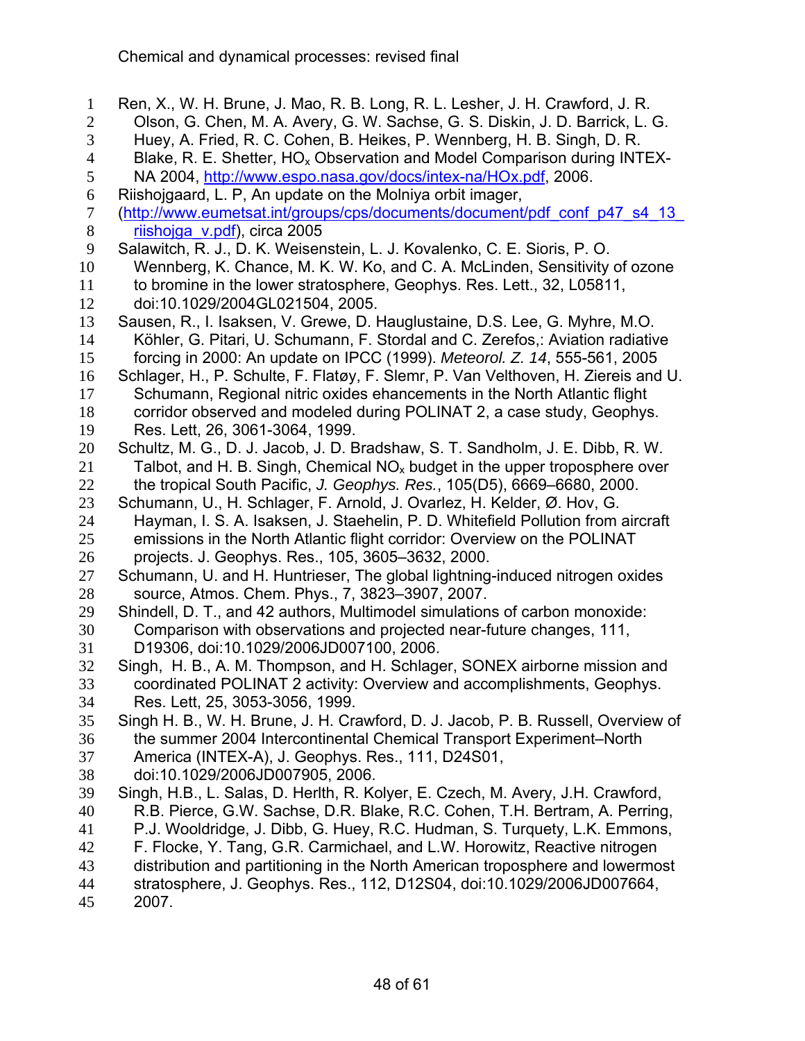Ren, X., W. H. Brune, J. Mao, R. B. Long, R. L. Lesher, J. H. Crawford, J. R. Olson, G. Chen, M. A. Avery, G. W. Sachse, G. S. Diskin, J. D. Barrick, L. G. Huey, A. Fried, R. C. Cohen, B. Heikes, P. Wennberg, H. B. Singh, D. R. Blake, R. E. Shetter, $HO_x$ Observation and Model Comparison during INTEX-NA 2004, http://www.espo.nasa.gov/docs/intex-na/HOx.pdf, 2006.

Riishojgaard, L. P, An update on the Molniya orbit imager, (http://www.eumetsat.int/groups/cps/documents/document/pdf_conf_p47_s4_13_riishojga_v.pdf), circa 2005

Salawitch, R. J., D. K. Weisenstein, L. J. Kovalenko, C. E. Sioris, P. O. Wennberg, K. Chance, M. K. W. Ko, and C. A. McLinden, Sensitivity of ozone to bromine in the lower stratosphere, Geophys. Res. Lett., 32, L05811, doi:10.1029/2004GL021504, 2005.

Sausen, R., I. Isaksen, V. Grewe, D. Hauglustaine, D.S. Lee, G. Myhre, M.O. Köhler, G. Pitari, U. Schumann, F. Stordal and C. Zerefos,: Aviation radiative forcing in 2000: An update on IPCC (1999). *Meteorol. Z. 14*, 555-561, 2005

Schlager, H., P. Schulte, F. Flatøy, F. Slemr, P. Van Velthoven, H. Ziereis and U. Schumann, Regional nitric oxides enhancements in the North Atlantic flight corridor observed and modeled during POLINAT 2, a case study, Geophys. Res. Lett, 26, 3061-3064, 1999.

Schultz, M. G., D. J. Jacob, J. D. Bradshaw, S. T. Sandholm, J. E. Dibb, R. W. Talbot, and H. B. Singh, Chemical $NO_x$ budget in the upper troposphere over the tropical South Pacific, *J. Geophys. Res.*, 105(D5), 6669–6680, 2000.

Schumann, U., H. Schlager, F. Arnold, J. Ovarlez, H. Kelder, Ø. Hov, G. Hayman, I. S. A. Isaksen, J. Staehelin, P. D. Whitefield Pollution from aircraft emissions in the North Atlantic flight corridor: Overview on the POLINAT projects. J. Geophys. Res., 105, 3605–3632, 2000.

Schumann, U. and H. Huntrieser, The global lightning-induced nitrogen oxides source, Atmos. Chem. Phys., 7, 3823–3907, 2007.

Shindell, D. T., and 42 authors, Multimodel simulations of carbon monoxide: Comparison with observations and projected near-future changes, 111, D19306, doi:10.1029/2006JD007100, 2006.

Singh, H. B., A. M. Thompson, and H. Schlager, SONEX airborne mission and coordinated POLINAT 2 activity: Overview and accomplishments, Geophys. Res. Lett, 25, 3053-3056, 1999.

Singh H. B., W. H. Brune, J. H. Crawford, D. J. Jacob, P. B. Russell, Overview of the summer 2004 Intercontinental Chemical Transport Experiment–North America (INTEX-A), J. Geophys. Res., 111, D24S01, doi:10.1029/2006JD007905, 2006.

Singh, H.B., L. Salas, D. Herlth, R. Kolyer, E. Czech, M. Avery, J.H. Crawford, R.B. Pierce, G.W. Sachse, D.R. Blake, R.C. Cohen, T.H. Bertram, A. Perring, P.J. Wooldridge, J. Dibb, G. Huey, R.C. Hudman, S. Turquety, L.K. Emmons, F. Flocke, Y. Tang, G.R. Carmichael, and L.W. Horowitz, Reactive nitrogen distribution and partitioning in the North American troposphere and lowermost stratosphere, J. Geophys. Res., 112, D12S04, doi:10.1029/2006JD007664, 2007.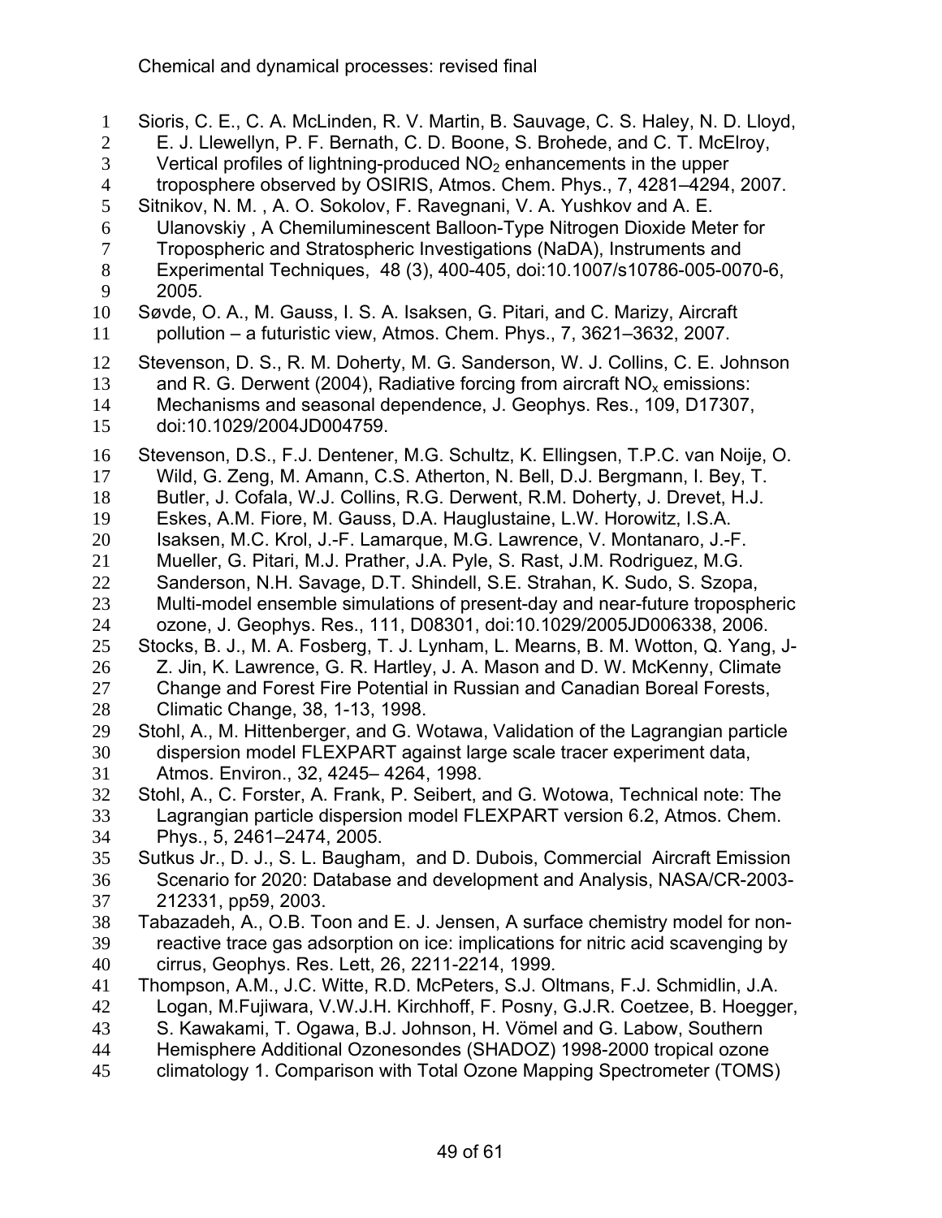Sioris, C. E., C. A. McLinden, R. V. Martin, B. Sauvage, C. S. Haley, N. D. Lloyd, E. J. Llewellyn, P. F. Bernath, C. D. Boone, S. Brohede, and C. T. McElroy, Vertical profiles of lightning-produced $NO_2$ enhancements in the upper troposphere observed by OSIRIS, Atmos. Chem. Phys., 7, 4281–4294, 2007.

Sitnikov, N. M. , A. O. Sokolov, F. Ravegnani, V. A. Yushkov and A. E. Ulanovskiy , A Chemiluminescent Balloon-Type Nitrogen Dioxide Meter for Tropospheric and Stratospheric Investigations (NaDA), Instruments and Experimental Techniques, 48 (3), 400-405, doi:10.1007/s10786-005-0070-6, 2005.

Søvde, O. A., M. Gauss, I. S. A. Isaksen, G. Pitari, and C. Marizy, Aircraft pollution – a futuristic view, Atmos. Chem. Phys., 7, 3621–3632, 2007.

Stevenson, D. S., R. M. Doherty, M. G. Sanderson, W. J. Collins, C. E. Johnson and R. G. Derwent (2004), Radiative forcing from aircraft $NO_x$ emissions: Mechanisms and seasonal dependence, J. Geophys. Res., 109, D17307, doi:10.1029/2004JD004759.

Stevenson, D.S., F.J. Dentener, M.G. Schultz, K. Ellingsen, T.P.C. van Noije, O. Wild, G. Zeng, M. Amann, C.S. Atherton, N. Bell, D.J. Bergmann, I. Bey, T. Butler, J. Cofala, W.J. Collins, R.G. Derwent, R.M. Doherty, J. Drevet, H.J. Eskes, A.M. Fiore, M. Gauss, D.A. Hauglustaine, L.W. Horowitz, I.S.A. Isaksen, M.C. Krol, J.-F. Lamarque, M.G. Lawrence, V. Montanaro, J.-F. Mueller, G. Pitari, M.J. Prather, J.A. Pyle, S. Rast, J.M. Rodriguez, M.G. Sanderson, N.H. Savage, D.T. Shindell, S.E. Strahan, K. Sudo, S. Szopa, Multi-model ensemble simulations of present-day and near-future tropospheric ozone, J. Geophys. Res., 111, D08301, doi:10.1029/2005JD006338, 2006.

Stocks, B. J., M. A. Fosberg, T. J. Lynham, L. Mearns, B. M. Wotton, Q. Yang, J-Z. Jin, K. Lawrence, G. R. Hartley, J. A. Mason and D. W. McKenny, Climate Change and Forest Fire Potential in Russian and Canadian Boreal Forests, Climatic Change, 38, 1-13, 1998.

Stohl, A., M. Hittenberger, and G. Wotawa, Validation of the Lagrangian particle dispersion model FLEXPART against large scale tracer experiment data, Atmos. Environ., 32, 4245– 4264, 1998.

Stohl, A., C. Forster, A. Frank, P. Seibert, and G. Wotowa, Technical note: The Lagrangian particle dispersion model FLEXPART version 6.2, Atmos. Chem. Phys., 5, 2461–2474, 2005.

Sutkus Jr., D. J., S. L. Baugham, and D. Dubois, Commercial Aircraft Emission Scenario for 2020: Database and development and Analysis, NASA/CR-2003-212331, pp59, 2003.

Tabazadeh, A., O.B. Toon and E. J. Jensen, A surface chemistry model for non-reactive trace gas adsorption on ice: implications for nitric acid scavenging by cirrus, Geophys. Res. Lett, 26, 2211-2214, 1999.

Thompson, A.M., J.C. Witte, R.D. McPeters, S.J. Oltmans, F.J. Schmidlin, J.A. Logan, M.Fujiwara, V.W.J.H. Kirchhoff, F. Posny, G.J.R. Coetzee, B. Hoegger, S. Kawakami, T. Ogawa, B.J. Johnson, H. Vömel and G. Labow, Southern Hemisphere Additional Ozonesondes (SHADOZ) 1998-2000 tropical ozone climatology 1. Comparison with Total Ozone Mapping Spectrometer (TOMS)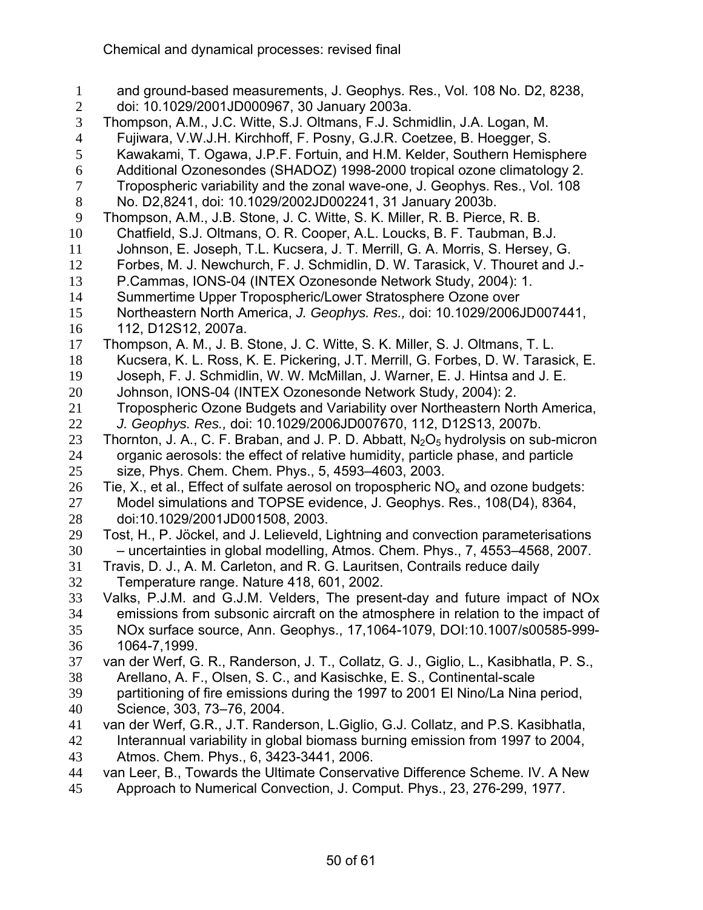and ground-based measurements, J. Geophys. Res., Vol. 108 No. D2, 8238, doi: 10.1029/2001JD000967, 30 January 2003a.

Thompson, A.M., J.C. Witte, S.J. Oltmans, F.J. Schmidlin, J.A. Logan, M. Fujiwara, V.W.J.H. Kirchhoff, F. Posny, G.J.R. Coetzee, B. Hoegger, S. Kawakami, T. Ogawa, J.P.F. Fortuin, and H.M. Kelder, Southern Hemisphere Additional Ozonesondes (SHADOZ) 1998-2000 tropical ozone climatology 2. Tropospheric variability and the zonal wave-one, J. Geophys. Res., Vol. 108 No. D2,8241, doi: 10.1029/2002JD002241, 31 January 2003b.

Thompson, A.M., J.B. Stone, J. C. Witte, S. K. Miller, R. B. Pierce, R. B. Chatfield, S.J. Oltmans, O. R. Cooper, A.L. Loucks, B. F. Taubman, B.J. Johnson, E. Joseph, T.L. Kucsera, J. T. Merrill, G. A. Morris, S. Hersey, G. Forbes, M. J. Newchurch, F. J. Schmidlin, D. W. Tarasick, V. Thouret and J.-P.Cammas, IONS-04 (INTEX Ozonesonde Network Study, 2004): 1. Summertime Upper Tropospheric/Lower Stratosphere Ozone over Northeastern North America, *J. Geophys. Res.,* doi: 10.1029/2006JD007441, 112, D12S12, 2007a.

Thompson, A. M., J. B. Stone, J. C. Witte, S. K. Miller, S. J. Oltmans, T. L. Kucsera, K. L. Ross, K. E. Pickering, J.T. Merrill, G. Forbes, D. W. Tarasick, E. Joseph, F. J. Schmidlin, W. W. McMillan, J. Warner, E. J. Hintsa and J. E. Johnson, IONS-04 (INTEX Ozonesonde Network Study, 2004): 2. Tropospheric Ozone Budgets and Variability over Northeastern North America, *J. Geophys. Res.,* doi: 10.1029/2006JD007670, 112, D12S13, 2007b.

Thornton, J. A., C. F. Braban, and J. P. D. Abbatt, $N_2O_5$ hydrolysis on sub-micron organic aerosols: the effect of relative humidity, particle phase, and particle size, Phys. Chem. Chem. Phys., 5, 4593–4603, 2003.

Tie, X., et al., Effect of sulfate aerosol on tropospheric $NO_x$ and ozone budgets: Model simulations and TOPSE evidence, J. Geophys. Res., 108(D4), 8364, doi:10.1029/2001JD001508, 2003.

Tost, H., P. Jöckel, and J. Lelieveld, Lightning and convection parameterisations – uncertainties in global modelling, Atmos. Chem. Phys., 7, 4553–4568, 2007.

Travis, D. J., A. M. Carleton, and R. G. Lauritsen, Contrails reduce daily Temperature range. Nature 418, 601, 2002.

Valks, P.J.M. and G.J.M. Velders, The present-day and future impact of NOx emissions from subsonic aircraft on the atmosphere in relation to the impact of NOx surface source, Ann. Geophys., 17,1064-1079, DOI:10.1007/s00585-999-1064-7,1999.

van der Werf, G. R., Randerson, J. T., Collatz, G. J., Giglio, L., Kasibhatla, P. S., Arellano, A. F., Olsen, S. C., and Kasischke, E. S., Continental-scale partitioning of fire emissions during the 1997 to 2001 El Nino/La Nina period, Science, 303, 73–76, 2004.

van der Werf, G.R., J.T. Randerson, L.Giglio, G.J. Collatz, and P.S. Kasibhatla, Interannual variability in global biomass burning emission from 1997 to 2004, Atmos. Chem. Phys., 6, 3423-3441, 2006.

van Leer, B., Towards the Ultimate Conservative Difference Scheme. IV. A New Approach to Numerical Convection, J. Comput. Phys., 23, 276-299, 1977.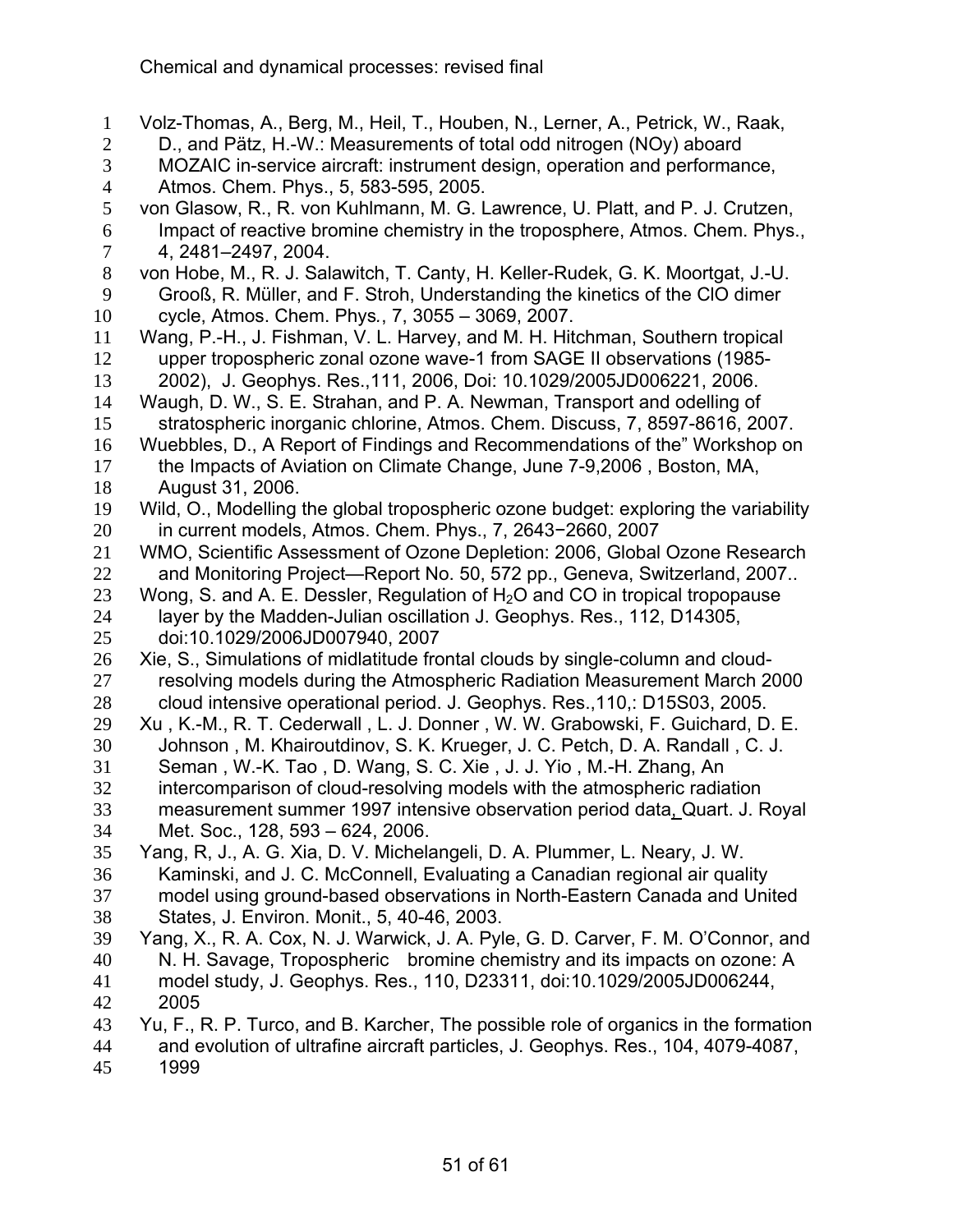Volz-Thomas, A., Berg, M., Heil, T., Houben, N., Lerner, A., Petrick, W., Raak, D., and Pätz, H.-W.: Measurements of total odd nitrogen (NOy) aboard MOZAIC in-service aircraft: instrument design, operation and performance, Atmos. Chem. Phys., 5, 583-595, 2005.

von Glasow, R., R. von Kuhlmann, M. G. Lawrence, U. Platt, and P. J. Crutzen, Impact of reactive bromine chemistry in the troposphere, Atmos. Chem. Phys., 4, 2481–2497, 2004.

von Hobe, M., R. J. Salawitch, T. Canty, H. Keller-Rudek, G. K. Moortgat, J.-U. Grooß, R. Müller, and F. Stroh, Understanding the kinetics of the ClO dimer cycle, Atmos. Chem. Phys., 7, 3055 – 3069, 2007.

Wang, P.-H., J. Fishman, V. L. Harvey, and M. H. Hitchman, Southern tropical upper tropospheric zonal ozone wave-1 from SAGE II observations (1985-2002), J. Geophys. Res.,111, 2006, Doi: 10.1029/2005JD006221, 2006.

Waugh, D. W., S. E. Strahan, and P. A. Newman, Transport and odelling of stratospheric inorganic chlorine, Atmos. Chem. Discuss, 7, 8597-8616, 2007.

Wuebbles, D., A Report of Findings and Recommendations of the" Workshop on the Impacts of Aviation on Climate Change, June 7-9,2006 , Boston, MA, August 31, 2006.

Wild, O., Modelling the global tropospheric ozone budget: exploring the variability in current models, Atmos. Chem. Phys., 7, 2643−2660, 2007

WMO, Scientific Assessment of Ozone Depletion: 2006, Global Ozone Research and Monitoring Project—Report No. 50, 572 pp., Geneva, Switzerland, 2007..

Wong, S. and A. E. Dessler, Regulation of $H_2O$ and CO in tropical tropopause layer by the Madden-Julian oscillation J. Geophys. Res., 112, D14305, doi:10.1029/2006JD007940, 2007

Xie, S., Simulations of midlatitude frontal clouds by single-column and cloud-resolving models during the Atmospheric Radiation Measurement March 2000 cloud intensive operational period. J. Geophys. Res.,110,: D15S03, 2005.

Xu , K.-M., R. T. Cederwall , L. J. Donner , W. W. Grabowski, F. Guichard, D. E. Johnson , M. Khairoutdinov, S. K. Krueger, J. C. Petch, D. A. Randall , C. J. Seman , W.-K. Tao , D. Wang, S. C. Xie , J. J. Yio , M.-H. Zhang, An intercomparison of cloud-resolving models with the atmospheric radiation measurement summer 1997 intensive observation period data, Quart. J. Royal Met. Soc., 128, 593 – 624, 2006.

Yang, R, J., A. G. Xia, D. V. Michelangeli, D. A. Plummer, L. Neary, J. W. Kaminski, and J. C. McConnell, Evaluating a Canadian regional air quality model using ground-based observations in North-Eastern Canada and United States, J. Environ. Monit., 5, 40-46, 2003.

Yang, X., R. A. Cox, N. J. Warwick, J. A. Pyle, G. D. Carver, F. M. O'Connor, and N. H. Savage, Tropospheric bromine chemistry and its impacts on ozone: A model study, J. Geophys. Res., 110, D23311, doi:10.1029/2005JD006244, 2005

Yu, F., R. P. Turco, and B. Karcher, The possible role of organics in the formation and evolution of ultrafine aircraft particles, J. Geophys. Res., 104, 4079-4087, 1999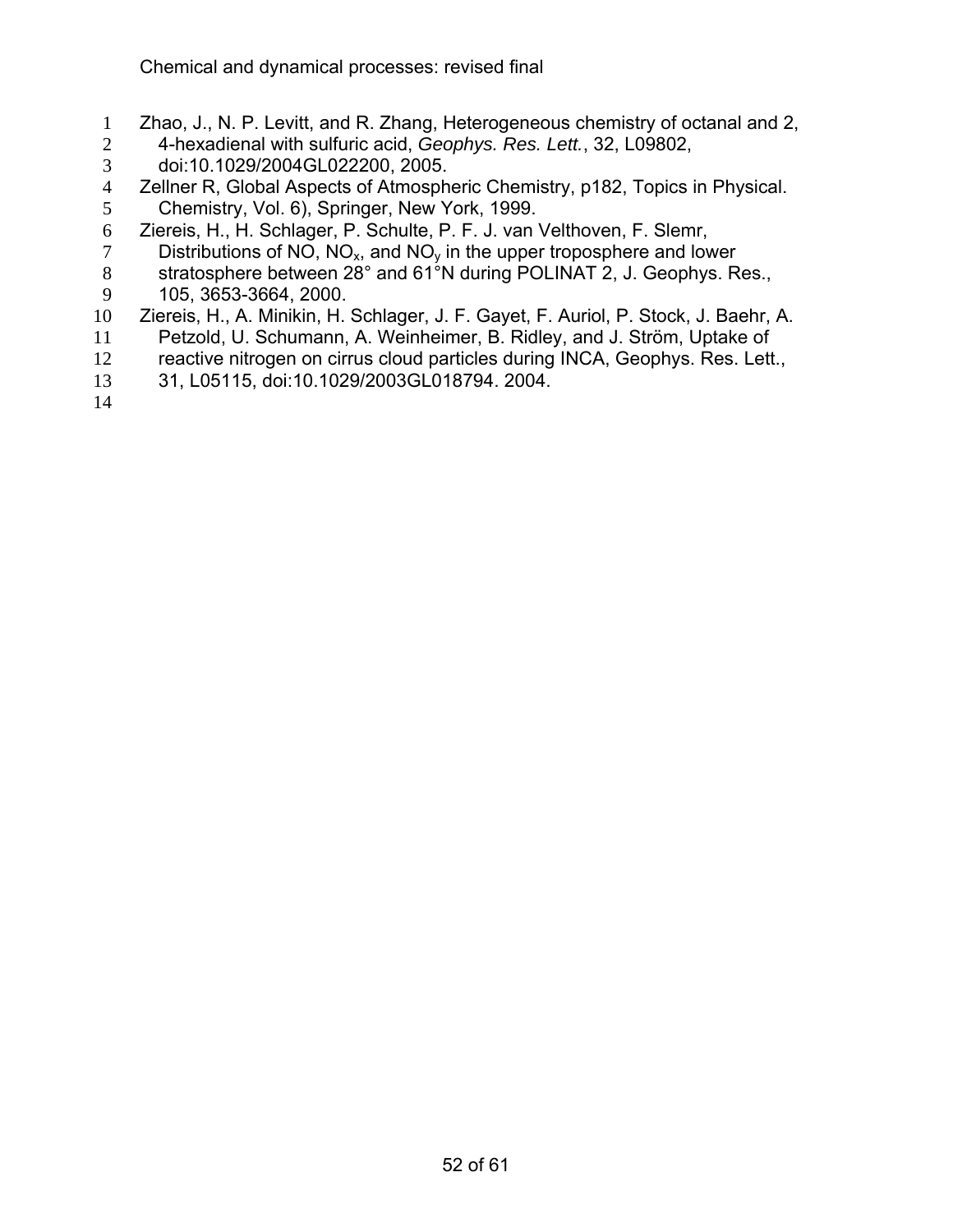Zhao, J., N. P. Levitt, and R. Zhang, Heterogeneous chemistry of octanal and 2, 4-hexadienal with sulfuric acid, *Geophys. Res. Lett.*, 32, L09802, doi:10.1029/2004GL022200, 2005.

Zellner R, Global Aspects of Atmospheric Chemistry, p182, Topics in Physical. Chemistry, Vol. 6), Springer, New York, 1999.

Ziereis, H., H. Schlager, P. Schulte, P. F. J. van Velthoven, F. Slemr, Distributions of NO, $NO_x$, and $NO_y$ in the upper troposphere and lower stratosphere between 28° and 61°N during POLINAT 2, J. Geophys. Res., 105, 3653-3664, 2000.

Ziereis, H., A. Minikin, H. Schlager, J. F. Gayet, F. Auriol, P. Stock, J. Baehr, A. Petzold, U. Schumann, A. Weinheimer, B. Ridley, and J. Ström, Uptake of reactive nitrogen on cirrus cloud particles during INCA, Geophys. Res. Lett., 31, L05115, doi:10.1029/2003GL018794. 2004.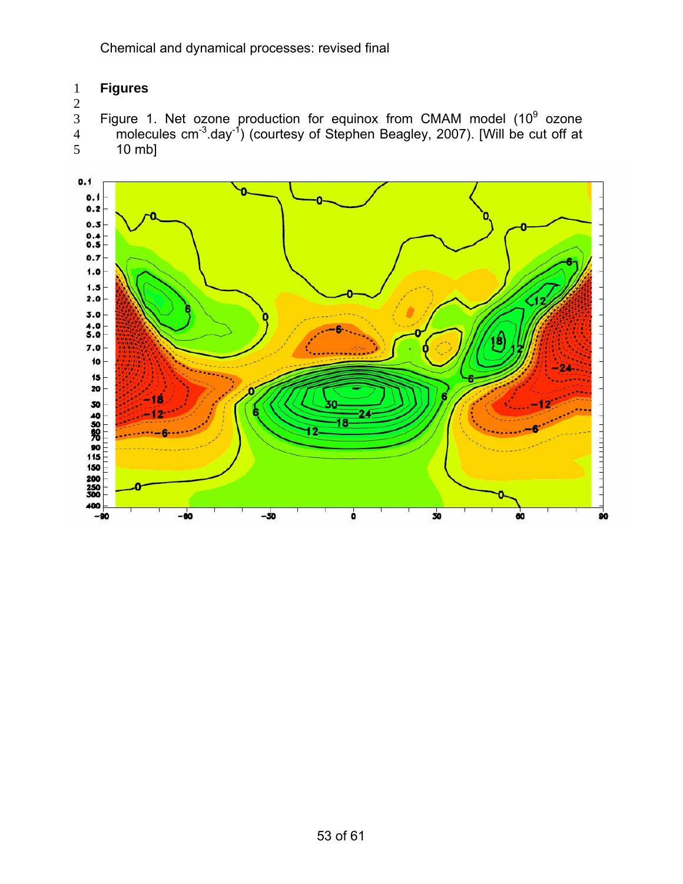# Figures

Figure 1. Net ozone production for equinox from CMAM model ($10^9$ ozone molecules $cm^{-3}.day^{-1}$) (courtesy of Stephen Beagley, 2007). [Will be cut off at 10 mb]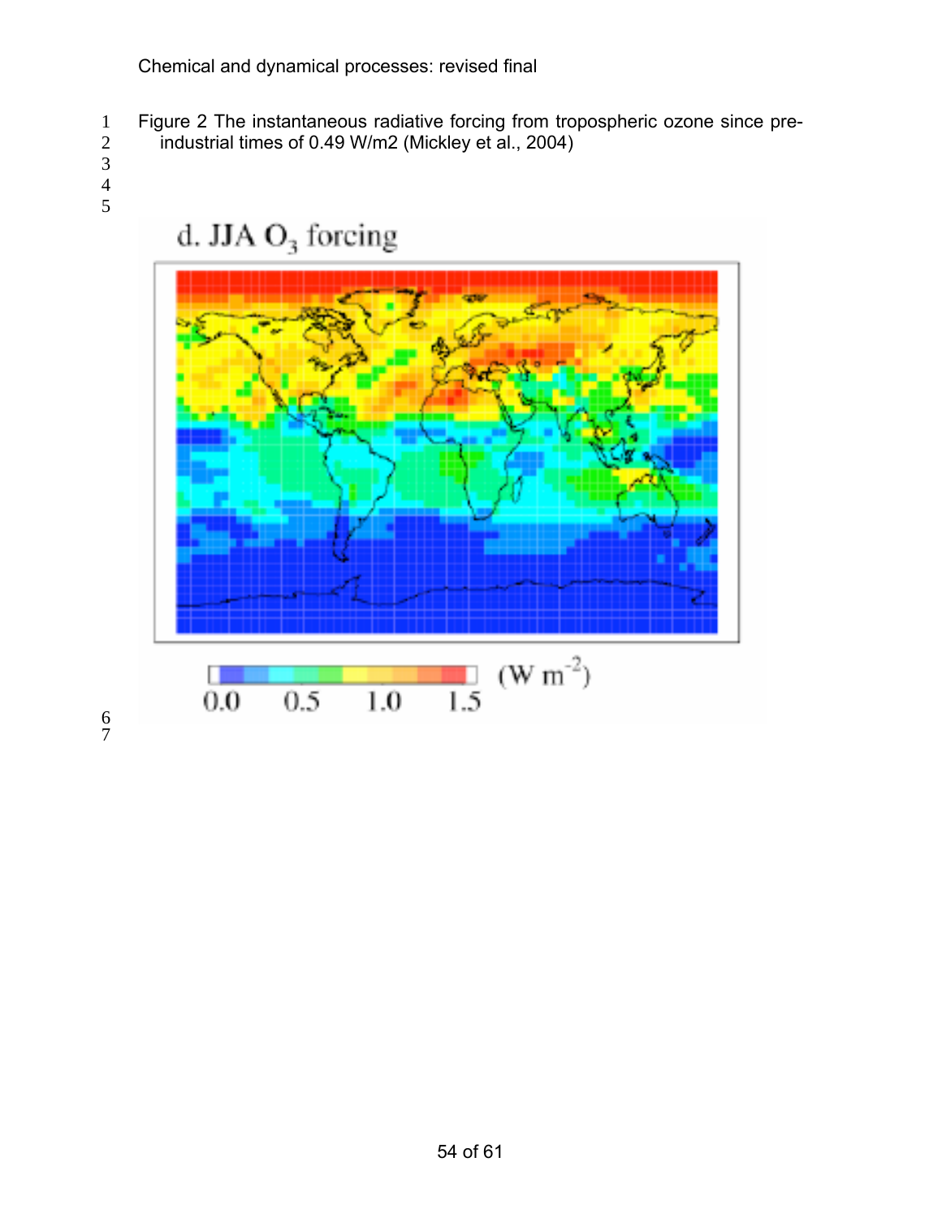Figure 2 The instantaneous radiative forcing from tropospheric ozone since pre-industrial times of 0.49 W/m2 (Mickley et al., 2004)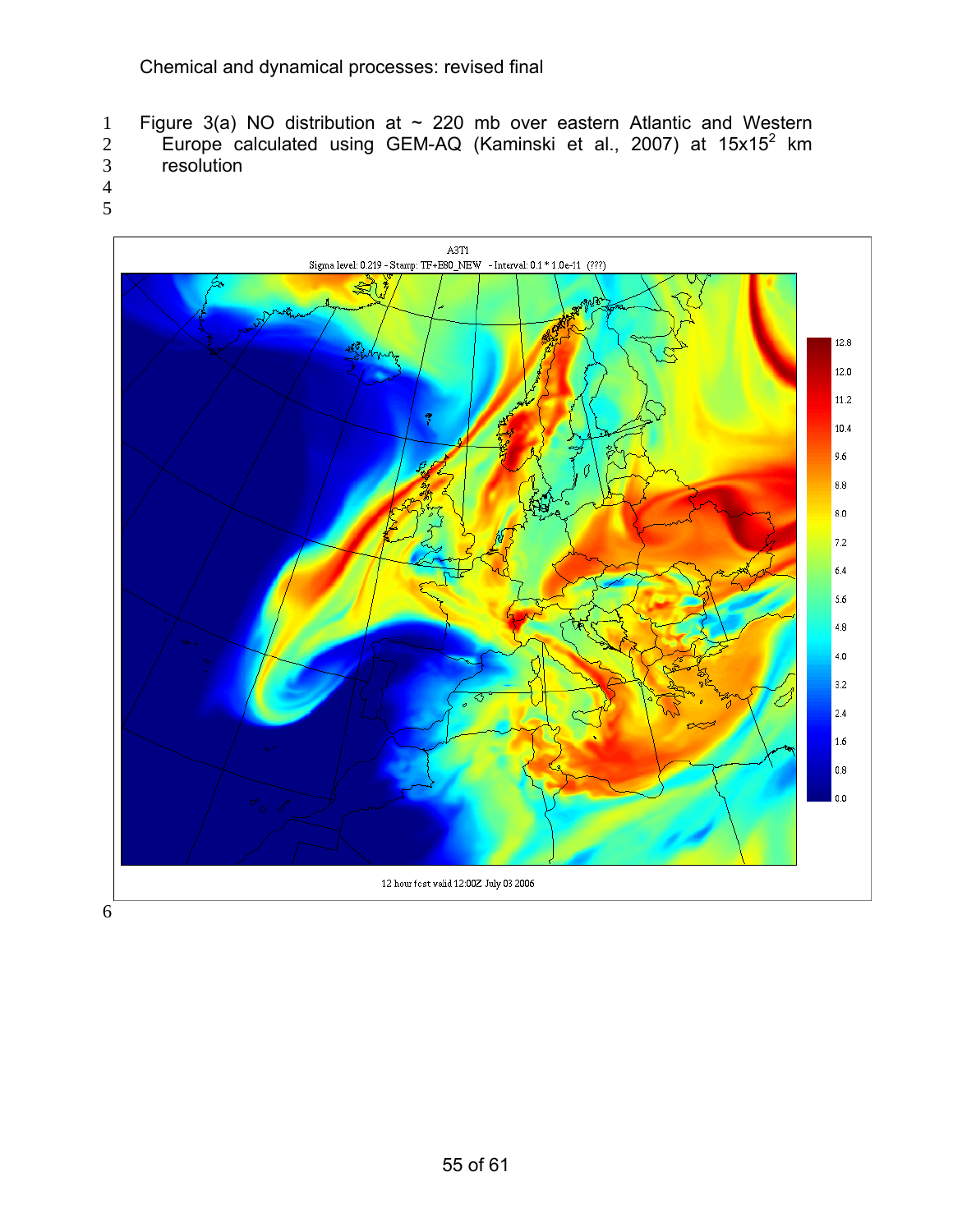Figure 3(a) NO distribution at ~ 220 mb over eastern Atlantic and Western Europe calculated using GEM-AQ (Kaminski et al., 2007) at $15 \times 15^2$ km resolution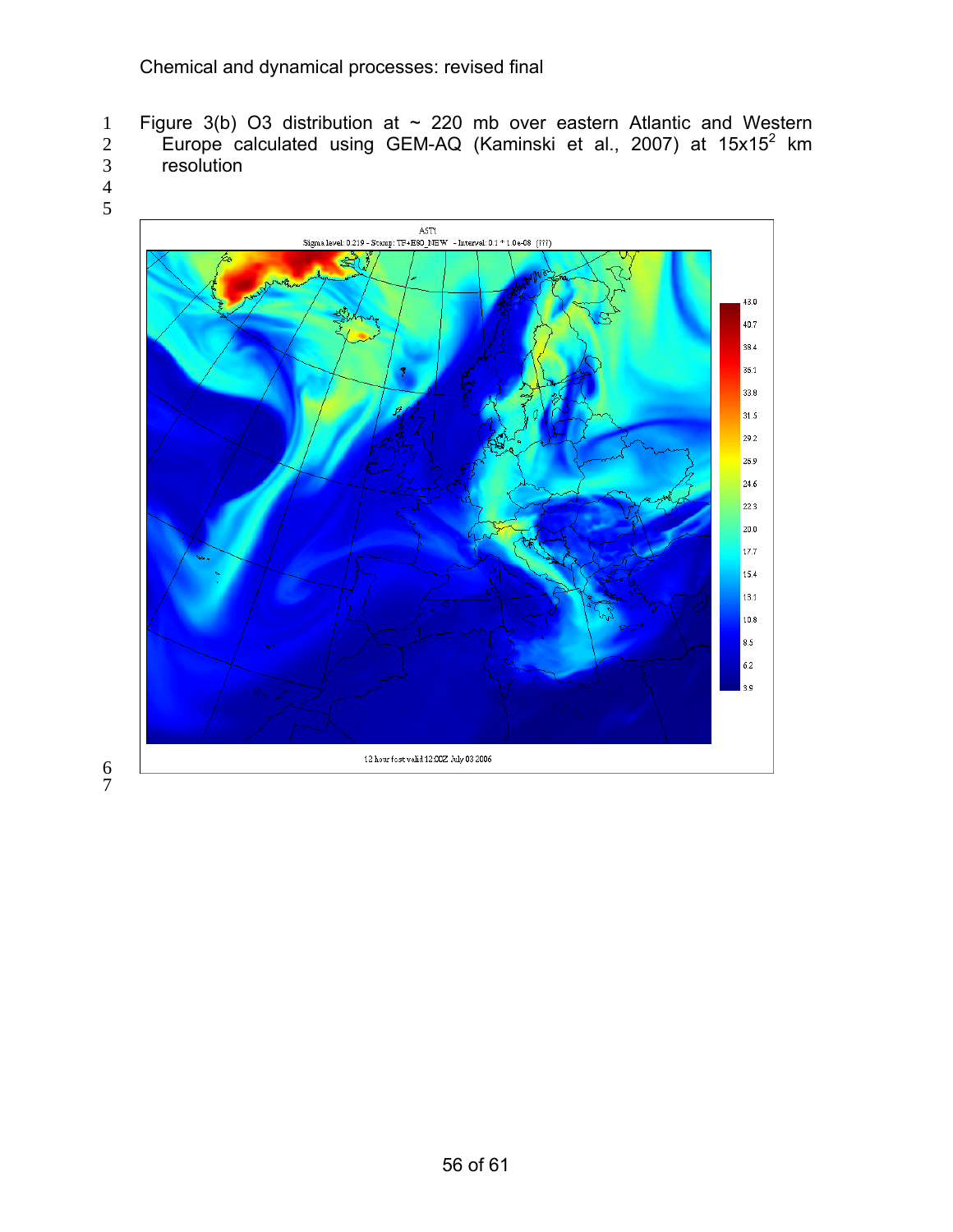Figure 3(b) O3 distribution at ~ 220 mb over eastern Atlantic and Western Europe calculated using GEM-AQ (Kaminski et al., 2007) at $15x15^2$ km resolution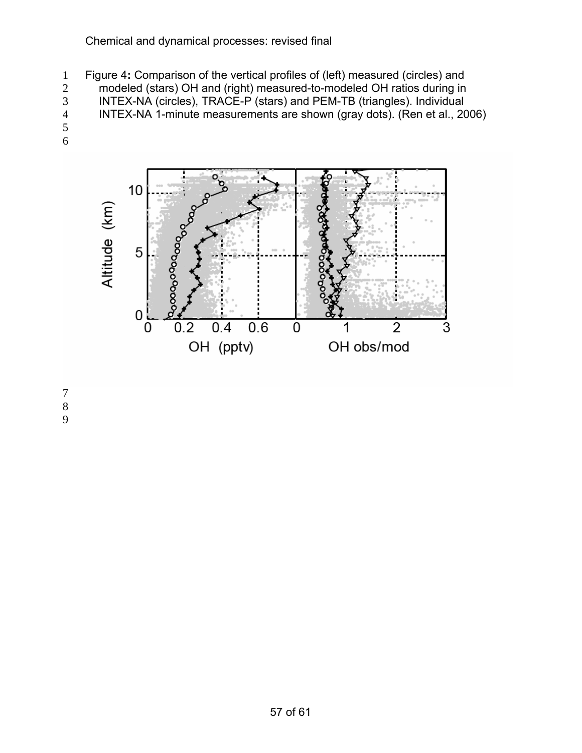Figure 4: Comparison of the vertical profiles of (left) measured (circles) and modeled (stars) OH and (right) measured-to-modeled OH ratios during in INTEX-NA (circles), TRACE-P (stars) and PEM-TB (triangles). Individual INTEX-NA 1-minute measurements are shown (gray dots). (Ren et al., 2006)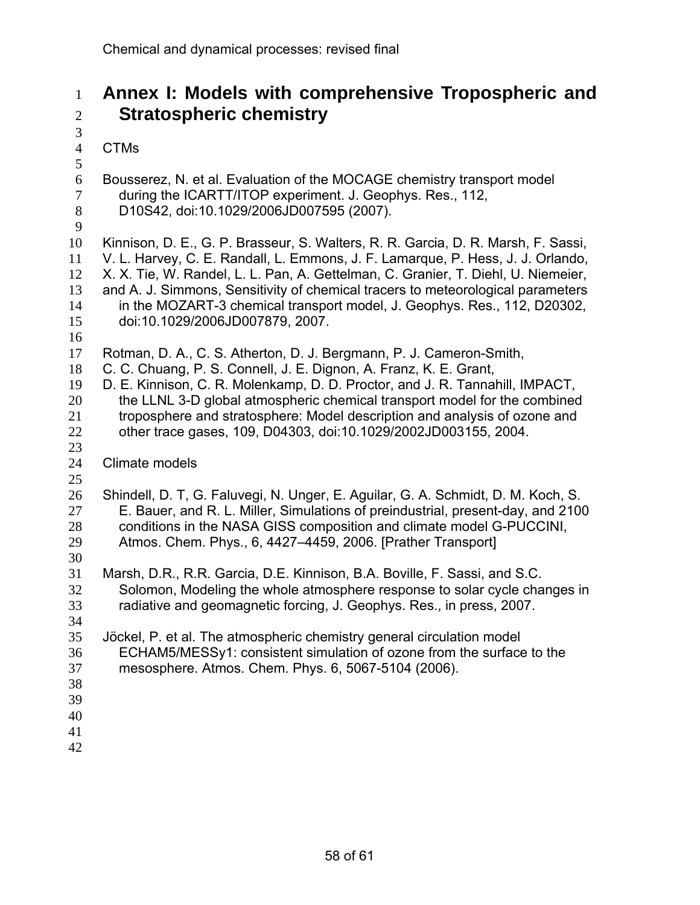# Annex I: Models with comprehensive Tropospheric and Stratospheric chemistry

CTMs

Bousserez, N. et al. Evaluation of the MOCAGE chemistry transport model during the ICARTT/ITOP experiment. J. Geophys. Res., 112, D10S42, doi:10.1029/2006JD007595 (2007).

Kinnison, D. E., G. P. Brasseur, S. Walters, R. R. Garcia, D. R. Marsh, F. Sassi, V. L. Harvey, C. E. Randall, L. Emmons, J. F. Lamarque, P. Hess, J. J. Orlando, X. X. Tie, W. Randel, L. L. Pan, A. Gettelman, C. Granier, T. Diehl, U. Niemeier, and A. J. Simmons, Sensitivity of chemical tracers to meteorological parameters in the MOZART-3 chemical transport model, J. Geophys. Res., 112, D20302, doi:10.1029/2006JD007879, 2007.

Rotman, D. A., C. S. Atherton, D. J. Bergmann, P. J. Cameron-Smith, C. C. Chuang, P. S. Connell, J. E. Dignon, A. Franz, K. E. Grant, D. E. Kinnison, C. R. Molenkamp, D. D. Proctor, and J. R. Tannahill, IMPACT, the LLNL 3-D global atmospheric chemical transport model for the combined troposphere and stratosphere: Model description and analysis of ozone and other trace gases, 109, D04303, doi:10.1029/2002JD003155, 2004.

Climate models

Shindell, D. T, G. Faluvegi, N. Unger, E. Aguilar, G. A. Schmidt, D. M. Koch, S. E. Bauer, and R. L. Miller, Simulations of preindustrial, present-day, and 2100 conditions in the NASA GISS composition and climate model G-PUCCINI, Atmos. Chem. Phys., 6, 4427–4459, 2006. [Prather Transport]

Marsh, D.R., R.R. Garcia, D.E. Kinnison, B.A. Boville, F. Sassi, and S.C. Solomon, Modeling the whole atmosphere response to solar cycle changes in radiative and geomagnetic forcing, J. Geophys. Res., in press, 2007.

Jöckel, P. et al. The atmospheric chemistry general circulation model ECHAM5/MESSy1: consistent simulation of ozone from the surface to the mesosphere. Atmos. Chem. Phys. 6, 5067-5104 (2006).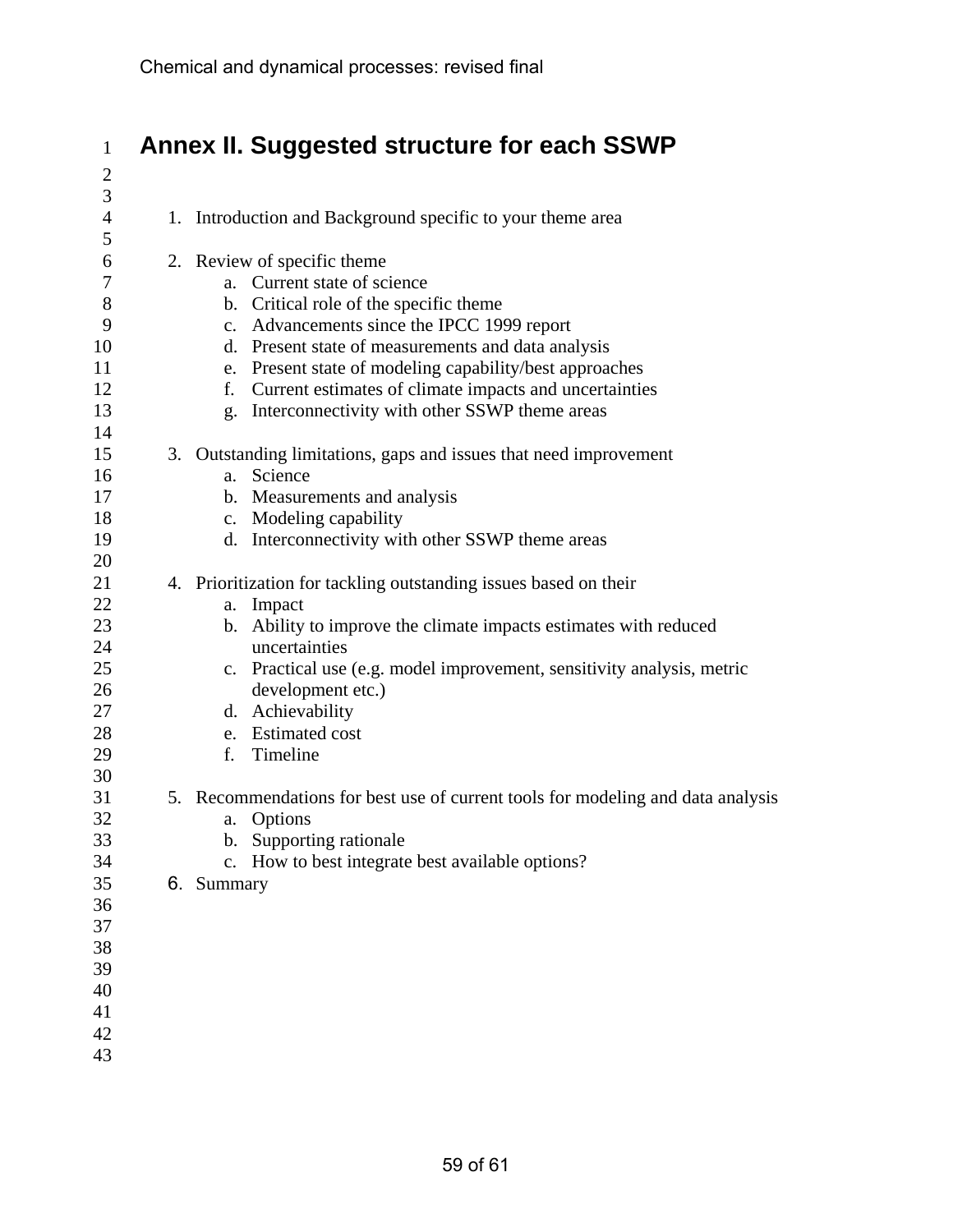# Annex II. Suggested structure for each SSWP

1. Introduction and Background specific to your theme area

2. Review of specific theme
   a. Current state of science
   b. Critical role of the specific theme
   c. Advancements since the IPCC 1999 report
   d. Present state of measurements and data analysis
   e. Present state of modeling capability/best approaches
   f. Current estimates of climate impacts and uncertainties
   g. Interconnectivity with other SSWP theme areas

3. Outstanding limitations, gaps and issues that need improvement
   a. Science
   b. Measurements and analysis
   c. Modeling capability
   d. Interconnectivity with other SSWP theme areas

4. Prioritization for tackling outstanding issues based on their
   a. Impact
   b. Ability to improve the climate impacts estimates with reduced uncertainties
   c. Practical use (e.g. model improvement, sensitivity analysis, metric development etc.)
   d. Achievability
   e. Estimated cost
   f. Timeline

5. Recommendations for best use of current tools for modeling and data analysis
   a. Options
   b. Supporting rationale
   c. How to best integrate best available options?

6. Summary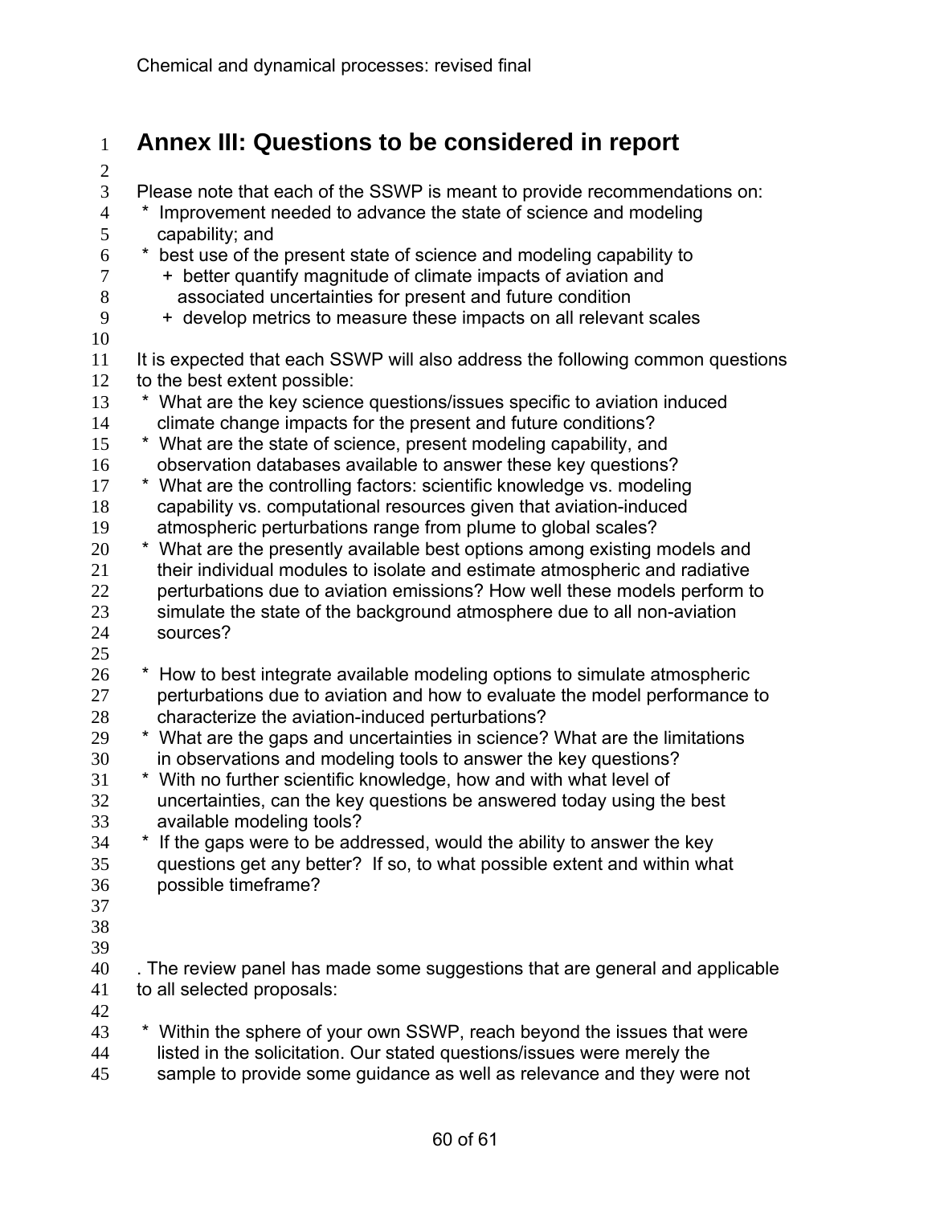# Annex III: Questions to be considered in report

Please note that each of the SSWP is meant to provide recommendations on:

* Improvement needed to advance the state of science and modeling capability; and
* best use of the present state of science and modeling capability to
  + better quantify magnitude of climate impacts of aviation and associated uncertainties for present and future condition
  + develop metrics to measure these impacts on all relevant scales

It is expected that each SSWP will also address the following common questions to the best extent possible:

* What are the key science questions/issues specific to aviation induced climate change impacts for the present and future conditions?
* What are the state of science, present modeling capability, and observation databases available to answer these key questions?
* What are the controlling factors: scientific knowledge vs. modeling capability vs. computational resources given that aviation-induced atmospheric perturbations range from plume to global scales?
* What are the presently available best options among existing models and their individual modules to isolate and estimate atmospheric and radiative perturbations due to aviation emissions? How well these models perform to simulate the state of the background atmosphere due to all non-aviation sources?

* How to best integrate available modeling options to simulate atmospheric perturbations due to aviation and how to evaluate the model performance to characterize the aviation-induced perturbations?
* What are the gaps and uncertainties in science? What are the limitations in observations and modeling tools to answer the key questions?
* With no further scientific knowledge, how and with what level of uncertainties, can the key questions be answered today using the best available modeling tools?
* If the gaps were to be addressed, would the ability to answer the key questions get any better? If so, to what possible extent and within what possible timeframe?

. The review panel has made some suggestions that are general and applicable to all selected proposals:

* Within the sphere of your own SSWP, reach beyond the issues that were listed in the solicitation. Our stated questions/issues were merely the sample to provide some guidance as well as relevance and they were not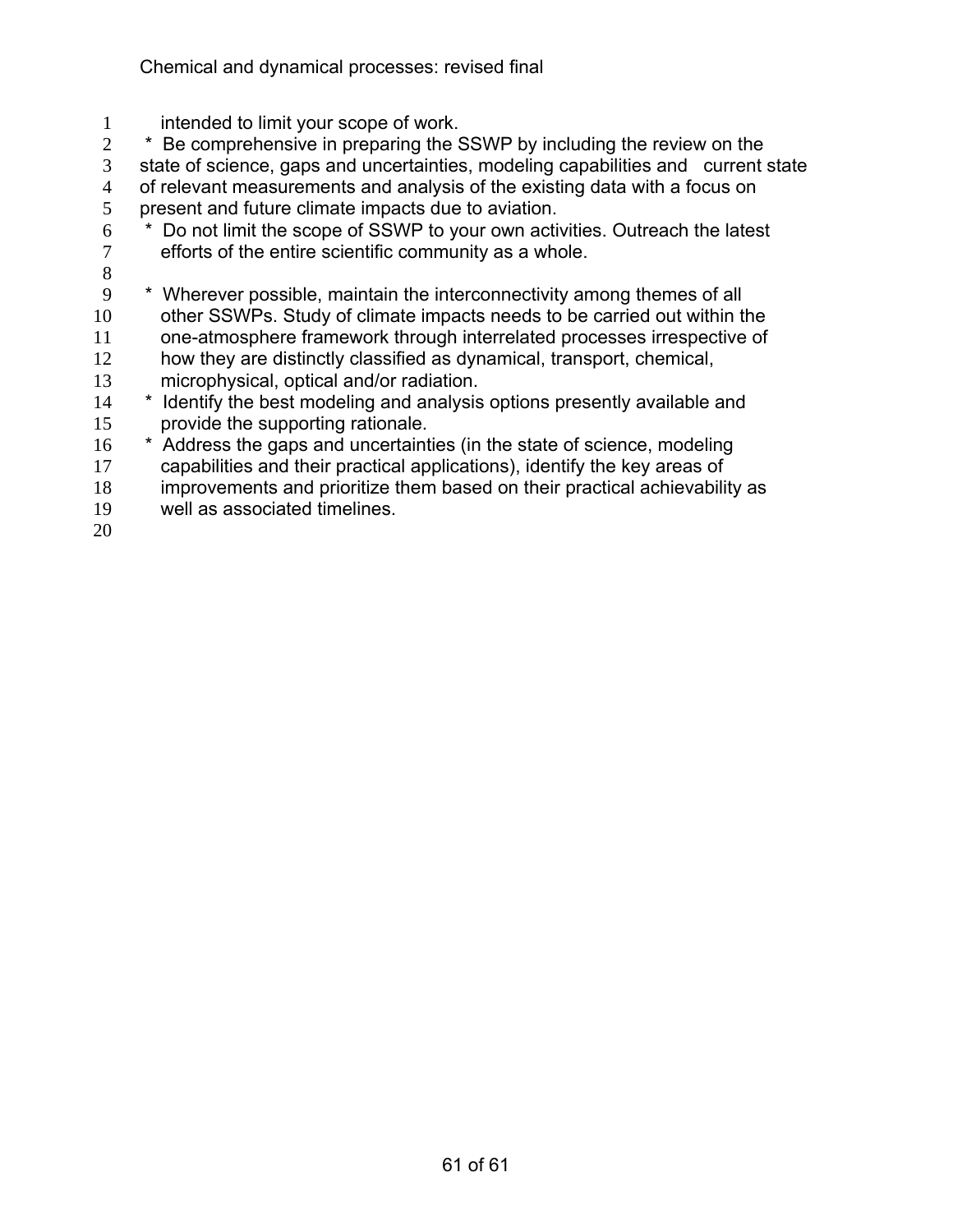intended to limit your scope of work.

* Be comprehensive in preparing the SSWP by including the review on the state of science, gaps and uncertainties, modeling capabilities and current state of relevant measurements and analysis of the existing data with a focus on present and future climate impacts due to aviation.
* Do not limit the scope of SSWP to your own activities. Outreach the latest efforts of the entire scientific community as a whole.

* Wherever possible, maintain the interconnectivity among themes of all other SSWPs. Study of climate impacts needs to be carried out within the one-atmosphere framework through interrelated processes irrespective of how they are distinctly classified as dynamical, transport, chemical, microphysical, optical and/or radiation.
* Identify the best modeling and analysis options presently available and provide the supporting rationale.
* Address the gaps and uncertainties (in the state of science, modeling capabilities and their practical applications), identify the key areas of improvements and prioritize them based on their practical achievability as well as associated timelines.